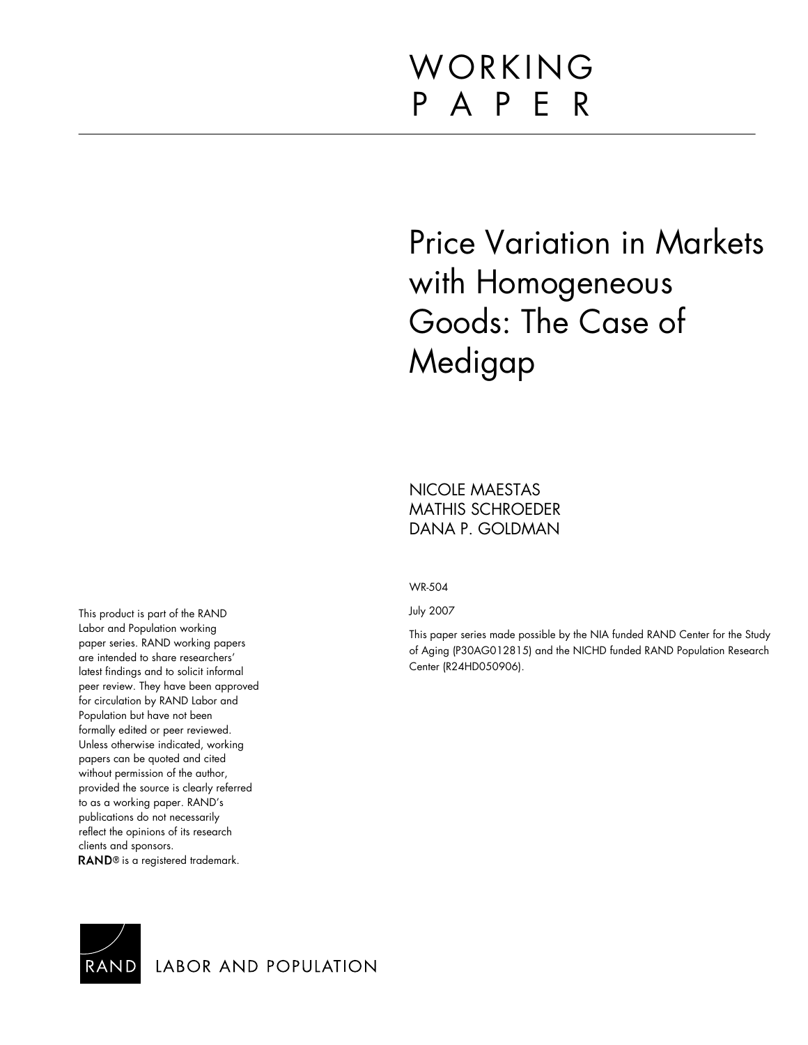# WORKING PAPER

# Price Variation in Markets with Homogeneous Goods: The Case of Medigap

NICOLE MAESTAS
MATHIS SCHROEDER
DANA P. GOLDMAN

WR-504

July 2007

This paper series made possible by the NIA funded RAND Center for the Study of Aging (P30AG012815) and the NICHD funded RAND Population Research Center (R24HD050906).

This product is part of the RAND Labor and Population working paper series. RAND working papers are intended to share researchers' latest findings and to solicit informal peer review. They have been approved for circulation by RAND Labor and Population but have not been formally edited or peer reviewed. Unless otherwise indicated, working papers can be quoted and cited without permission of the author, provided the source is clearly referred to as a working paper. RAND's publications do not necessarily reflect the opinions of its research clients and sponsors.
**RAND**® is a registered trademark.

RAND LABOR AND POPULATION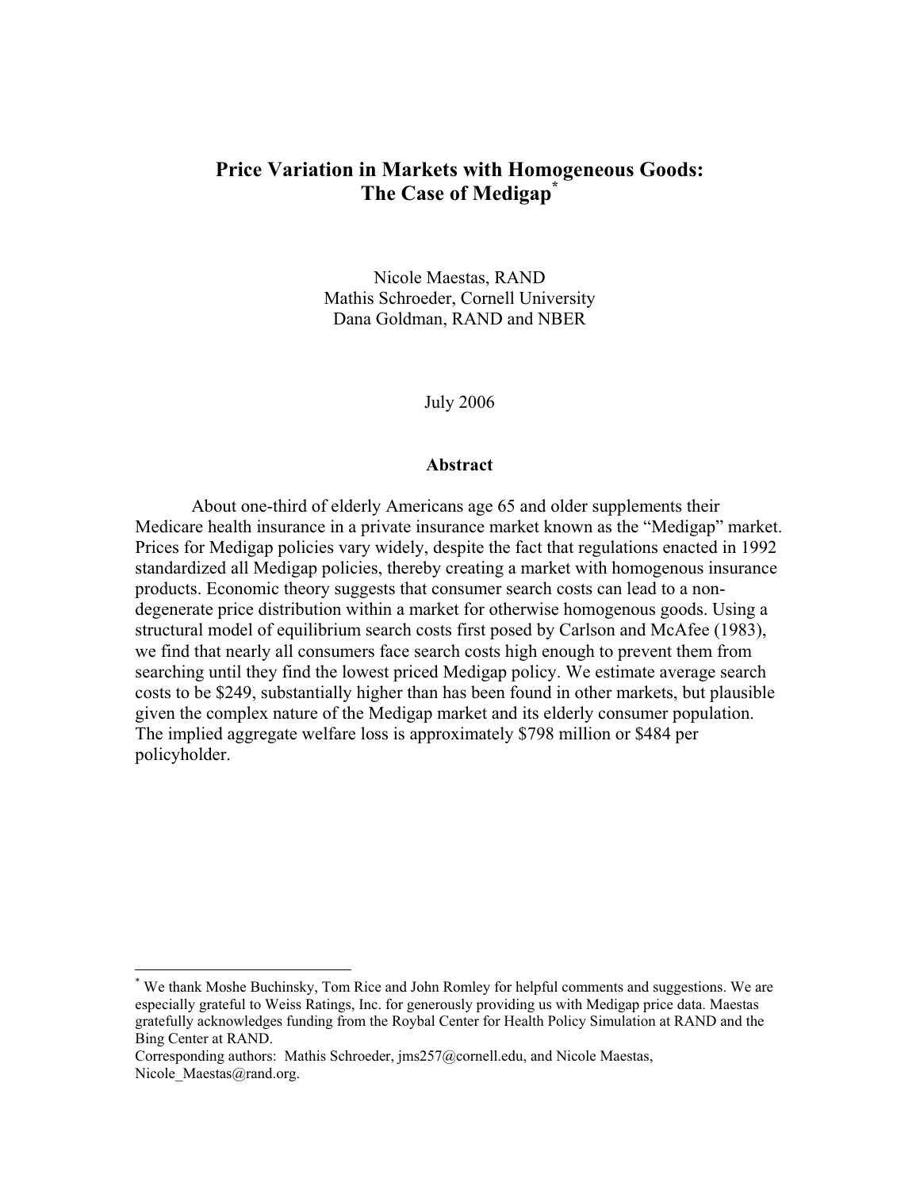# Price Variation in Markets with Homogeneous Goods: The Case of Medigap[*]

Nicole Maestas, RAND
Mathis Schroeder, Cornell University
Dana Goldman, RAND and NBER

July 2006

## Abstract

About one-third of elderly Americans age 65 and older supplements their Medicare health insurance in a private insurance market known as the "Medigap" market. Prices for Medigap policies vary widely, despite the fact that regulations enacted in 1992 standardized all Medigap policies, thereby creating a market with homogenous insurance products. Economic theory suggests that consumer search costs can lead to a non-degenerate price distribution within a market for otherwise homogenous goods. Using a structural model of equilibrium search costs first posed by Carlson and McAfee (1983), we find that nearly all consumers face search costs high enough to prevent them from searching until they find the lowest priced Medigap policy. We estimate average search costs to be $249, substantially higher than has been found in other markets, but plausible given the complex nature of the Medigap market and its elderly consumer population. The implied aggregate welfare loss is approximately $798 million or $484 per policyholder.

---

[*] We thank Moshe Buchinsky, Tom Rice and John Romley for helpful comments and suggestions. We are especially grateful to Weiss Ratings, Inc. for generously providing us with Medigap price data. Maestas gratefully acknowledges funding from the Roybal Center for Health Policy Simulation at RAND and the Bing Center at RAND.
Corresponding authors: Mathis Schroeder, jms257@cornell.edu, and Nicole Maestas, Nicole_Maestas@rand.org.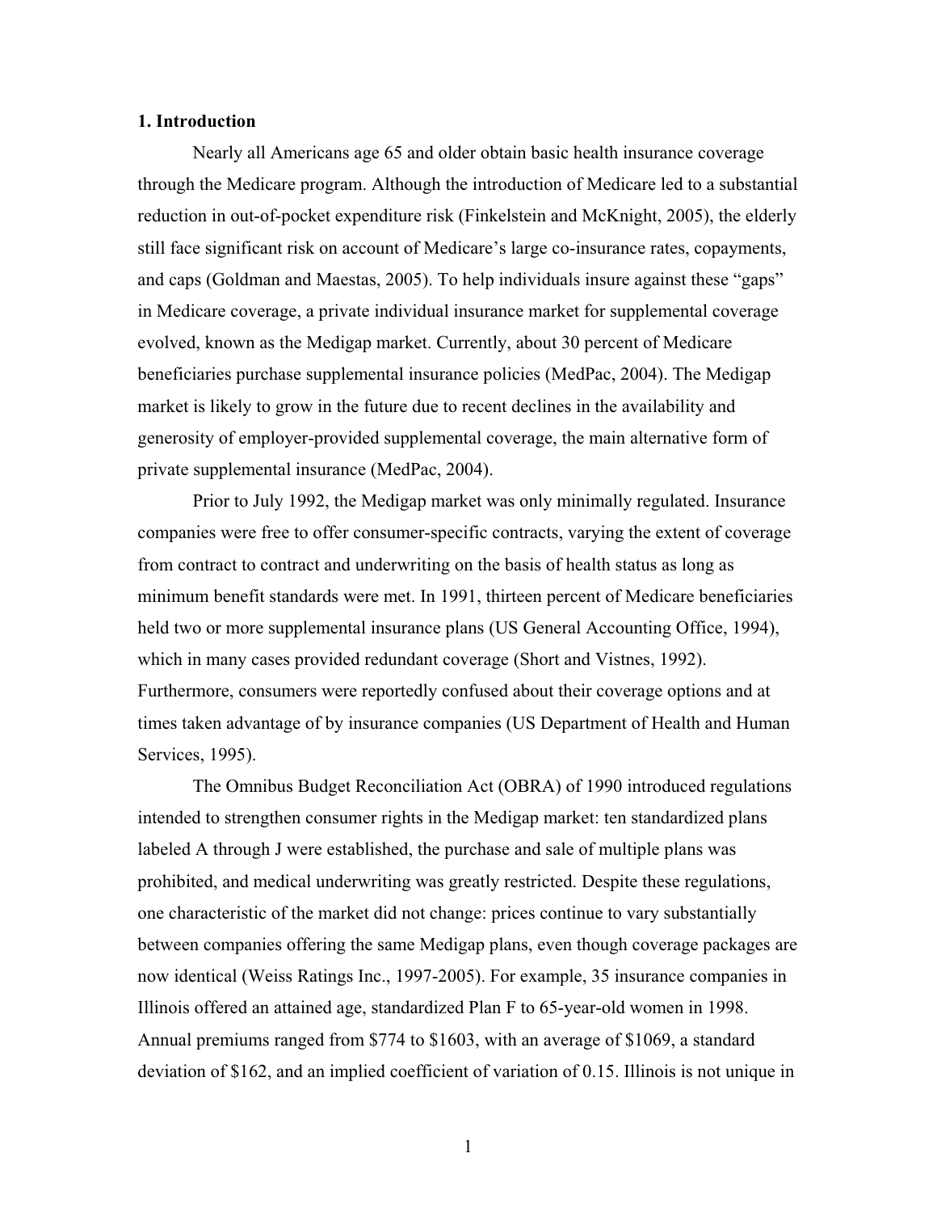## 1. Introduction

Nearly all Americans age 65 and older obtain basic health insurance coverage through the Medicare program. Although the introduction of Medicare led to a substantial reduction in out-of-pocket expenditure risk (Finkelstein and McKnight, 2005), the elderly still face significant risk on account of Medicare's large co-insurance rates, copayments, and caps (Goldman and Maestas, 2005). To help individuals insure against these "gaps" in Medicare coverage, a private individual insurance market for supplemental coverage evolved, known as the Medigap market. Currently, about 30 percent of Medicare beneficiaries purchase supplemental insurance policies (MedPac, 2004). The Medigap market is likely to grow in the future due to recent declines in the availability and generosity of employer-provided supplemental coverage, the main alternative form of private supplemental insurance (MedPac, 2004).

Prior to July 1992, the Medigap market was only minimally regulated. Insurance companies were free to offer consumer-specific contracts, varying the extent of coverage from contract to contract and underwriting on the basis of health status as long as minimum benefit standards were met. In 1991, thirteen percent of Medicare beneficiaries held two or more supplemental insurance plans (US General Accounting Office, 1994), which in many cases provided redundant coverage (Short and Vistnes, 1992). Furthermore, consumers were reportedly confused about their coverage options and at times taken advantage of by insurance companies (US Department of Health and Human Services, 1995).

The Omnibus Budget Reconciliation Act (OBRA) of 1990 introduced regulations intended to strengthen consumer rights in the Medigap market: ten standardized plans labeled A through J were established, the purchase and sale of multiple plans was prohibited, and medical underwriting was greatly restricted. Despite these regulations, one characteristic of the market did not change: prices continue to vary substantially between companies offering the same Medigap plans, even though coverage packages are now identical (Weiss Ratings Inc., 1997-2005). For example, 35 insurance companies in Illinois offered an attained age, standardized Plan F to 65-year-old women in 1998. Annual premiums ranged from $774 to $1603, with an average of $1069, a standard deviation of $162, and an implied coefficient of variation of 0.15. Illinois is not unique in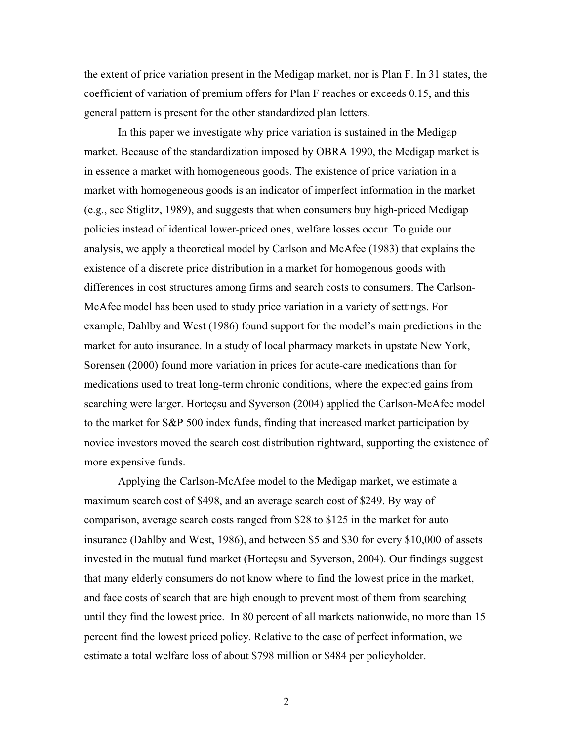the extent of price variation present in the Medigap market, nor is Plan F. In 31 states, the coefficient of variation of premium offers for Plan F reaches or exceeds 0.15, and this general pattern is present for the other standardized plan letters.

In this paper we investigate why price variation is sustained in the Medigap market. Because of the standardization imposed by OBRA 1990, the Medigap market is in essence a market with homogeneous goods. The existence of price variation in a market with homogeneous goods is an indicator of imperfect information in the market (e.g., see Stiglitz, 1989), and suggests that when consumers buy high-priced Medigap policies instead of identical lower-priced ones, welfare losses occur. To guide our analysis, we apply a theoretical model by Carlson and McAfee (1983) that explains the existence of a discrete price distribution in a market for homogenous goods with differences in cost structures among firms and search costs to consumers. The Carlson-McAfee model has been used to study price variation in a variety of settings. For example, Dahlby and West (1986) found support for the model's main predictions in the market for auto insurance. In a study of local pharmacy markets in upstate New York, Sorensen (2000) found more variation in prices for acute-care medications than for medications used to treat long-term chronic conditions, where the expected gains from searching were larger. Hortaçsu and Syverson (2004) applied the Carlson-McAfee model to the market for S&P 500 index funds, finding that increased market participation by novice investors moved the search cost distribution rightward, supporting the existence of more expensive funds.

Applying the Carlson-McAfee model to the Medigap market, we estimate a maximum search cost of $498, and an average search cost of $249. By way of comparison, average search costs ranged from $28 to $125 in the market for auto insurance (Dahlby and West, 1986), and between $5 and $30 for every $10,000 of assets invested in the mutual fund market (Hortaçsu and Syverson, 2004). Our findings suggest that many elderly consumers do not know where to find the lowest price in the market, and face costs of search that are high enough to prevent most of them from searching until they find the lowest price. In 80 percent of all markets nationwide, no more than 15 percent find the lowest priced policy. Relative to the case of perfect information, we estimate a total welfare loss of about $798 million or $484 per policyholder.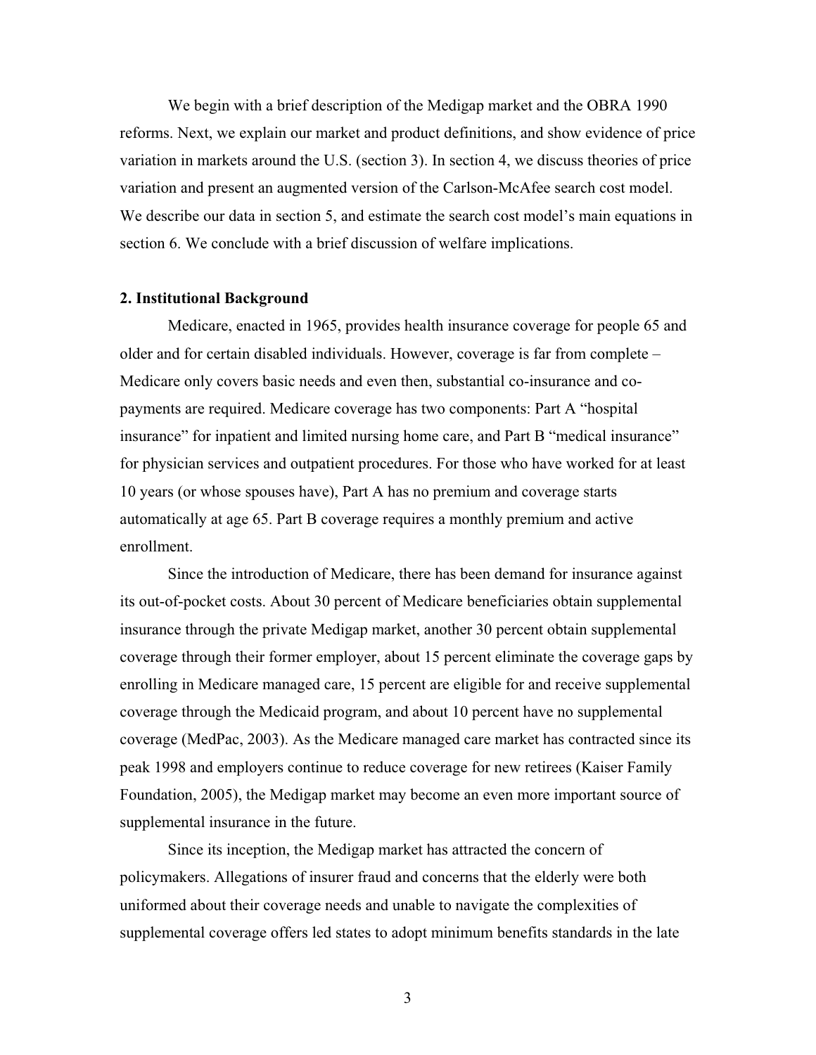We begin with a brief description of the Medigap market and the OBRA 1990 reforms. Next, we explain our market and product definitions, and show evidence of price variation in markets around the U.S. (section 3). In section 4, we discuss theories of price variation and present an augmented version of the Carlson-McAfee search cost model. We describe our data in section 5, and estimate the search cost model's main equations in section 6. We conclude with a brief discussion of welfare implications.

## 2. Institutional Background

Medicare, enacted in 1965, provides health insurance coverage for people 65 and older and for certain disabled individuals. However, coverage is far from complete – Medicare only covers basic needs and even then, substantial co-insurance and co-payments are required. Medicare coverage has two components: Part A "hospital insurance" for inpatient and limited nursing home care, and Part B "medical insurance" for physician services and outpatient procedures. For those who have worked for at least 10 years (or whose spouses have), Part A has no premium and coverage starts automatically at age 65. Part B coverage requires a monthly premium and active enrollment.

Since the introduction of Medicare, there has been demand for insurance against its out-of-pocket costs. About 30 percent of Medicare beneficiaries obtain supplemental insurance through the private Medigap market, another 30 percent obtain supplemental coverage through their former employer, about 15 percent eliminate the coverage gaps by enrolling in Medicare managed care, 15 percent are eligible for and receive supplemental coverage through the Medicaid program, and about 10 percent have no supplemental coverage (MedPac, 2003). As the Medicare managed care market has contracted since its peak 1998 and employers continue to reduce coverage for new retirees (Kaiser Family Foundation, 2005), the Medigap market may become an even more important source of supplemental insurance in the future.

Since its inception, the Medigap market has attracted the concern of policymakers. Allegations of insurer fraud and concerns that the elderly were both uniformed about their coverage needs and unable to navigate the complexities of supplemental coverage offers led states to adopt minimum benefits standards in the late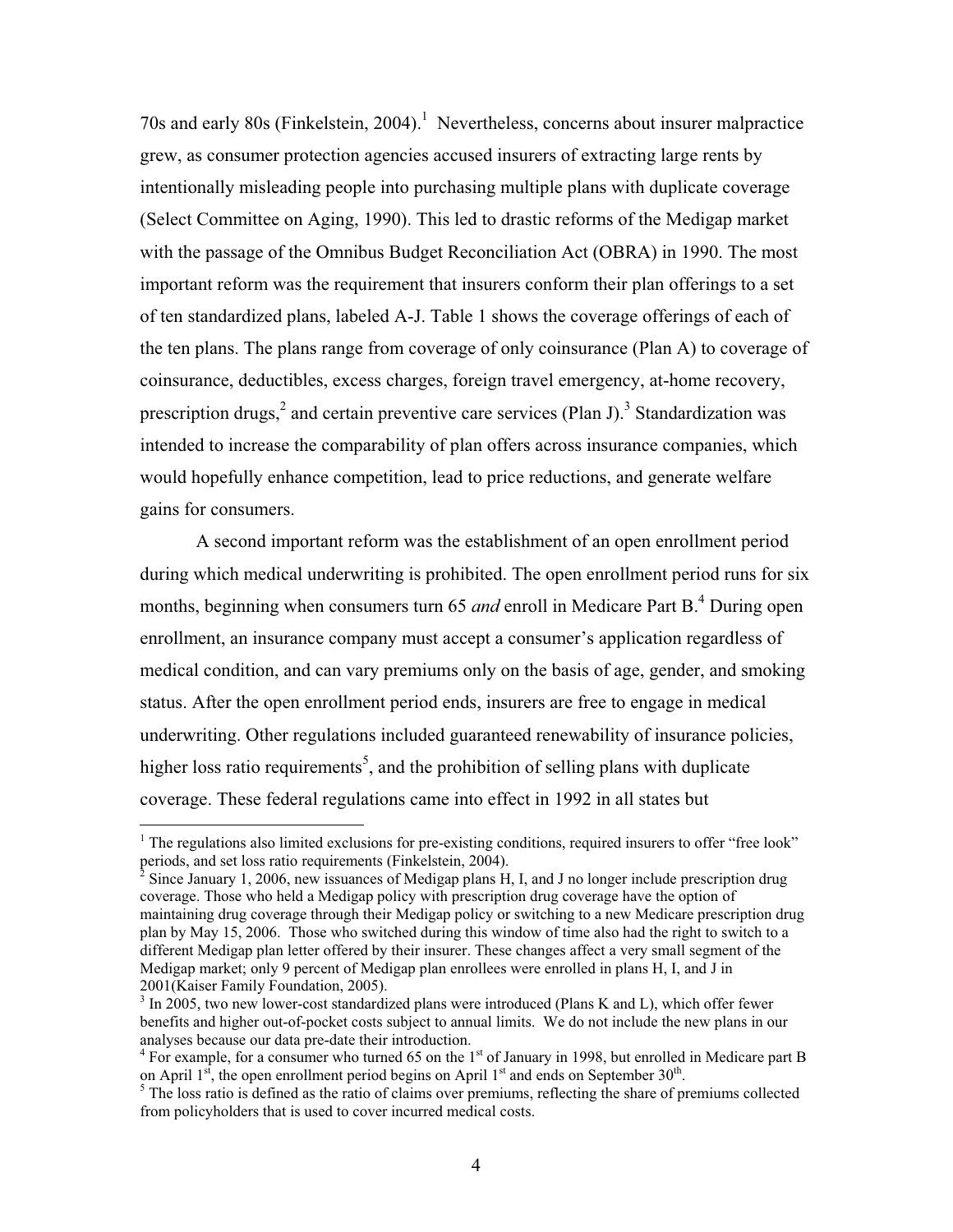70s and early 80s (Finkelstein, 2004).[1] Nevertheless, concerns about insurer malpractice grew, as consumer protection agencies accused insurers of extracting large rents by intentionally misleading people into purchasing multiple plans with duplicate coverage (Select Committee on Aging, 1990). This led to drastic reforms of the Medigap market with the passage of the Omnibus Budget Reconciliation Act (OBRA) in 1990. The most important reform was the requirement that insurers conform their plan offerings to a set of ten standardized plans, labeled A-J. Table 1 shows the coverage offerings of each of the ten plans. The plans range from coverage of only coinsurance (Plan A) to coverage of coinsurance, deductibles, excess charges, foreign travel emergency, at-home recovery, prescription drugs,[2] and certain preventive care services (Plan J).[3] Standardization was intended to increase the comparability of plan offers across insurance companies, which would hopefully enhance competition, lead to price reductions, and generate welfare gains for consumers.

A second important reform was the establishment of an open enrollment period during which medical underwriting is prohibited. The open enrollment period runs for six months, beginning when consumers turn 65 *and* enroll in Medicare Part B.[4] During open enrollment, an insurance company must accept a consumer's application regardless of medical condition, and can vary premiums only on the basis of age, gender, and smoking status. After the open enrollment period ends, insurers are free to engage in medical underwriting. Other regulations included guaranteed renewability of insurance policies, higher loss ratio requirements[5], and the prohibition of selling plans with duplicate coverage. These federal regulations came into effect in 1992 in all states but

---

[1] The regulations also limited exclusions for pre-existing conditions, required insurers to offer "free look" periods, and set loss ratio requirements (Finkelstein, 2004).

[2] Since January 1, 2006, new issuances of Medigap plans H, I, and J no longer include prescription drug coverage. Those who held a Medigap policy with prescription drug coverage have the option of maintaining drug coverage through their Medigap policy or switching to a new Medicare prescription drug plan by May 15, 2006. Those who switched during this window of time also had the right to switch to a different Medigap plan letter offered by their insurer. These changes affect a very small segment of the Medigap market; only 9 percent of Medigap plan enrollees were enrolled in plans H, I, and J in 2001(Kaiser Family Foundation, 2005).

[3] In 2005, two new lower-cost standardized plans were introduced (Plans K and L), which offer fewer benefits and higher out-of-pocket costs subject to annual limits. We do not include the new plans in our analyses because our data pre-date their introduction.

[4] For example, for a consumer who turned 65 on the 1st of January in 1998, but enrolled in Medicare part B on April 1st, the open enrollment period begins on April 1st and ends on September 30th.

[5] The loss ratio is defined as the ratio of claims over premiums, reflecting the share of premiums collected from policyholders that is used to cover incurred medical costs.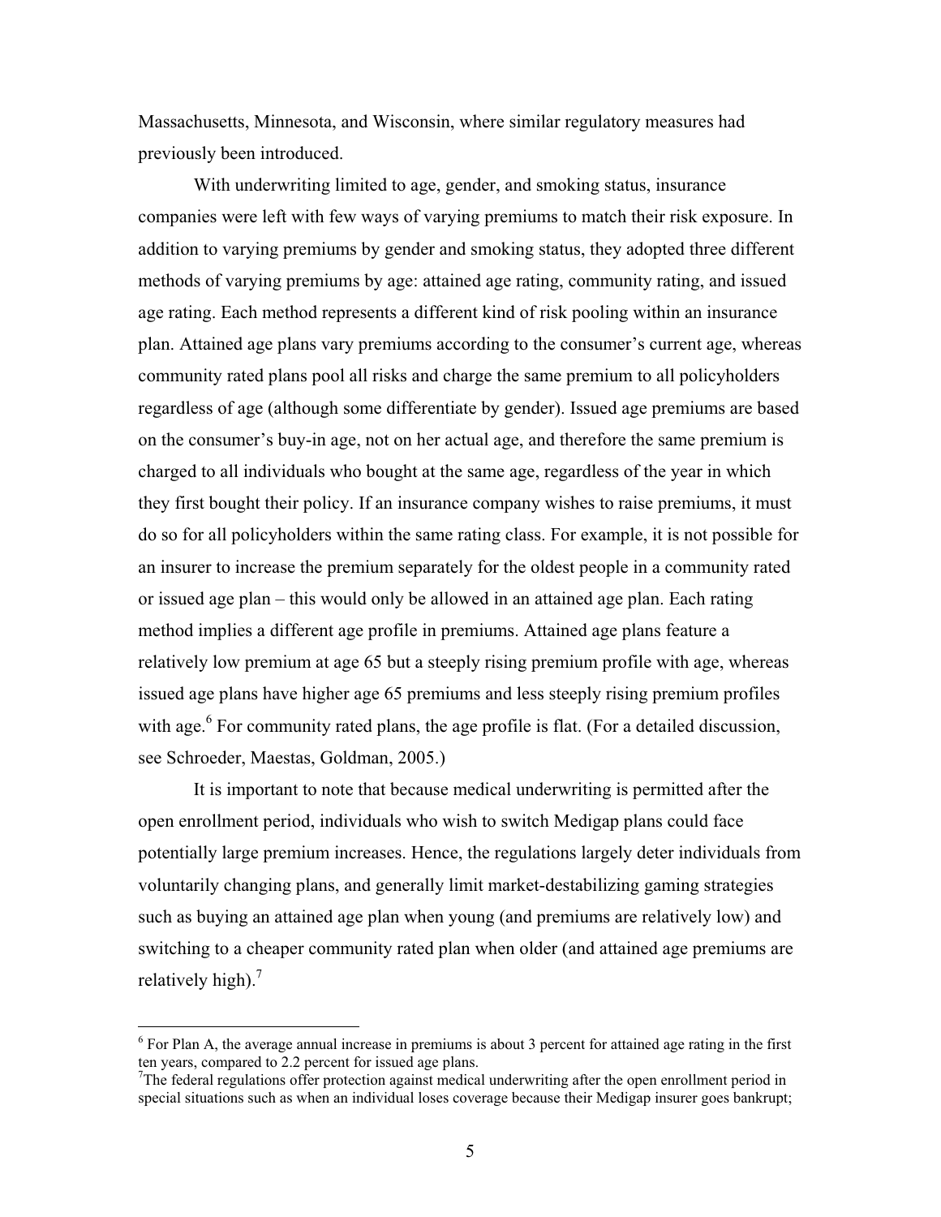Massachusetts, Minnesota, and Wisconsin, where similar regulatory measures had previously been introduced.

With underwriting limited to age, gender, and smoking status, insurance companies were left with few ways of varying premiums to match their risk exposure. In addition to varying premiums by gender and smoking status, they adopted three different methods of varying premiums by age: attained age rating, community rating, and issued age rating. Each method represents a different kind of risk pooling within an insurance plan. Attained age plans vary premiums according to the consumer's current age, whereas community rated plans pool all risks and charge the same premium to all policyholders regardless of age (although some differentiate by gender). Issued age premiums are based on the consumer's buy-in age, not on her actual age, and therefore the same premium is charged to all individuals who bought at the same age, regardless of the year in which they first bought their policy. If an insurance company wishes to raise premiums, it must do so for all policyholders within the same rating class. For example, it is not possible for an insurer to increase the premium separately for the oldest people in a community rated or issued age plan – this would only be allowed in an attained age plan. Each rating method implies a different age profile in premiums. Attained age plans feature a relatively low premium at age 65 but a steeply rising premium profile with age, whereas issued age plans have higher age 65 premiums and less steeply rising premium profiles with age.[6] For community rated plans, the age profile is flat. (For a detailed discussion, see Schroeder, Maestas, Goldman, 2005.)

It is important to note that because medical underwriting is permitted after the open enrollment period, individuals who wish to switch Medigap plans could face potentially large premium increases. Hence, the regulations largely deter individuals from voluntarily changing plans, and generally limit market-destabilizing gaming strategies such as buying an attained age plan when young (and premiums are relatively low) and switching to a cheaper community rated plan when older (and attained age premiums are relatively high).[7]

---

[6] For Plan A, the average annual increase in premiums is about 3 percent for attained age rating in the first ten years, compared to 2.2 percent for issued age plans.

[7] The federal regulations offer protection against medical underwriting after the open enrollment period in special situations such as when an individual loses coverage because their Medigap insurer goes bankrupt;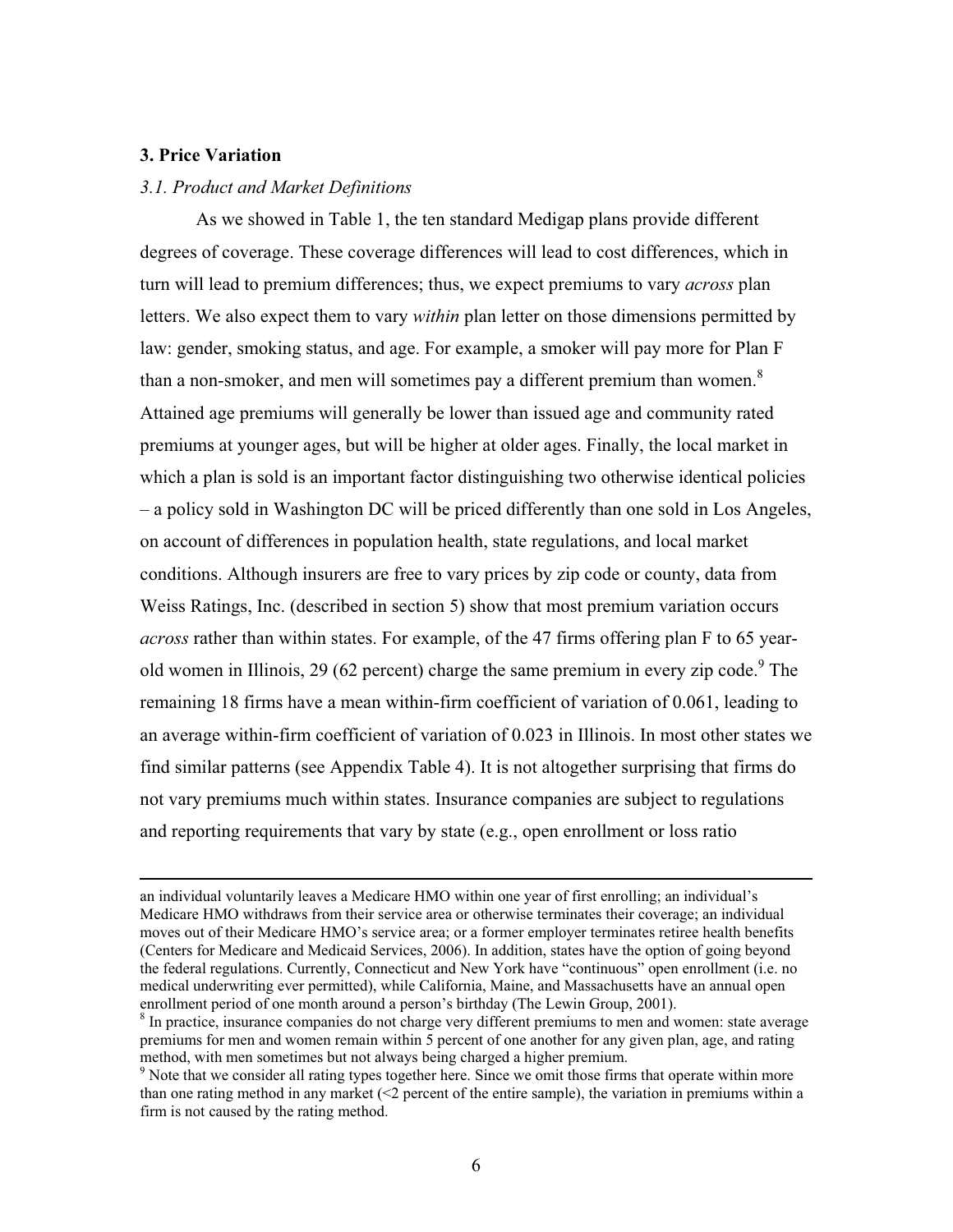## 3. Price Variation

### *3.1. Product and Market Definitions*

As we showed in Table 1, the ten standard Medigap plans provide different degrees of coverage. These coverage differences will lead to cost differences, which in turn will lead to premium differences; thus, we expect premiums to vary *across* plan letters. We also expect them to vary *within* plan letter on those dimensions permitted by law: gender, smoking status, and age. For example, a smoker will pay more for Plan F than a non-smoker, and men will sometimes pay a different premium than women.[8] Attained age premiums will generally be lower than issued age and community rated premiums at younger ages, but will be higher at older ages. Finally, the local market in which a plan is sold is an important factor distinguishing two otherwise identical policies – a policy sold in Washington DC will be priced differently than one sold in Los Angeles, on account of differences in population health, state regulations, and local market conditions. Although insurers are free to vary prices by zip code or county, data from Weiss Ratings, Inc. (described in section 5) show that most premium variation occurs *across* rather than within states. For example, of the 47 firms offering plan F to 65 year-old women in Illinois, 29 (62 percent) charge the same premium in every zip code.[9] The remaining 18 firms have a mean within-firm coefficient of variation of 0.061, leading to an average within-firm coefficient of variation of 0.023 in Illinois. In most other states we find similar patterns (see Appendix Table 4). It is not altogether surprising that firms do not vary premiums much within states. Insurance companies are subject to regulations and reporting requirements that vary by state (e.g., open enrollment or loss ratio

---

an individual voluntarily leaves a Medicare HMO within one year of first enrolling; an individual's Medicare HMO withdraws from their service area or otherwise terminates their coverage; an individual moves out of their Medicare HMO's service area; or a former employer terminates retiree health benefits (Centers for Medicare and Medicaid Services, 2006). In addition, states have the option of going beyond the federal regulations. Currently, Connecticut and New York have "continuous" open enrollment (i.e. no medical underwriting ever permitted), while California, Maine, and Massachusetts have an annual open enrollment period of one month around a person's birthday (The Lewin Group, 2001).

[8] In practice, insurance companies do not charge very different premiums to men and women: state average premiums for men and women remain within 5 percent of one another for any given plan, age, and rating method, with men sometimes but not always being charged a higher premium.

[9] Note that we consider all rating types together here. Since we omit those firms that operate within more than one rating method in any market (<2 percent of the entire sample), the variation in premiums within a firm is not caused by the rating method.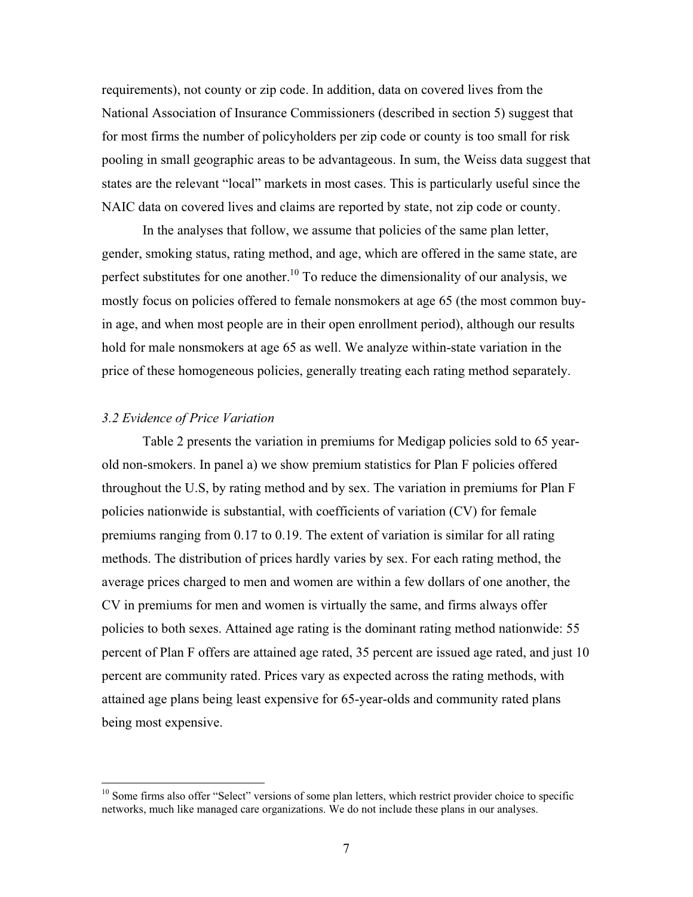requirements), not county or zip code. In addition, data on covered lives from the National Association of Insurance Commissioners (described in section 5) suggest that for most firms the number of policyholders per zip code or county is too small for risk pooling in small geographic areas to be advantageous. In sum, the Weiss data suggest that states are the relevant "local" markets in most cases. This is particularly useful since the NAIC data on covered lives and claims are reported by state, not zip code or county.

In the analyses that follow, we assume that policies of the same plan letter, gender, smoking status, rating method, and age, which are offered in the same state, are perfect substitutes for one another.[10] To reduce the dimensionality of our analysis, we mostly focus on policies offered to female nonsmokers at age 65 (the most common buy-in age, and when most people are in their open enrollment period), although our results hold for male nonsmokers at age 65 as well. We analyze within-state variation in the price of these homogeneous policies, generally treating each rating method separately.

### *3.2 Evidence of Price Variation*

Table 2 presents the variation in premiums for Medigap policies sold to 65 year-old non-smokers. In panel a) we show premium statistics for Plan F policies offered throughout the U.S, by rating method and by sex. The variation in premiums for Plan F policies nationwide is substantial, with coefficients of variation (CV) for female premiums ranging from 0.17 to 0.19. The extent of variation is similar for all rating methods. The distribution of prices hardly varies by sex. For each rating method, the average prices charged to men and women are within a few dollars of one another, the CV in premiums for men and women is virtually the same, and firms always offer policies to both sexes. Attained age rating is the dominant rating method nationwide: 55 percent of Plan F offers are attained age rated, 35 percent are issued age rated, and just 10 percent are community rated. Prices vary as expected across the rating methods, with attained age plans being least expensive for 65-year-olds and community rated plans being most expensive.

[10] Some firms also offer "Select" versions of some plan letters, which restrict provider choice to specific networks, much like managed care organizations. We do not include these plans in our analyses.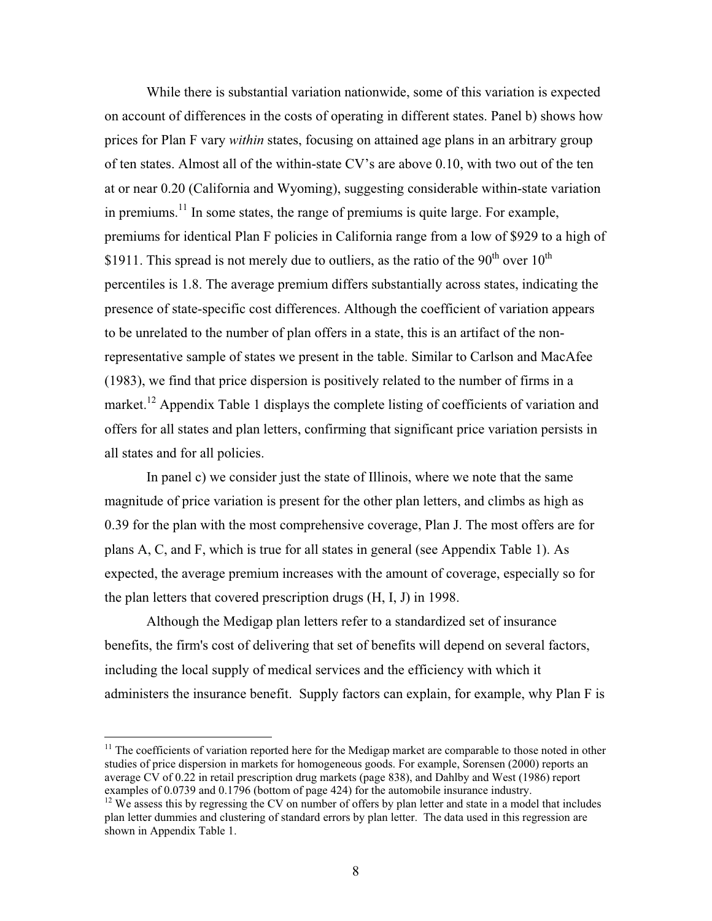While there is substantial variation nationwide, some of this variation is expected on account of differences in the costs of operating in different states. Panel b) shows how prices for Plan F vary *within* states, focusing on attained age plans in an arbitrary group of ten states. Almost all of the within-state CV's are above 0.10, with two out of the ten at or near 0.20 (California and Wyoming), suggesting considerable within-state variation in premiums.[11] In some states, the range of premiums is quite large. For example, premiums for identical Plan F policies in California range from a low of $929 to a high of $1911. This spread is not merely due to outliers, as the ratio of the 90$^{th}$ over 10$^{th}$ percentiles is 1.8. The average premium differs substantially across states, indicating the presence of state-specific cost differences. Although the coefficient of variation appears to be unrelated to the number of plan offers in a state, this is an artifact of the non-representative sample of states we present in the table. Similar to Carlson and MacAfee (1983), we find that price dispersion is positively related to the number of firms in a market.[12] Appendix Table 1 displays the complete listing of coefficients of variation and offers for all states and plan letters, confirming that significant price variation persists in all states and for all policies.

In panel c) we consider just the state of Illinois, where we note that the same magnitude of price variation is present for the other plan letters, and climbs as high as 0.39 for the plan with the most comprehensive coverage, Plan J. The most offers are for plans A, C, and F, which is true for all states in general (see Appendix Table 1). As expected, the average premium increases with the amount of coverage, especially so for the plan letters that covered prescription drugs (H, I, J) in 1998.

Although the Medigap plan letters refer to a standardized set of insurance benefits, the firm's cost of delivering that set of benefits will depend on several factors, including the local supply of medical services and the efficiency with which it administers the insurance benefit. Supply factors can explain, for example, why Plan F is

[11] The coefficients of variation reported here for the Medigap market are comparable to those noted in other studies of price dispersion in markets for homogeneous goods. For example, Sorensen (2000) reports an average CV of 0.22 in retail prescription drug markets (page 838), and Dahlby and West (1986) report examples of 0.0739 and 0.1796 (bottom of page 424) for the automobile insurance industry.

[12] We assess this by regressing the CV on number of offers by plan letter and state in a model that includes plan letter dummies and clustering of standard errors by plan letter. The data used in this regression are shown in Appendix Table 1.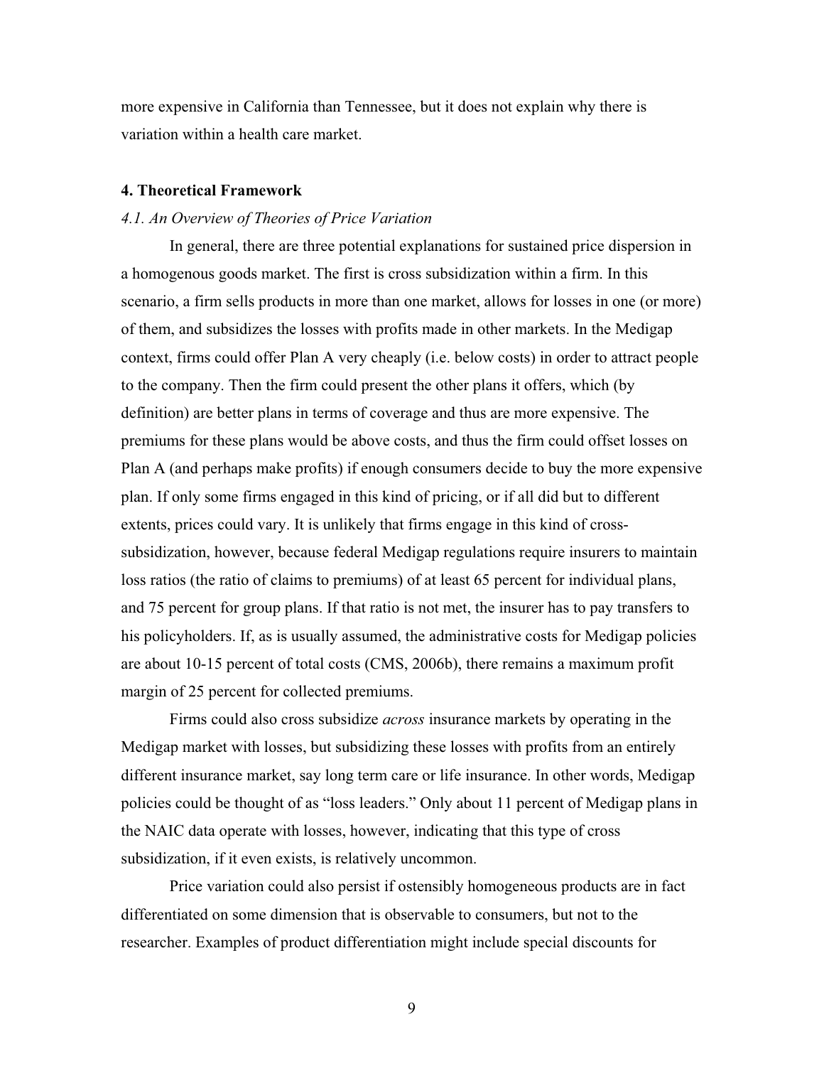more expensive in California than Tennessee, but it does not explain why there is variation within a health care market.

## 4. Theoretical Framework

### *4.1. An Overview of Theories of Price Variation*

In general, there are three potential explanations for sustained price dispersion in a homogenous goods market. The first is cross subsidization within a firm. In this scenario, a firm sells products in more than one market, allows for losses in one (or more) of them, and subsidizes the losses with profits made in other markets. In the Medigap context, firms could offer Plan A very cheaply (i.e. below costs) in order to attract people to the company. Then the firm could present the other plans it offers, which (by definition) are better plans in terms of coverage and thus are more expensive. The premiums for these plans would be above costs, and thus the firm could offset losses on Plan A (and perhaps make profits) if enough consumers decide to buy the more expensive plan. If only some firms engaged in this kind of pricing, or if all did but to different extents, prices could vary. It is unlikely that firms engage in this kind of cross-subsidization, however, because federal Medigap regulations require insurers to maintain loss ratios (the ratio of claims to premiums) of at least 65 percent for individual plans, and 75 percent for group plans. If that ratio is not met, the insurer has to pay transfers to his policyholders. If, as is usually assumed, the administrative costs for Medigap policies are about 10-15 percent of total costs (CMS, 2006b), there remains a maximum profit margin of 25 percent for collected premiums.

Firms could also cross subsidize *across* insurance markets by operating in the Medigap market with losses, but subsidizing these losses with profits from an entirely different insurance market, say long term care or life insurance. In other words, Medigap policies could be thought of as "loss leaders." Only about 11 percent of Medigap plans in the NAIC data operate with losses, however, indicating that this type of cross subsidization, if it even exists, is relatively uncommon.

Price variation could also persist if ostensibly homogeneous products are in fact differentiated on some dimension that is observable to consumers, but not to the researcher. Examples of product differentiation might include special discounts for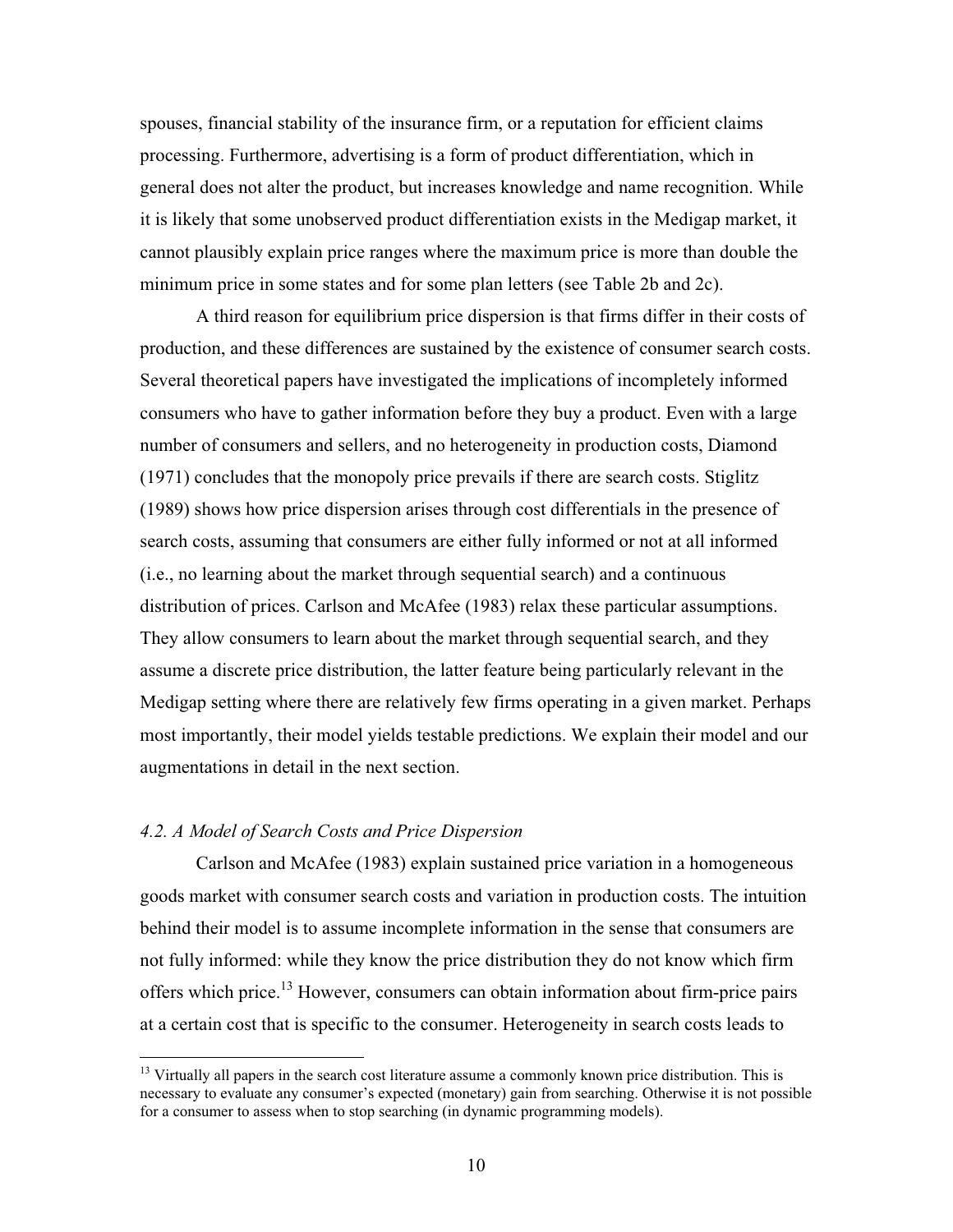spouses, financial stability of the insurance firm, or a reputation for efficient claims processing. Furthermore, advertising is a form of product differentiation, which in general does not alter the product, but increases knowledge and name recognition. While it is likely that some unobserved product differentiation exists in the Medigap market, it cannot plausibly explain price ranges where the maximum price is more than double the minimum price in some states and for some plan letters (see Table 2b and 2c).

A third reason for equilibrium price dispersion is that firms differ in their costs of production, and these differences are sustained by the existence of consumer search costs. Several theoretical papers have investigated the implications of incompletely informed consumers who have to gather information before they buy a product. Even with a large number of consumers and sellers, and no heterogeneity in production costs, Diamond (1971) concludes that the monopoly price prevails if there are search costs. Stiglitz (1989) shows how price dispersion arises through cost differentials in the presence of search costs, assuming that consumers are either fully informed or not at all informed (i.e., no learning about the market through sequential search) and a continuous distribution of prices. Carlson and McAfee (1983) relax these particular assumptions. They allow consumers to learn about the market through sequential search, and they assume a discrete price distribution, the latter feature being particularly relevant in the Medigap setting where there are relatively few firms operating in a given market. Perhaps most importantly, their model yields testable predictions. We explain their model and our augmentations in detail in the next section.

### *4.2. A Model of Search Costs and Price Dispersion*

Carlson and McAfee (1983) explain sustained price variation in a homogeneous goods market with consumer search costs and variation in production costs. The intuition behind their model is to assume incomplete information in the sense that consumers are not fully informed: while they know the price distribution they do not know which firm offers which price.[13] However, consumers can obtain information about firm-price pairs at a certain cost that is specific to the consumer. Heterogeneity in search costs leads to

[13] Virtually all papers in the search cost literature assume a commonly known price distribution. This is necessary to evaluate any consumer's expected (monetary) gain from searching. Otherwise it is not possible for a consumer to assess when to stop searching (in dynamic programming models).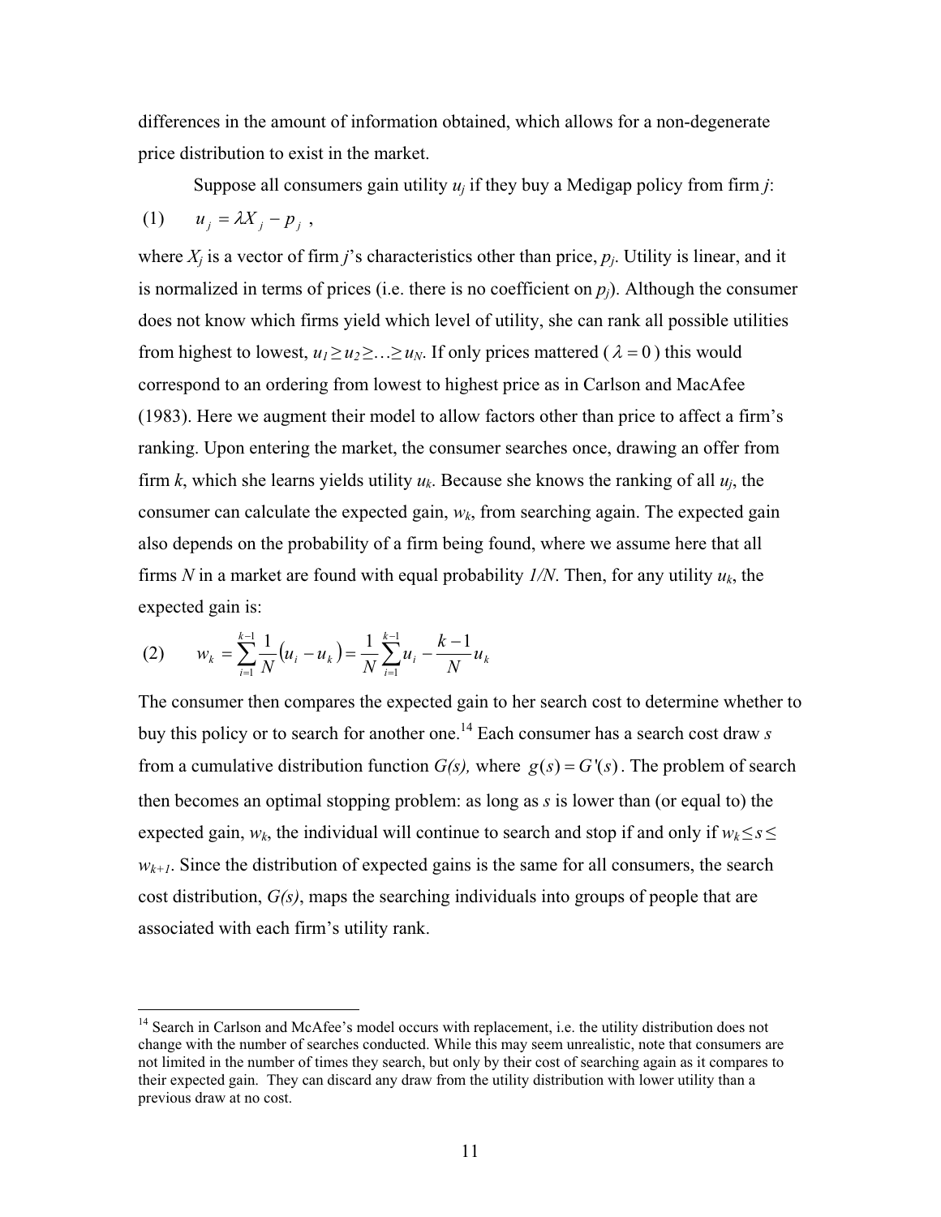differences in the amount of information obtained, which allows for a non-degenerate price distribution to exist in the market.

Suppose all consumers gain utility $u_j$ if they buy a Medigap policy from firm $j$:

$$(1) \qquad u_j = \lambda X_j - p_j \ ,$$

where $X_j$ is a vector of firm $j$'s characteristics other than price, $p_j$. Utility is linear, and it is normalized in terms of prices (i.e. there is no coefficient on $p_j$). Although the consumer does not know which firms yield which level of utility, she can rank all possible utilities from highest to lowest, $u_1 \geq u_2 \geq \ldots \geq u_N$. If only prices mattered ($\lambda = 0$) this would correspond to an ordering from lowest to highest price as in Carlson and MacAfee (1983). Here we augment their model to allow factors other than price to affect a firm's ranking. Upon entering the market, the consumer searches once, drawing an offer from firm $k$, which she learns yields utility $u_k$. Because she knows the ranking of all $u_j$, the consumer can calculate the expected gain, $w_k$, from searching again. The expected gain also depends on the probability of a firm being found, where we assume here that all firms $N$ in a market are found with equal probability $1/N$. Then, for any utility $u_k$, the expected gain is:

$$(2) \qquad w_k = \sum_{i=1}^{k-1} \frac{1}{N}\left(u_i - u_k\right) = \frac{1}{N}\sum_{i=1}^{k-1} u_i - \frac{k-1}{N} u_k$$

The consumer then compares the expected gain to her search cost to determine whether to buy this policy or to search for another one.[14] Each consumer has a search cost draw $s$ from a cumulative distribution function $G(s)$, where $g(s) = G'(s)$. The problem of search then becomes an optimal stopping problem: as long as $s$ is lower than (or equal to) the expected gain, $w_k$, the individual will continue to search and stop if and only if $w_k \leq s \leq w_{k+1}$. Since the distribution of expected gains is the same for all consumers, the search cost distribution, $G(s)$, maps the searching individuals into groups of people that are associated with each firm's utility rank.

[14] Search in Carlson and McAfee's model occurs with replacement, i.e. the utility distribution does not change with the number of searches conducted. While this may seem unrealistic, note that consumers are not limited in the number of times they search, but only by their cost of searching again as it compares to their expected gain. They can discard any draw from the utility distribution with lower utility than a previous draw at no cost.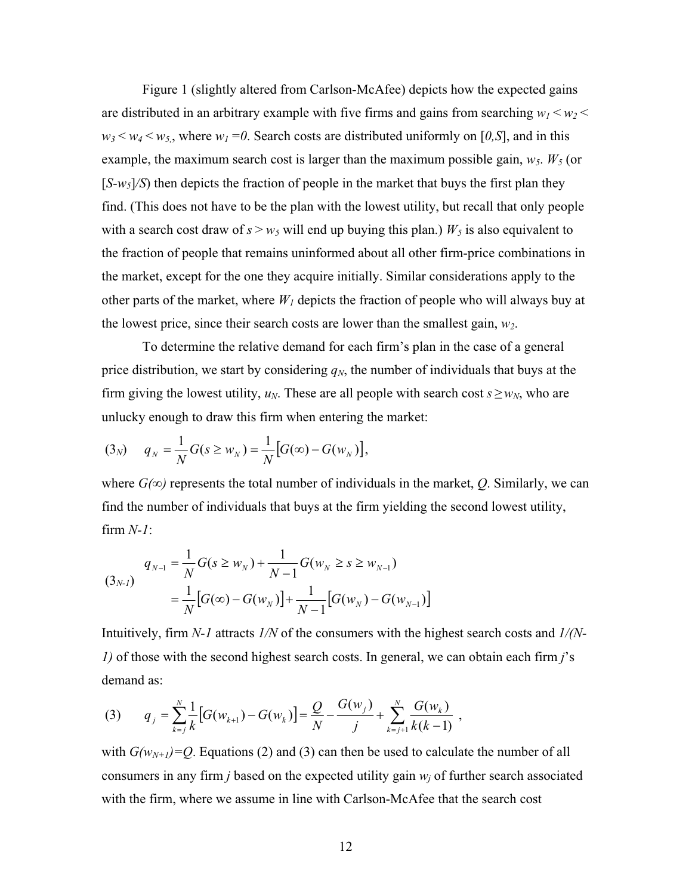Figure 1 (slightly altered from Carlson-McAfee) depicts how the expected gains are distributed in an arbitrary example with five firms and gains from searching $w_1 < w_2 < w_3 < w_4 < w_5$, where $w_1 = 0$. Search costs are distributed uniformly on $[0,S]$, and in this example, the maximum search cost is larger than the maximum possible gain, $w_5$. $W_5$ (or $[S-w_5]/S$) then depicts the fraction of people in the market that buys the first plan they find. (This does not have to be the plan with the lowest utility, but recall that only people with a search cost draw of $s > w_5$ will end up buying this plan.) $W_5$ is also equivalent to the fraction of people that remains uninformed about all other firm-price combinations in the market, except for the one they acquire initially. Similar considerations apply to the other parts of the market, where $W_1$ depicts the fraction of people who will always buy at the lowest price, since their search costs are lower than the smallest gain, $w_2$.

To determine the relative demand for each firm's plan in the case of a general price distribution, we start by considering $q_N$, the number of individuals that buys at the firm giving the lowest utility, $u_N$. These are all people with search cost $s \geq w_N$, who are unlucky enough to draw this firm when entering the market:

$$(3_N) \qquad q_N = \frac{1}{N} G(s \geq w_N) = \frac{1}{N}\left[G(\infty) - G(w_N)\right],$$

where $G(\infty)$ represents the total number of individuals in the market, $Q$. Similarly, we can find the number of individuals that buys at the firm yielding the second lowest utility, firm $N-1$:

$$(3_{N-1}) \qquad \begin{aligned} q_{N-1} &= \frac{1}{N} G(s \geq w_N) + \frac{1}{N-1} G(w_N \geq s \geq w_{N-1}) \\ &= \frac{1}{N}\left[G(\infty) - G(w_N)\right] + \frac{1}{N-1}\left[G(w_N) - G(w_{N-1})\right] \end{aligned}$$

Intuitively, firm $N-1$ attracts $1/N$ of the consumers with the highest search costs and $1/(N-1)$ of those with the second highest search costs. In general, we can obtain each firm $j$'s demand as:

$$(3) \qquad q_j = \sum_{k=j}^{N} \frac{1}{k}\left[G(w_{k+1}) - G(w_k)\right] = \frac{Q}{N} - \frac{G(w_j)}{j} + \sum_{k=j+1}^{N} \frac{G(w_k)}{k(k-1)} \ ,$$

with $G(w_{N+1}) = Q$. Equations (2) and (3) can then be used to calculate the number of all consumers in any firm $j$ based on the expected utility gain $w_j$ of further search associated with the firm, where we assume in line with Carlson-McAfee that the search cost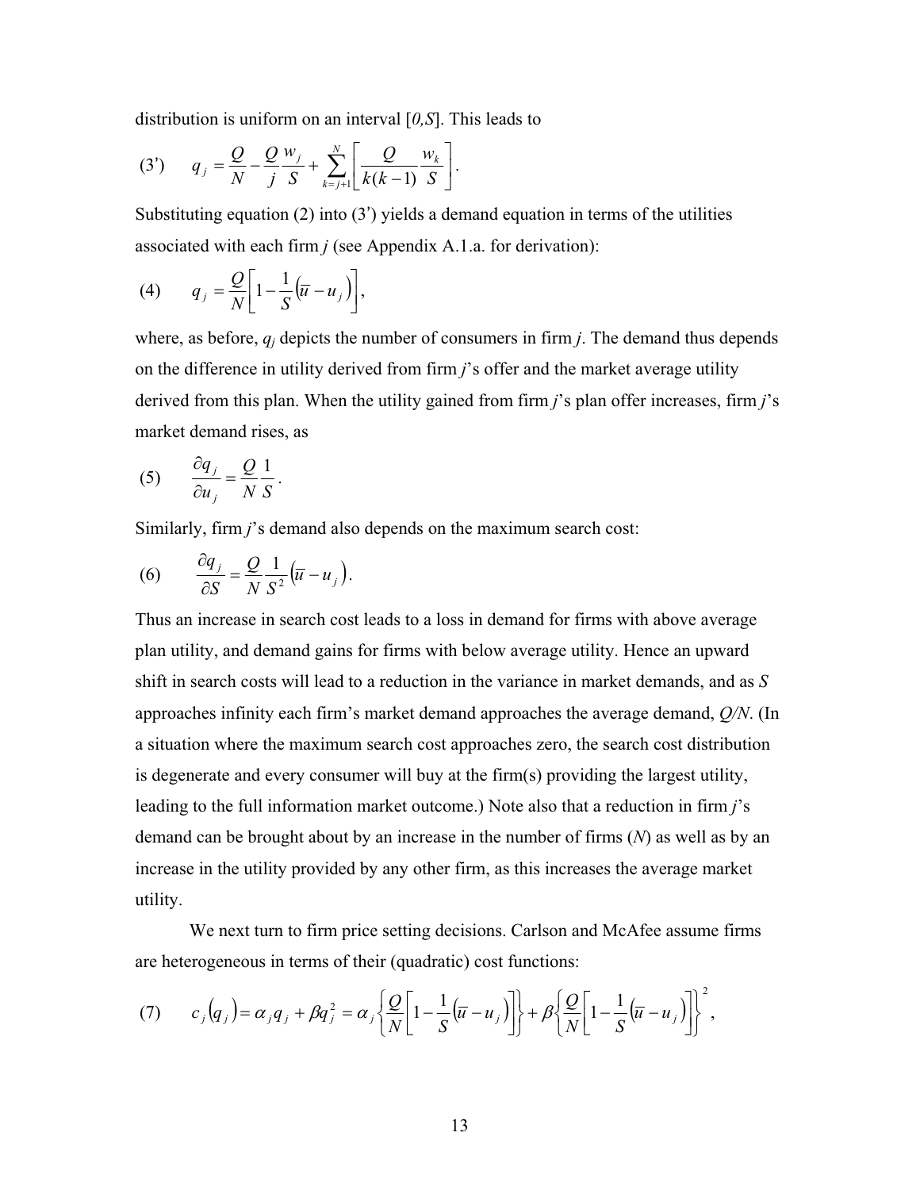distribution is uniform on an interval [$0,S$]. This leads to

$$\text{(3')} \qquad q_j = \frac{Q}{N} - \frac{Q}{j}\frac{w_j}{S} + \sum_{k=j+1}^{N}\left[\frac{Q}{k(k-1)}\frac{w_k}{S}\right].$$

Substituting equation (2) into (3') yields a demand equation in terms of the utilities associated with each firm $j$ (see Appendix A.1.a. for derivation):

$$\text{(4)} \qquad q_j = \frac{Q}{N}\left[1 - \frac{1}{S}\left(\overline{u} - u_j\right)\right],$$

where, as before, $q_j$ depicts the number of consumers in firm $j$. The demand thus depends on the difference in utility derived from firm $j$'s offer and the market average utility derived from this plan. When the utility gained from firm $j$'s plan offer increases, firm $j$'s market demand rises, as

$$\text{(5)} \qquad \frac{\partial q_j}{\partial u_j} = \frac{Q}{N}\frac{1}{S}.$$

Similarly, firm $j$'s demand also depends on the maximum search cost:

$$\text{(6)} \qquad \frac{\partial q_j}{\partial S} = \frac{Q}{N}\frac{1}{S^2}\left(\overline{u} - u_j\right).$$

Thus an increase in search cost leads to a loss in demand for firms with above average plan utility, and demand gains for firms with below average utility. Hence an upward shift in search costs will lead to a reduction in the variance in market demands, and as $S$ approaches infinity each firm's market demand approaches the average demand, $Q/N$. (In a situation where the maximum search cost approaches zero, the search cost distribution is degenerate and every consumer will buy at the firm(s) providing the largest utility, leading to the full information market outcome.) Note also that a reduction in firm $j$'s demand can be brought about by an increase in the number of firms ($N$) as well as by an increase in the utility provided by any other firm, as this increases the average market utility.

We next turn to firm price setting decisions. Carlson and McAfee assume firms are heterogeneous in terms of their (quadratic) cost functions:

$$\text{(7)} \qquad c_j\left(q_j\right) = \alpha_j q_j + \beta q_j^2 = \alpha_j\left\{\frac{Q}{N}\left[1 - \frac{1}{S}\left(\overline{u} - u_j\right)\right]\right\} + \beta\left\{\frac{Q}{N}\left[1 - \frac{1}{S}\left(\overline{u} - u_j\right)\right]\right\}^2,$$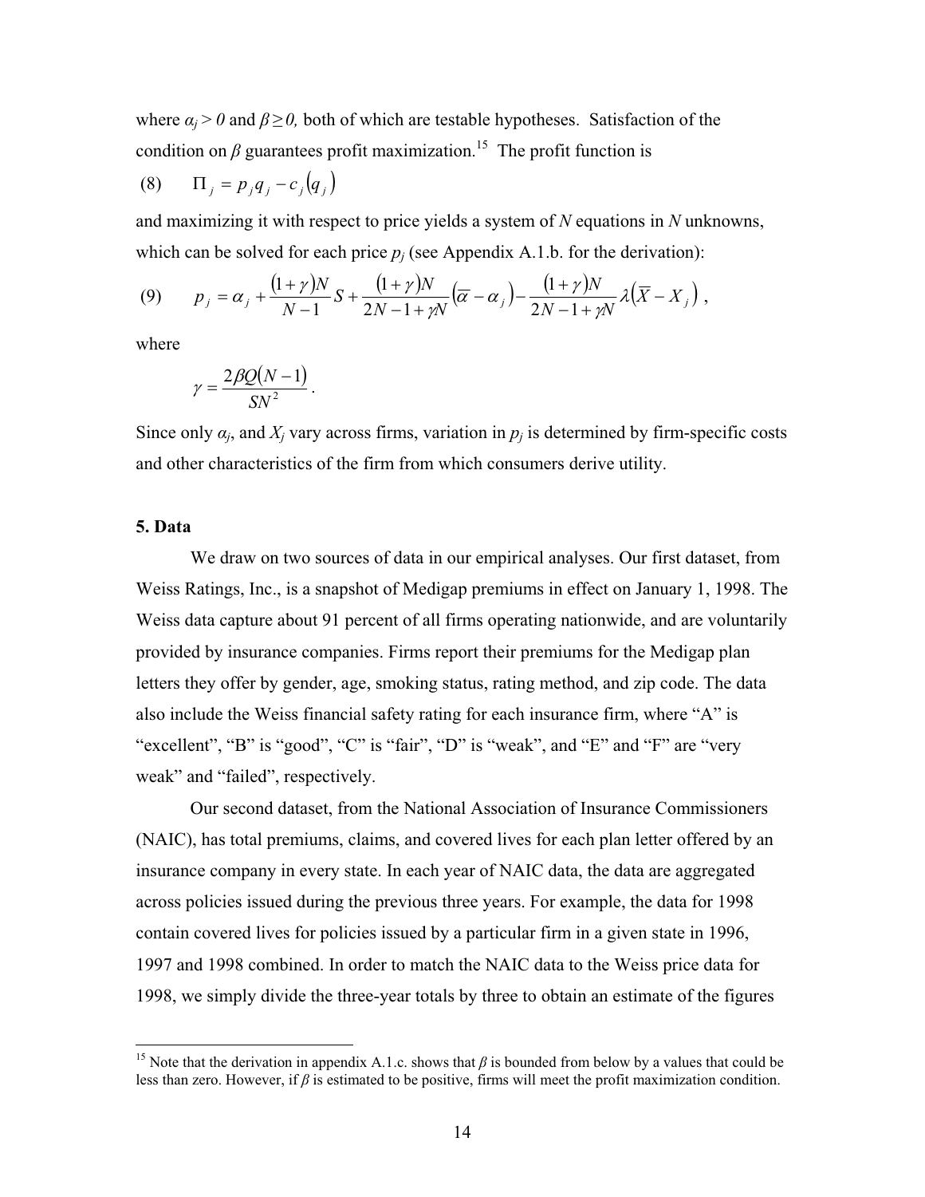where $\alpha_j > 0$ and $\beta \geq 0$, both of which are testable hypotheses. Satisfaction of the condition on $\beta$ guarantees profit maximization.[15] The profit function is

$$(8) \qquad \Pi_j = p_j q_j - c_j(q_j)$$

and maximizing it with respect to price yields a system of $N$ equations in $N$ unknowns, which can be solved for each price $p_j$ (see Appendix A.1.b. for the derivation):

$$(9) \qquad p_j = \alpha_j + \frac{(1+\gamma)N}{N-1}S + \frac{(1+\gamma)N}{2N-1+\gamma N}\left(\overline{\alpha} - \alpha_j\right) - \frac{(1+\gamma)N}{2N-1+\gamma N}\lambda\left(\overline{X} - X_j\right),$$

where

$$\gamma = \frac{2\beta Q(N-1)}{SN^2}.$$

Since only $\alpha_j$, and $X_j$ vary across firms, variation in $p_j$ is determined by firm-specific costs and other characteristics of the firm from which consumers derive utility.

## 5. Data

We draw on two sources of data in our empirical analyses. Our first dataset, from Weiss Ratings, Inc., is a snapshot of Medigap premiums in effect on January 1, 1998. The Weiss data capture about 91 percent of all firms operating nationwide, and are voluntarily provided by insurance companies. Firms report their premiums for the Medigap plan letters they offer by gender, age, smoking status, rating method, and zip code. The data also include the Weiss financial safety rating for each insurance firm, where "A" is "excellent", "B" is "good", "C" is "fair", "D" is "weak", and "E" and "F" are "very weak" and "failed", respectively.

Our second dataset, from the National Association of Insurance Commissioners (NAIC), has total premiums, claims, and covered lives for each plan letter offered by an insurance company in every state. In each year of NAIC data, the data are aggregated across policies issued during the previous three years. For example, the data for 1998 contain covered lives for policies issued by a particular firm in a given state in 1996, 1997 and 1998 combined. In order to match the NAIC data to the Weiss price data for 1998, we simply divide the three-year totals by three to obtain an estimate of the figures

[15] Note that the derivation in appendix A.1.c. shows that $\beta$ is bounded from below by a values that could be less than zero. However, if $\beta$ is estimated to be positive, firms will meet the profit maximization condition.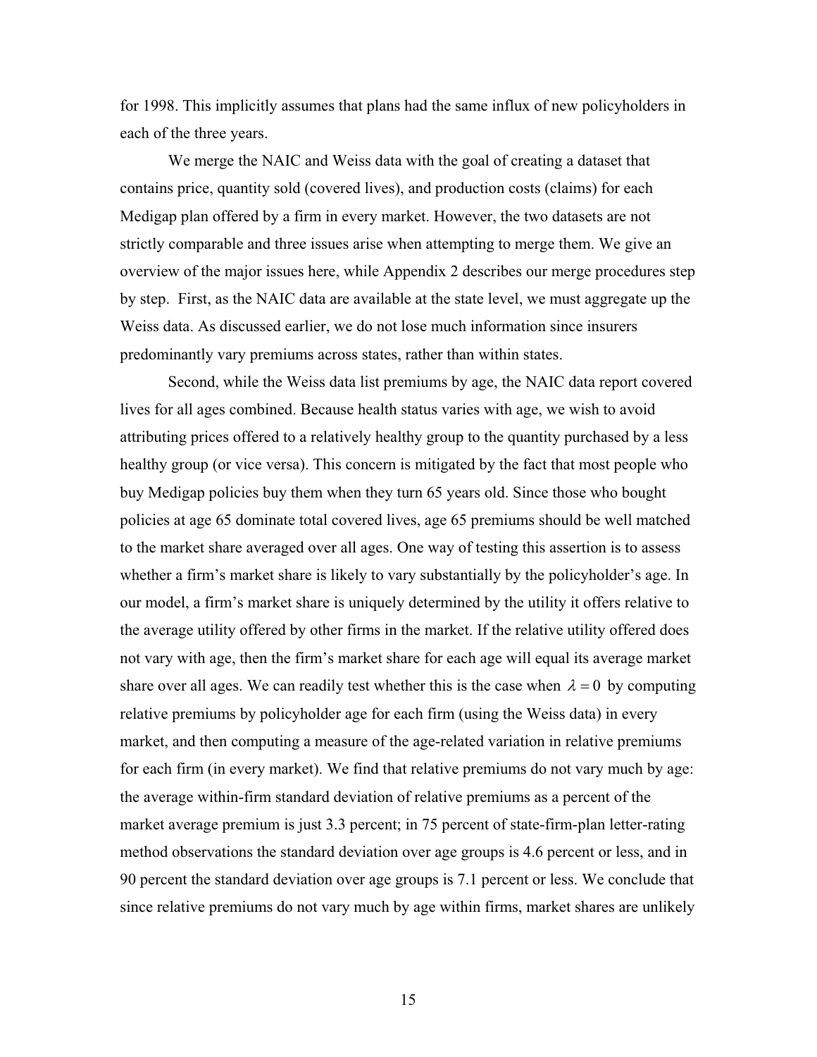for 1998. This implicitly assumes that plans had the same influx of new policyholders in each of the three years.

We merge the NAIC and Weiss data with the goal of creating a dataset that contains price, quantity sold (covered lives), and production costs (claims) for each Medigap plan offered by a firm in every market. However, the two datasets are not strictly comparable and three issues arise when attempting to merge them. We give an overview of the major issues here, while Appendix 2 describes our merge procedures step by step. First, as the NAIC data are available at the state level, we must aggregate up the Weiss data. As discussed earlier, we do not lose much information since insurers predominantly vary premiums across states, rather than within states.

Second, while the Weiss data list premiums by age, the NAIC data report covered lives for all ages combined. Because health status varies with age, we wish to avoid attributing prices offered to a relatively healthy group to the quantity purchased by a less healthy group (or vice versa). This concern is mitigated by the fact that most people who buy Medigap policies buy them when they turn 65 years old. Since those who bought policies at age 65 dominate total covered lives, age 65 premiums should be well matched to the market share averaged over all ages. One way of testing this assertion is to assess whether a firm's market share is likely to vary substantially by the policyholder's age. In our model, a firm's market share is uniquely determined by the utility it offers relative to the average utility offered by other firms in the market. If the relative utility offered does not vary with age, then the firm's market share for each age will equal its average market share over all ages. We can readily test whether this is the case when $\lambda = 0$ by computing relative premiums by policyholder age for each firm (using the Weiss data) in every market, and then computing a measure of the age-related variation in relative premiums for each firm (in every market). We find that relative premiums do not vary much by age: the average within-firm standard deviation of relative premiums as a percent of the market average premium is just 3.3 percent; in 75 percent of state-firm-plan letter-rating method observations the standard deviation over age groups is 4.6 percent or less, and in 90 percent the standard deviation over age groups is 7.1 percent or less. We conclude that since relative premiums do not vary much by age within firms, market shares are unlikely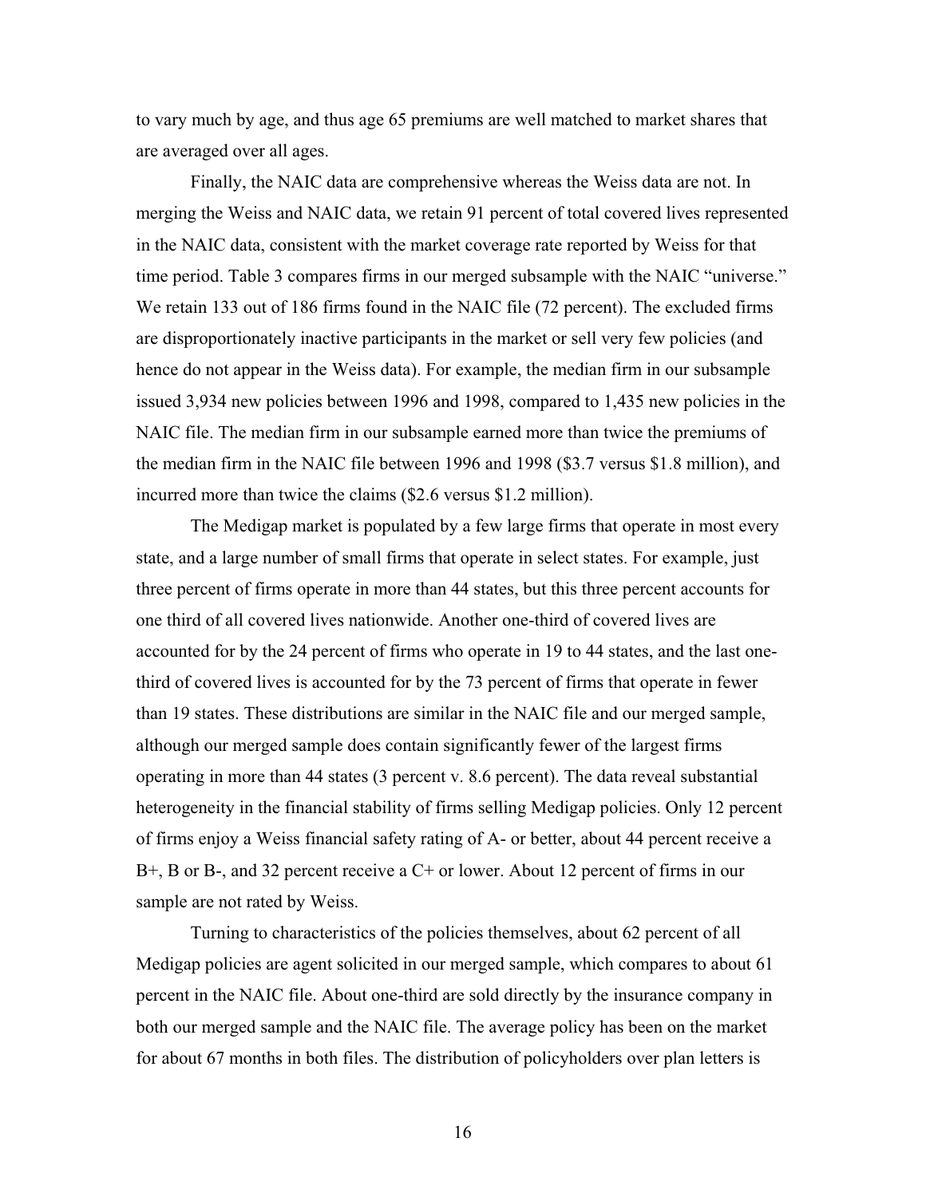to vary much by age, and thus age 65 premiums are well matched to market shares that are averaged over all ages.

Finally, the NAIC data are comprehensive whereas the Weiss data are not. In merging the Weiss and NAIC data, we retain 91 percent of total covered lives represented in the NAIC data, consistent with the market coverage rate reported by Weiss for that time period. Table 3 compares firms in our merged subsample with the NAIC "universe." We retain 133 out of 186 firms found in the NAIC file (72 percent). The excluded firms are disproportionately inactive participants in the market or sell very few policies (and hence do not appear in the Weiss data). For example, the median firm in our subsample issued 3,934 new policies between 1996 and 1998, compared to 1,435 new policies in the NAIC file. The median firm in our subsample earned more than twice the premiums of the median firm in the NAIC file between 1996 and 1998 ($3.7 versus $1.8 million), and incurred more than twice the claims ($2.6 versus $1.2 million).

The Medigap market is populated by a few large firms that operate in most every state, and a large number of small firms that operate in select states. For example, just three percent of firms operate in more than 44 states, but this three percent accounts for one third of all covered lives nationwide. Another one-third of covered lives are accounted for by the 24 percent of firms who operate in 19 to 44 states, and the last one-third of covered lives is accounted for by the 73 percent of firms that operate in fewer than 19 states. These distributions are similar in the NAIC file and our merged sample, although our merged sample does contain significantly fewer of the largest firms operating in more than 44 states (3 percent v. 8.6 percent). The data reveal substantial heterogeneity in the financial stability of firms selling Medigap policies. Only 12 percent of firms enjoy a Weiss financial safety rating of A- or better, about 44 percent receive a B+, B or B-, and 32 percent receive a C+ or lower. About 12 percent of firms in our sample are not rated by Weiss.

Turning to characteristics of the policies themselves, about 62 percent of all Medigap policies are agent solicited in our merged sample, which compares to about 61 percent in the NAIC file. About one-third are sold directly by the insurance company in both our merged sample and the NAIC file. The average policy has been on the market for about 67 months in both files. The distribution of policyholders over plan letters is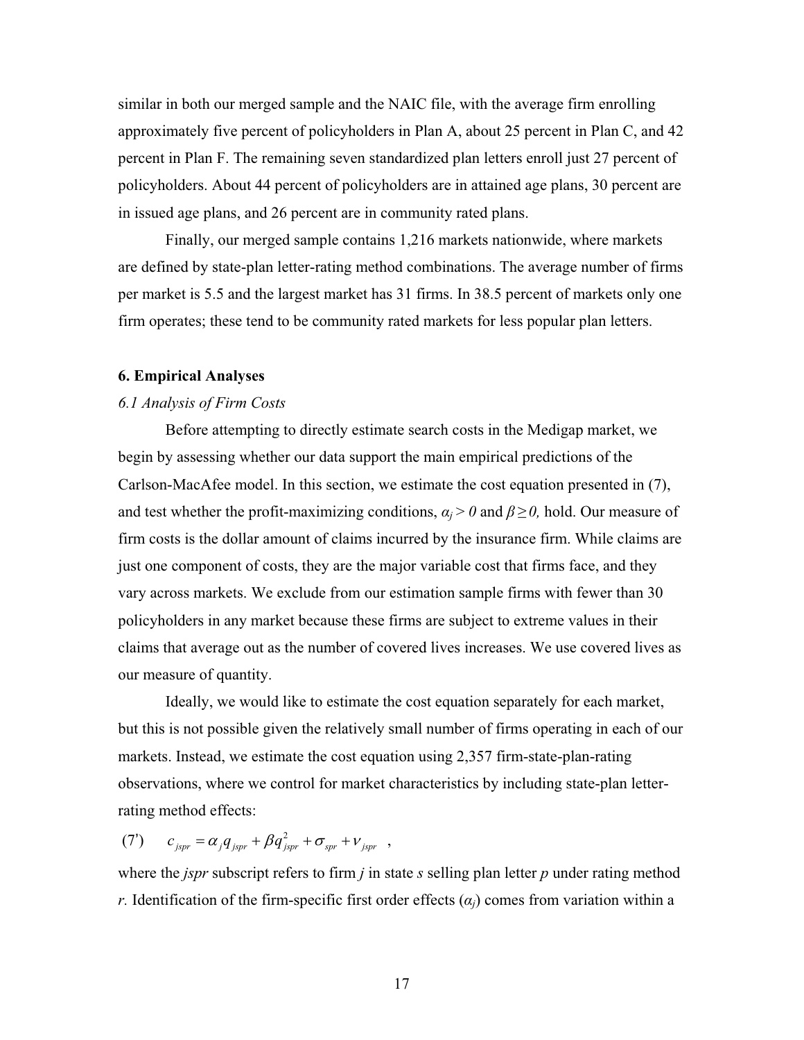similar in both our merged sample and the NAIC file, with the average firm enrolling approximately five percent of policyholders in Plan A, about 25 percent in Plan C, and 42 percent in Plan F. The remaining seven standardized plan letters enroll just 27 percent of policyholders. About 44 percent of policyholders are in attained age plans, 30 percent are in issued age plans, and 26 percent are in community rated plans.

Finally, our merged sample contains 1,216 markets nationwide, where markets are defined by state-plan letter-rating method combinations. The average number of firms per market is 5.5 and the largest market has 31 firms. In 38.5 percent of markets only one firm operates; these tend to be community rated markets for less popular plan letters.

## 6. Empirical Analyses

### *6.1 Analysis of Firm Costs*

Before attempting to directly estimate search costs in the Medigap market, we begin by assessing whether our data support the main empirical predictions of the Carlson-MacAfee model. In this section, we estimate the cost equation presented in (7), and test whether the profit-maximizing conditions, $\alpha_j > 0$ and $\beta \geq 0$, hold. Our measure of firm costs is the dollar amount of claims incurred by the insurance firm. While claims are just one component of costs, they are the major variable cost that firms face, and they vary across markets. We exclude from our estimation sample firms with fewer than 30 policyholders in any market because these firms are subject to extreme values in their claims that average out as the number of covered lives increases. We use covered lives as our measure of quantity.

Ideally, we would like to estimate the cost equation separately for each market, but this is not possible given the relatively small number of firms operating in each of our markets. Instead, we estimate the cost equation using 2,357 firm-state-plan-rating observations, where we control for market characteristics by including state-plan letter-rating method effects:

$$(7') \qquad c_{jspr} = \alpha_j q_{jspr} + \beta q_{jspr}^2 + \sigma_{spr} + v_{jspr} \quad ,$$

where the *jspr* subscript refers to firm *j* in state *s* selling plan letter *p* under rating method *r*. Identification of the firm-specific first order effects ($\alpha_j$) comes from variation within a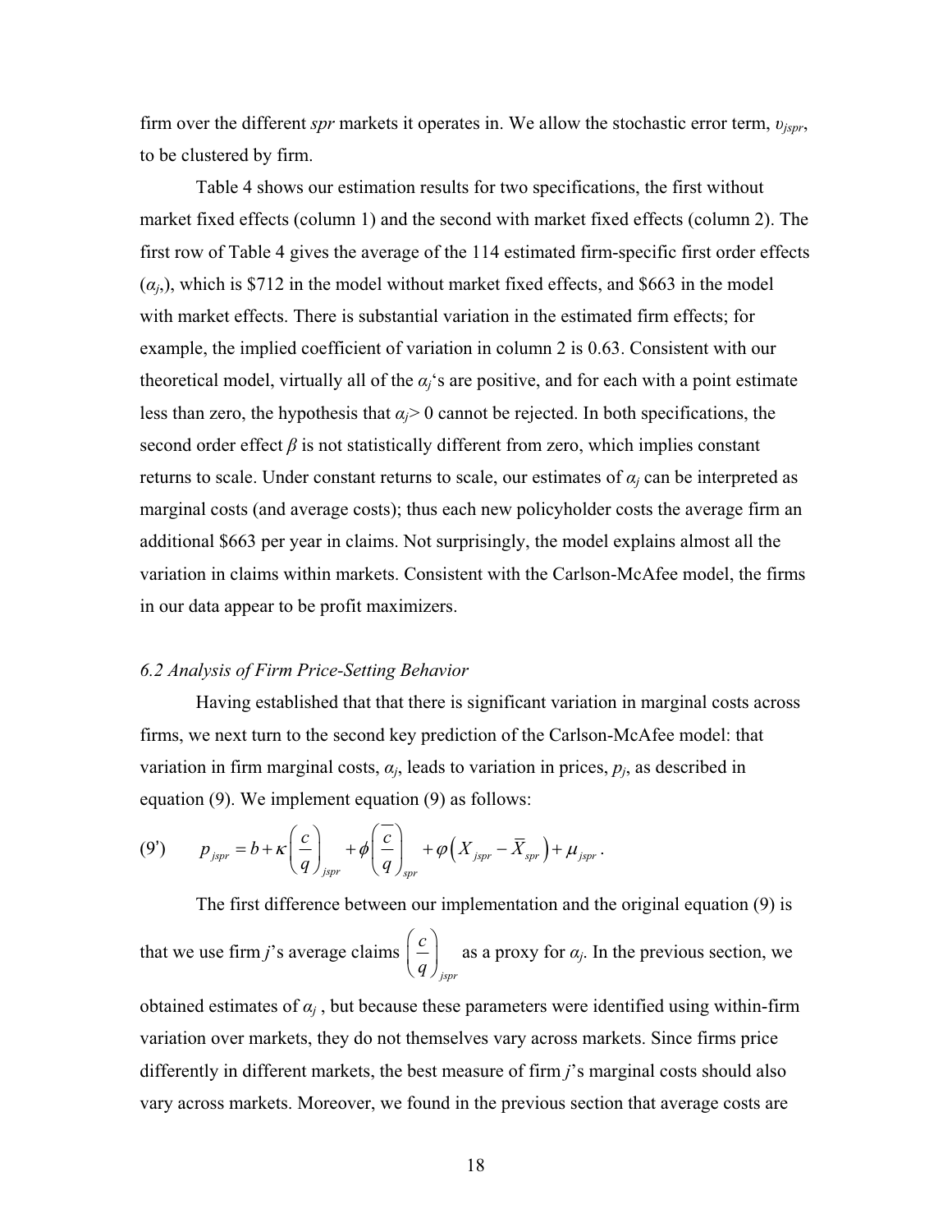firm over the different *spr* markets it operates in. We allow the stochastic error term, $\upsilon_{jspr}$, to be clustered by firm.

Table 4 shows our estimation results for two specifications, the first without market fixed effects (column 1) and the second with market fixed effects (column 2). The first row of Table 4 gives the average of the 114 estimated firm-specific first order effects ($\alpha_j$,), which is \$712 in the model without market fixed effects, and \$663 in the model with market effects. There is substantial variation in the estimated firm effects; for example, the implied coefficient of variation in column 2 is 0.63. Consistent with our theoretical model, virtually all of the $\alpha_j$'s are positive, and for each with a point estimate less than zero, the hypothesis that $\alpha_j > 0$ cannot be rejected. In both specifications, the second order effect $\beta$ is not statistically different from zero, which implies constant returns to scale. Under constant returns to scale, our estimates of $\alpha_j$ can be interpreted as marginal costs (and average costs); thus each new policyholder costs the average firm an additional \$663 per year in claims. Not surprisingly, the model explains almost all the variation in claims within markets. Consistent with the Carlson-McAfee model, the firms in our data appear to be profit maximizers.

### *6.2 Analysis of Firm Price-Setting Behavior*

Having established that that there is significant variation in marginal costs across firms, we next turn to the second key prediction of the Carlson-McAfee model: that variation in firm marginal costs, $\alpha_j$, leads to variation in prices, $p_j$, as described in equation (9). We implement equation (9) as follows:

$$(9') \qquad p_{jspr} = b + \kappa\left(\frac{c}{q}\right)_{jspr} + \phi\left(\overline{\frac{c}{q}}\right)_{spr} + \varphi\left(X_{jspr} - \overline{X}_{spr}\right) + \mu_{jspr}.$$

The first difference between our implementation and the original equation (9) is that we use firm $j$'s average claims $\left(\frac{c}{q}\right)_{jspr}$ as a proxy for $\alpha_j$. In the previous section, we obtained estimates of $\alpha_j$, but because these parameters were identified using within-firm variation over markets, they do not themselves vary across markets. Since firms price differently in different markets, the best measure of firm $j$'s marginal costs should also vary across markets. Moreover, we found in the previous section that average costs are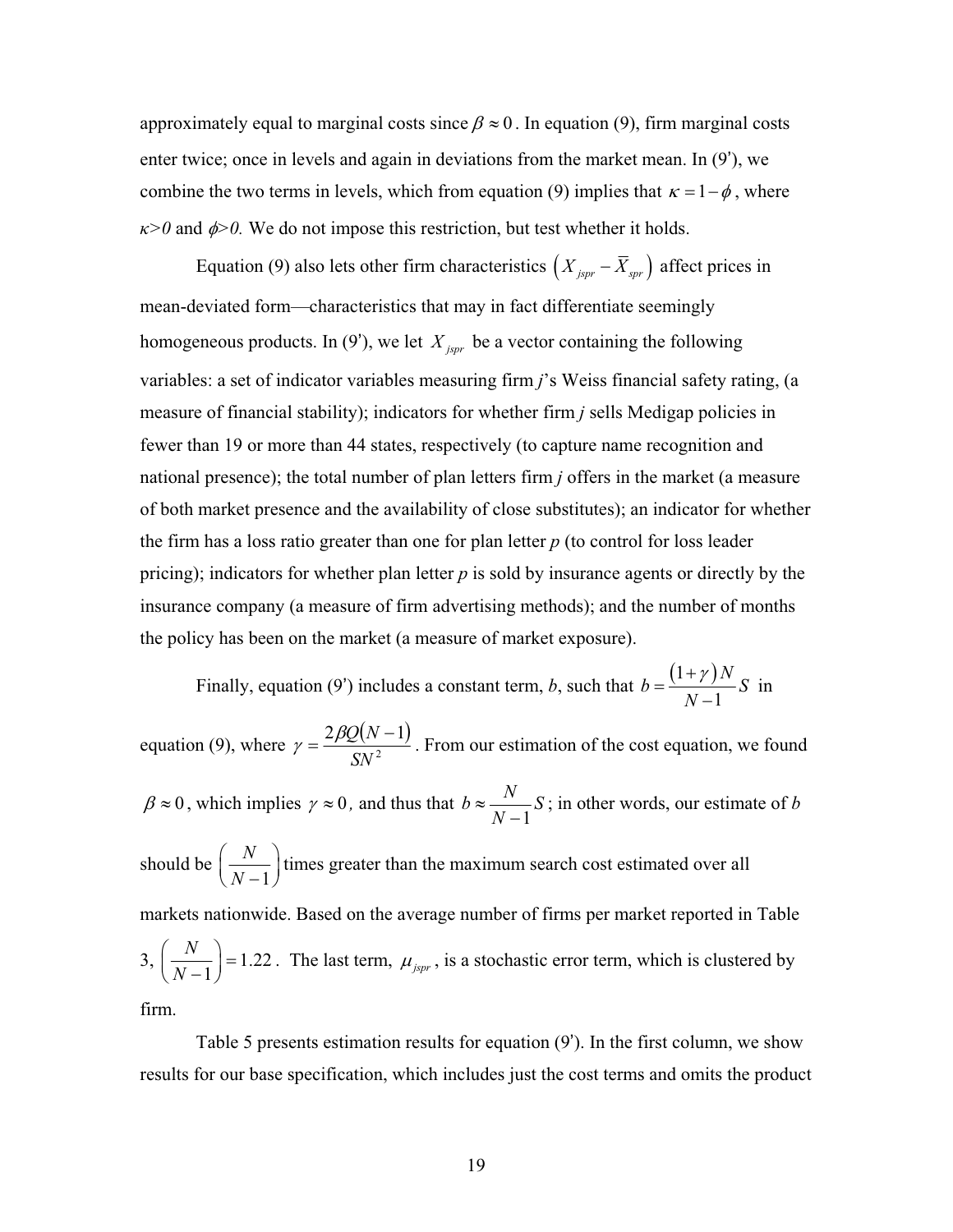approximately equal to marginal costs since $\beta \approx 0$. In equation (9), firm marginal costs enter twice; once in levels and again in deviations from the market mean. In (9'), we combine the two terms in levels, which from equation (9) implies that $\kappa = 1 - \phi$, where $\kappa > 0$ and $\phi > 0$. We do not impose this restriction, but test whether it holds.

Equation (9) also lets other firm characteristics $\left( X_{jspr} - \overline{X}_{spr} \right)$ affect prices in mean-deviated form—characteristics that may in fact differentiate seemingly homogeneous products. In (9'), we let $X_{jspr}$ be a vector containing the following variables: a set of indicator variables measuring firm *j*'s Weiss financial safety rating, (a measure of financial stability); indicators for whether firm *j* sells Medigap policies in fewer than 19 or more than 44 states, respectively (to capture name recognition and national presence); the total number of plan letters firm *j* offers in the market (a measure of both market presence and the availability of close substitutes); an indicator for whether the firm has a loss ratio greater than one for plan letter *p* (to control for loss leader pricing); indicators for whether plan letter *p* is sold by insurance agents or directly by the insurance company (a measure of firm advertising methods); and the number of months the policy has been on the market (a measure of market exposure).

Finally, equation (9') includes a constant term, *b*, such that $b = \frac{(1+\gamma)N}{N-1}S$ in equation (9), where $\gamma = \frac{2\beta Q(N-1)}{SN^2}$. From our estimation of the cost equation, we found $\beta \approx 0$, which implies $\gamma \approx 0$, and thus that $b \approx \frac{N}{N-1}S$; in other words, our estimate of *b* should be $\left( \frac{N}{N-1} \right)$ times greater than the maximum search cost estimated over all markets nationwide. Based on the average number of firms per market reported in Table 3, $\left( \frac{N}{N-1} \right) = 1.22$. The last term, $\mu_{jspr}$, is a stochastic error term, which is clustered by firm.

Table 5 presents estimation results for equation (9'). In the first column, we show results for our base specification, which includes just the cost terms and omits the product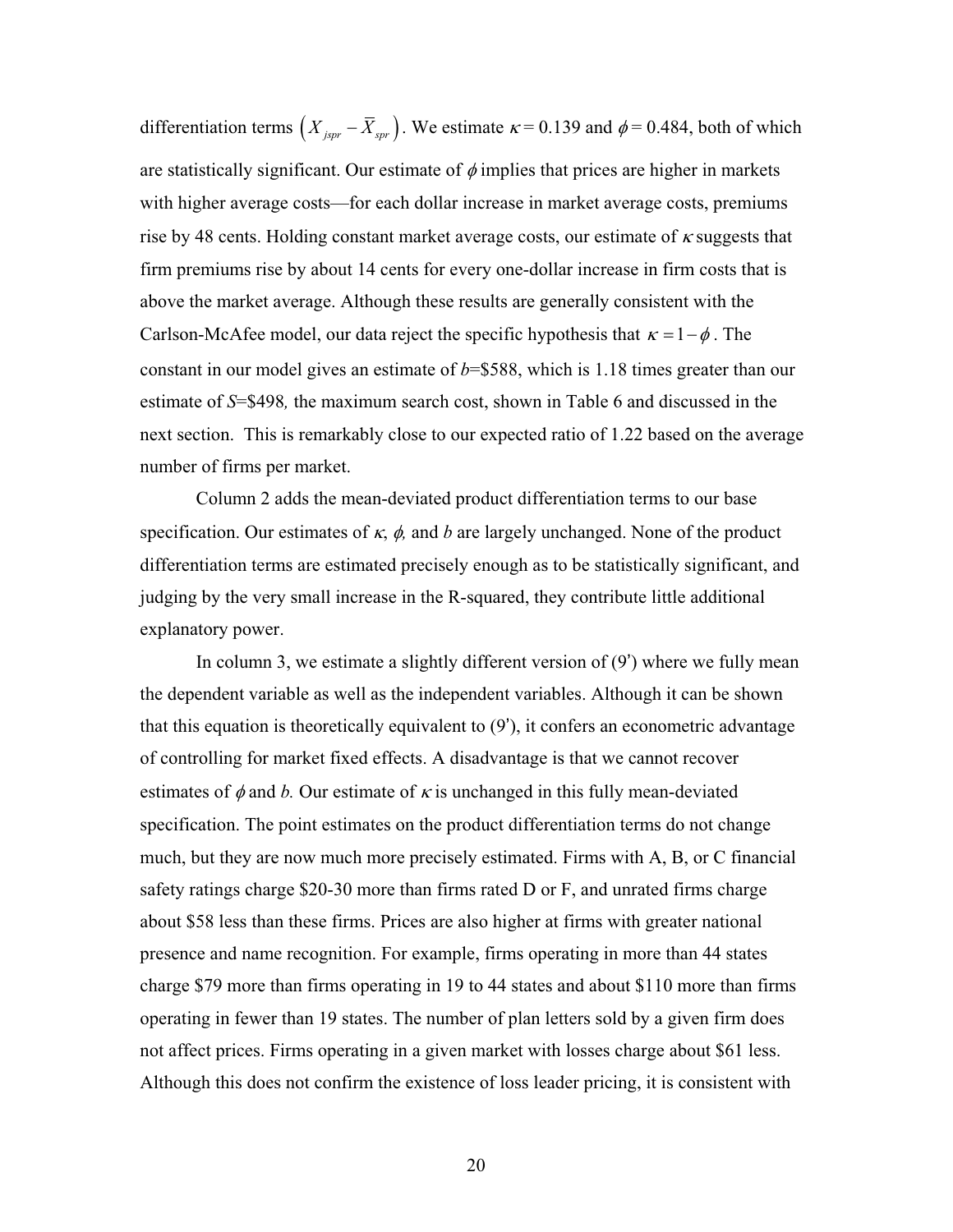differentiation terms $\left(X_{jspr} - \bar{X}_{spr}\right)$. We estimate $\kappa = 0.139$ and $\phi = 0.484$, both of which are statistically significant. Our estimate of $\phi$ implies that prices are higher in markets with higher average costs—for each dollar increase in market average costs, premiums rise by 48 cents. Holding constant market average costs, our estimate of $\kappa$ suggests that firm premiums rise by about 14 cents for every one-dollar increase in firm costs that is above the market average. Although these results are generally consistent with the Carlson-McAfee model, our data reject the specific hypothesis that $\kappa = 1 - \phi$. The constant in our model gives an estimate of *b*=\$588, which is 1.18 times greater than our estimate of *S*=\$498*,* the maximum search cost, shown in Table 6 and discussed in the next section. This is remarkably close to our expected ratio of 1.22 based on the average number of firms per market.

Column 2 adds the mean-deviated product differentiation terms to our base specification. Our estimates of $\kappa$, $\phi$, and *b* are largely unchanged. None of the product differentiation terms are estimated precisely enough as to be statistically significant, and judging by the very small increase in the R-squared, they contribute little additional explanatory power.

In column 3, we estimate a slightly different version of (9') where we fully mean the dependent variable as well as the independent variables. Although it can be shown that this equation is theoretically equivalent to (9'), it confers an econometric advantage of controlling for market fixed effects. A disadvantage is that we cannot recover estimates of $\phi$ and *b.* Our estimate of $\kappa$ is unchanged in this fully mean-deviated specification. The point estimates on the product differentiation terms do not change much, but they are now much more precisely estimated. Firms with A, B, or C financial safety ratings charge \$20-30 more than firms rated D or F, and unrated firms charge about \$58 less than these firms. Prices are also higher at firms with greater national presence and name recognition. For example, firms operating in more than 44 states charge \$79 more than firms operating in 19 to 44 states and about \$110 more than firms operating in fewer than 19 states. The number of plan letters sold by a given firm does not affect prices. Firms operating in a given market with losses charge about \$61 less. Although this does not confirm the existence of loss leader pricing, it is consistent with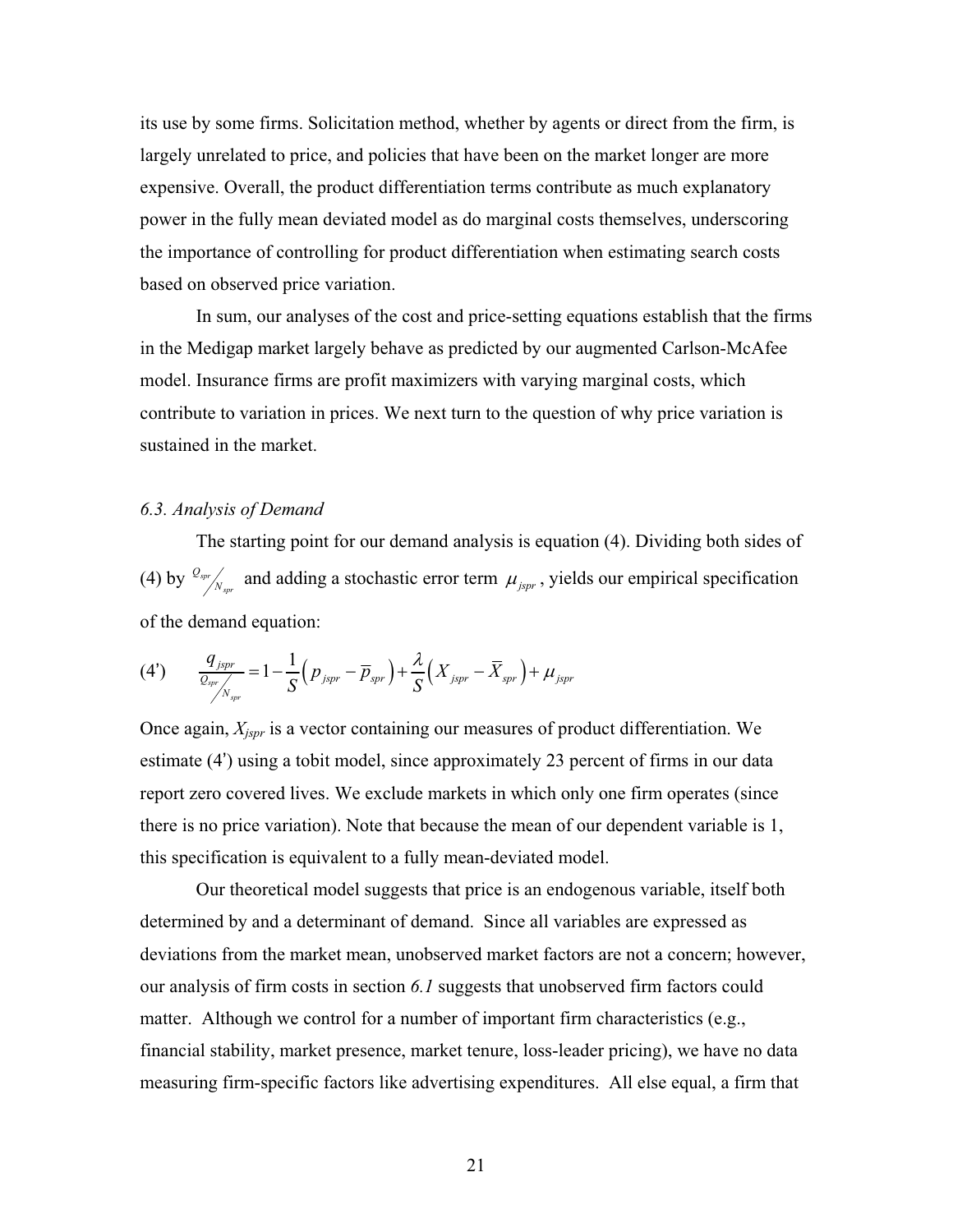its use by some firms. Solicitation method, whether by agents or direct from the firm, is largely unrelated to price, and policies that have been on the market longer are more expensive. Overall, the product differentiation terms contribute as much explanatory power in the fully mean deviated model as do marginal costs themselves, underscoring the importance of controlling for product differentiation when estimating search costs based on observed price variation.

In sum, our analyses of the cost and price-setting equations establish that the firms in the Medigap market largely behave as predicted by our augmented Carlson-McAfee model. Insurance firms are profit maximizers with varying marginal costs, which contribute to variation in prices. We next turn to the question of why price variation is sustained in the market.

*6.3. Analysis of Demand*

The starting point for our demand analysis is equation (4). Dividing both sides of (4) by $Q_{spr}/N_{spr}$ and adding a stochastic error term $\mu_{jspr}$, yields our empirical specification of the demand equation:

$$(4') \qquad \frac{q_{jspr}}{Q_{spr}/N_{spr}} = 1 - \frac{1}{S}\left(p_{jspr} - \overline{p}_{spr}\right) + \frac{\lambda}{S}\left(X_{jspr} - \overline{X}_{spr}\right) + \mu_{jspr}$$

Once again, $X_{jspr}$ is a vector containing our measures of product differentiation. We estimate (4') using a tobit model, since approximately 23 percent of firms in our data report zero covered lives. We exclude markets in which only one firm operates (since there is no price variation). Note that because the mean of our dependent variable is 1, this specification is equivalent to a fully mean-deviated model.

Our theoretical model suggests that price is an endogenous variable, itself both determined by and a determinant of demand. Since all variables are expressed as deviations from the market mean, unobserved market factors are not a concern; however, our analysis of firm costs in section *6.1* suggests that unobserved firm factors could matter. Although we control for a number of important firm characteristics (e.g., financial stability, market presence, market tenure, loss-leader pricing), we have no data measuring firm-specific factors like advertising expenditures. All else equal, a firm that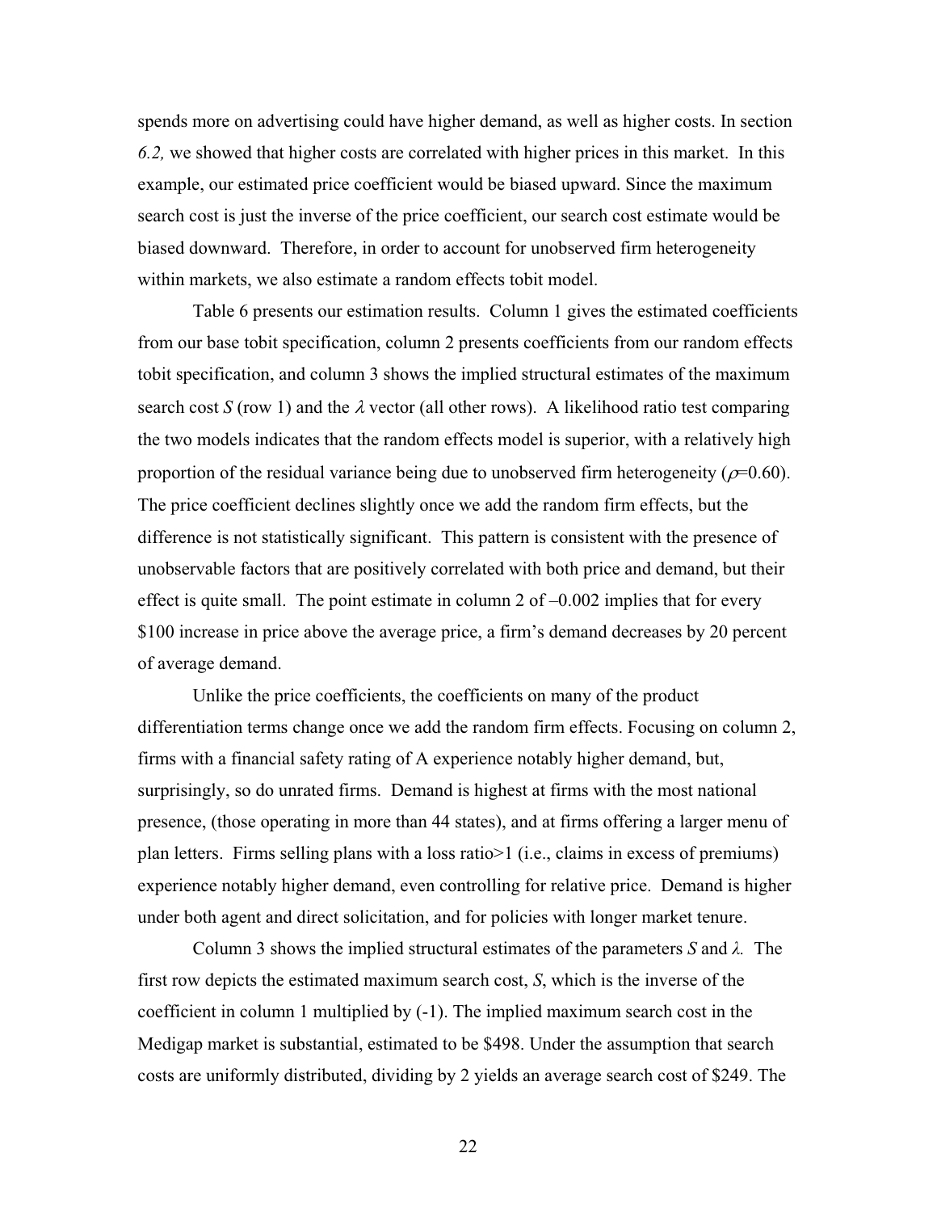spends more on advertising could have higher demand, as well as higher costs. In section *6.2,* we showed that higher costs are correlated with higher prices in this market. In this example, our estimated price coefficient would be biased upward. Since the maximum search cost is just the inverse of the price coefficient, our search cost estimate would be biased downward. Therefore, in order to account for unobserved firm heterogeneity within markets, we also estimate a random effects tobit model.

Table 6 presents our estimation results. Column 1 gives the estimated coefficients from our base tobit specification, column 2 presents coefficients from our random effects tobit specification, and column 3 shows the implied structural estimates of the maximum search cost *S* (row 1) and the $\lambda$ vector (all other rows). A likelihood ratio test comparing the two models indicates that the random effects model is superior, with a relatively high proportion of the residual variance being due to unobserved firm heterogeneity ($\rho$=0.60). The price coefficient declines slightly once we add the random firm effects, but the difference is not statistically significant. This pattern is consistent with the presence of unobservable factors that are positively correlated with both price and demand, but their effect is quite small. The point estimate in column 2 of –0.002 implies that for every \$100 increase in price above the average price, a firm's demand decreases by 20 percent of average demand.

Unlike the price coefficients, the coefficients on many of the product differentiation terms change once we add the random firm effects. Focusing on column 2, firms with a financial safety rating of A experience notably higher demand, but, surprisingly, so do unrated firms. Demand is highest at firms with the most national presence, (those operating in more than 44 states), and at firms offering a larger menu of plan letters. Firms selling plans with a loss ratio>1 (i.e., claims in excess of premiums) experience notably higher demand, even controlling for relative price. Demand is higher under both agent and direct solicitation, and for policies with longer market tenure.

Column 3 shows the implied structural estimates of the parameters *S* and $\lambda$. The first row depicts the estimated maximum search cost, *S*, which is the inverse of the coefficient in column 1 multiplied by (-1). The implied maximum search cost in the Medigap market is substantial, estimated to be \$498. Under the assumption that search costs are uniformly distributed, dividing by 2 yields an average search cost of \$249. The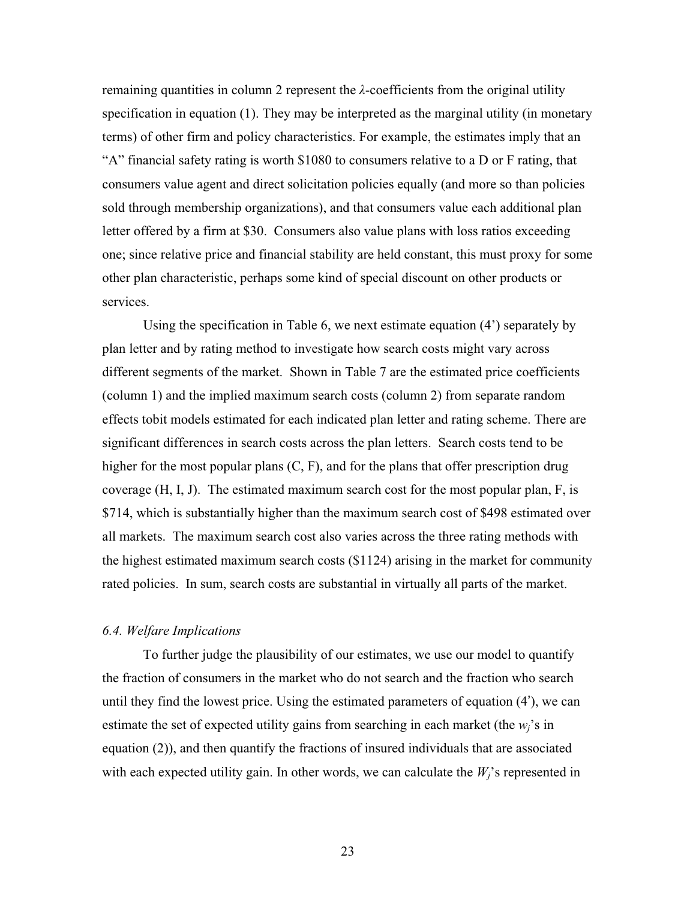remaining quantities in column 2 represent the $\lambda$-coefficients from the original utility specification in equation (1). They may be interpreted as the marginal utility (in monetary terms) of other firm and policy characteristics. For example, the estimates imply that an "A" financial safety rating is worth \$1080 to consumers relative to a D or F rating, that consumers value agent and direct solicitation policies equally (and more so than policies sold through membership organizations), and that consumers value each additional plan letter offered by a firm at \$30. Consumers also value plans with loss ratios exceeding one; since relative price and financial stability are held constant, this must proxy for some other plan characteristic, perhaps some kind of special discount on other products or services.

Using the specification in Table 6, we next estimate equation (4') separately by plan letter and by rating method to investigate how search costs might vary across different segments of the market. Shown in Table 7 are the estimated price coefficients (column 1) and the implied maximum search costs (column 2) from separate random effects tobit models estimated for each indicated plan letter and rating scheme. There are significant differences in search costs across the plan letters. Search costs tend to be higher for the most popular plans (C, F), and for the plans that offer prescription drug coverage (H, I, J). The estimated maximum search cost for the most popular plan, F, is \$714, which is substantially higher than the maximum search cost of \$498 estimated over all markets. The maximum search cost also varies across the three rating methods with the highest estimated maximum search costs (\$1124) arising in the market for community rated policies. In sum, search costs are substantial in virtually all parts of the market.

### *6.4. Welfare Implications*

To further judge the plausibility of our estimates, we use our model to quantify the fraction of consumers in the market who do not search and the fraction who search until they find the lowest price. Using the estimated parameters of equation (4′), we can estimate the set of expected utility gains from searching in each market (the $w_j$'s in equation (2)), and then quantify the fractions of insured individuals that are associated with each expected utility gain. In other words, we can calculate the $W_j$'s represented in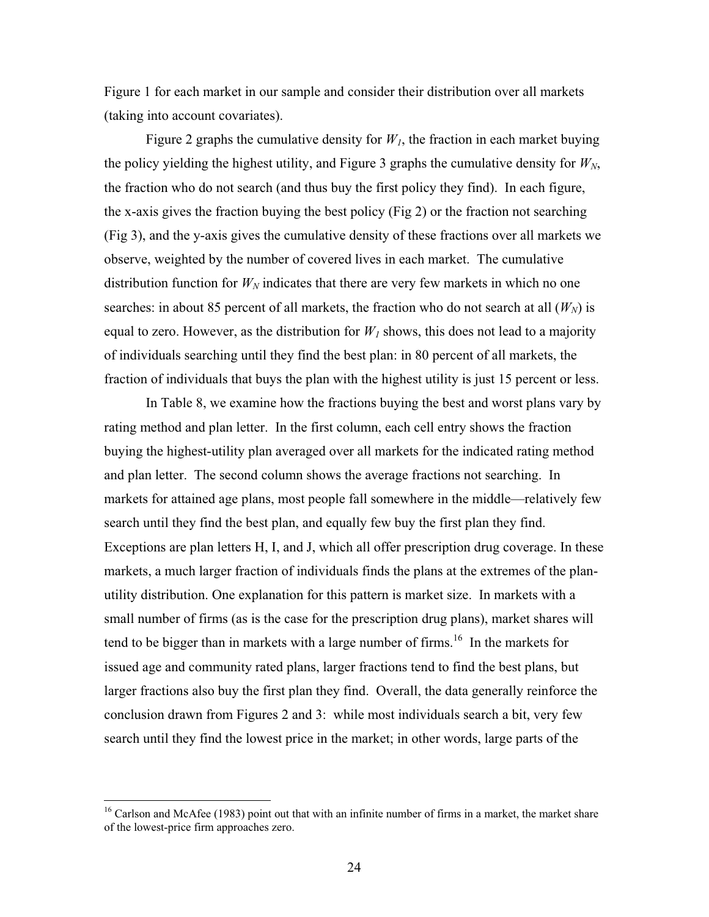Figure 1 for each market in our sample and consider their distribution over all markets (taking into account covariates).

Figure 2 graphs the cumulative density for $W_I$, the fraction in each market buying the policy yielding the highest utility, and Figure 3 graphs the cumulative density for $W_N$, the fraction who do not search (and thus buy the first policy they find). In each figure, the x-axis gives the fraction buying the best policy (Fig 2) or the fraction not searching (Fig 3), and the y-axis gives the cumulative density of these fractions over all markets we observe, weighted by the number of covered lives in each market. The cumulative distribution function for $W_N$ indicates that there are very few markets in which no one searches: in about 85 percent of all markets, the fraction who do not search at all ($W_N$) is equal to zero. However, as the distribution for $W_I$ shows, this does not lead to a majority of individuals searching until they find the best plan: in 80 percent of all markets, the fraction of individuals that buys the plan with the highest utility is just 15 percent or less.

In Table 8, we examine how the fractions buying the best and worst plans vary by rating method and plan letter. In the first column, each cell entry shows the fraction buying the highest-utility plan averaged over all markets for the indicated rating method and plan letter. The second column shows the average fractions not searching. In markets for attained age plans, most people fall somewhere in the middle—relatively few search until they find the best plan, and equally few buy the first plan they find. Exceptions are plan letters H, I, and J, which all offer prescription drug coverage. In these markets, a much larger fraction of individuals finds the plans at the extremes of the plan-utility distribution. One explanation for this pattern is market size. In markets with a small number of firms (as is the case for the prescription drug plans), market shares will tend to be bigger than in markets with a large number of firms.[16] In the markets for issued age and community rated plans, larger fractions tend to find the best plans, but larger fractions also buy the first plan they find. Overall, the data generally reinforce the conclusion drawn from Figures 2 and 3: while most individuals search a bit, very few search until they find the lowest price in the market; in other words, large parts of the

[16] Carlson and McAfee (1983) point out that with an infinite number of firms in a market, the market share of the lowest-price firm approaches zero.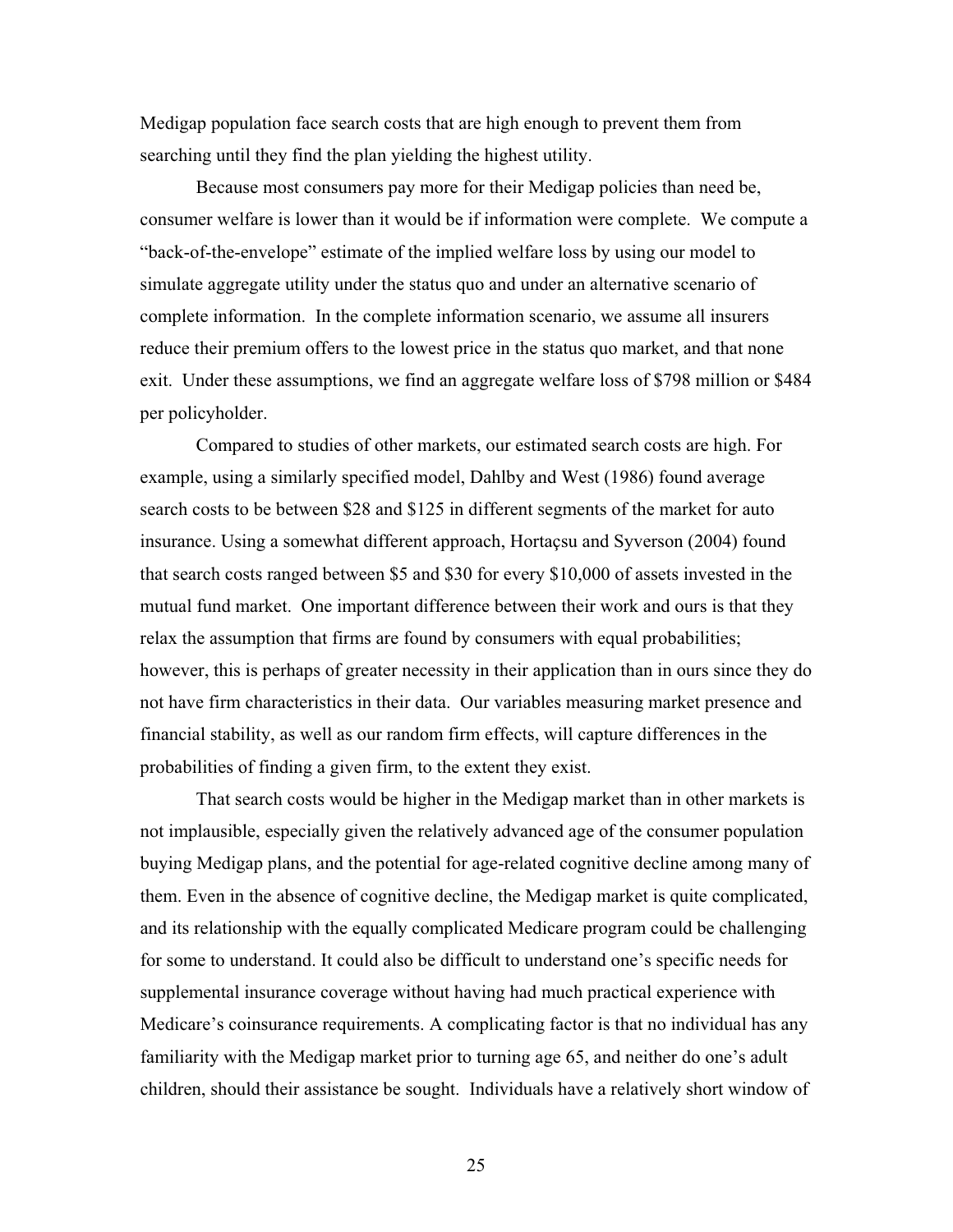Medigap population face search costs that are high enough to prevent them from searching until they find the plan yielding the highest utility.

Because most consumers pay more for their Medigap policies than need be, consumer welfare is lower than it would be if information were complete. We compute a "back-of-the-envelope" estimate of the implied welfare loss by using our model to simulate aggregate utility under the status quo and under an alternative scenario of complete information. In the complete information scenario, we assume all insurers reduce their premium offers to the lowest price in the status quo market, and that none exit. Under these assumptions, we find an aggregate welfare loss of $798 million or $484 per policyholder.

Compared to studies of other markets, our estimated search costs are high. For example, using a similarly specified model, Dahlby and West (1986) found average search costs to be between $28 and $125 in different segments of the market for auto insurance. Using a somewhat different approach, Hortaçsu and Syverson (2004) found that search costs ranged between $5 and $30 for every $10,000 of assets invested in the mutual fund market. One important difference between their work and ours is that they relax the assumption that firms are found by consumers with equal probabilities; however, this is perhaps of greater necessity in their application than in ours since they do not have firm characteristics in their data. Our variables measuring market presence and financial stability, as well as our random firm effects, will capture differences in the probabilities of finding a given firm, to the extent they exist.

That search costs would be higher in the Medigap market than in other markets is not implausible, especially given the relatively advanced age of the consumer population buying Medigap plans, and the potential for age-related cognitive decline among many of them. Even in the absence of cognitive decline, the Medigap market is quite complicated, and its relationship with the equally complicated Medicare program could be challenging for some to understand. It could also be difficult to understand one's specific needs for supplemental insurance coverage without having had much practical experience with Medicare's coinsurance requirements. A complicating factor is that no individual has any familiarity with the Medigap market prior to turning age 65, and neither do one's adult children, should their assistance be sought. Individuals have a relatively short window of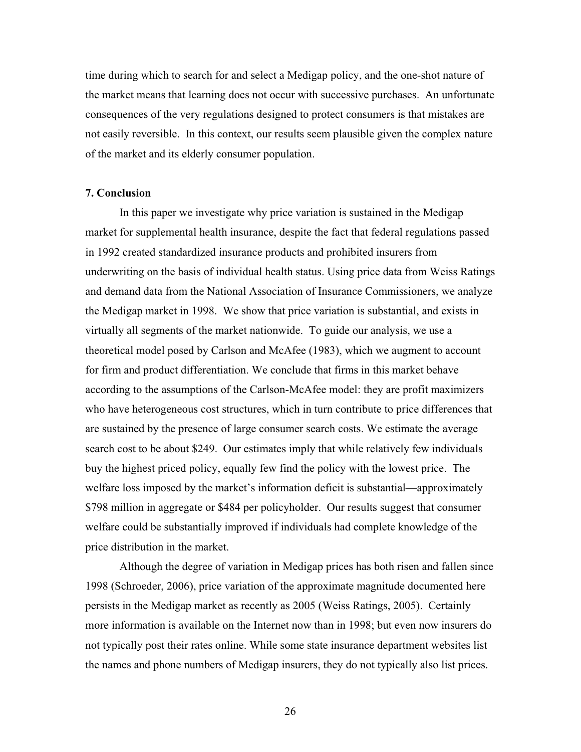time during which to search for and select a Medigap policy, and the one-shot nature of the market means that learning does not occur with successive purchases. An unfortunate consequences of the very regulations designed to protect consumers is that mistakes are not easily reversible. In this context, our results seem plausible given the complex nature of the market and its elderly consumer population.

## 7. Conclusion

In this paper we investigate why price variation is sustained in the Medigap market for supplemental health insurance, despite the fact that federal regulations passed in 1992 created standardized insurance products and prohibited insurers from underwriting on the basis of individual health status. Using price data from Weiss Ratings and demand data from the National Association of Insurance Commissioners, we analyze the Medigap market in 1998. We show that price variation is substantial, and exists in virtually all segments of the market nationwide. To guide our analysis, we use a theoretical model posed by Carlson and McAfee (1983), which we augment to account for firm and product differentiation. We conclude that firms in this market behave according to the assumptions of the Carlson-McAfee model: they are profit maximizers who have heterogeneous cost structures, which in turn contribute to price differences that are sustained by the presence of large consumer search costs. We estimate the average search cost to be about $249. Our estimates imply that while relatively few individuals buy the highest priced policy, equally few find the policy with the lowest price. The welfare loss imposed by the market's information deficit is substantial—approximately $798 million in aggregate or $484 per policyholder. Our results suggest that consumer welfare could be substantially improved if individuals had complete knowledge of the price distribution in the market.

Although the degree of variation in Medigap prices has both risen and fallen since 1998 (Schroeder, 2006), price variation of the approximate magnitude documented here persists in the Medigap market as recently as 2005 (Weiss Ratings, 2005). Certainly more information is available on the Internet now than in 1998; but even now insurers do not typically post their rates online. While some state insurance department websites list the names and phone numbers of Medigap insurers, they do not typically also list prices.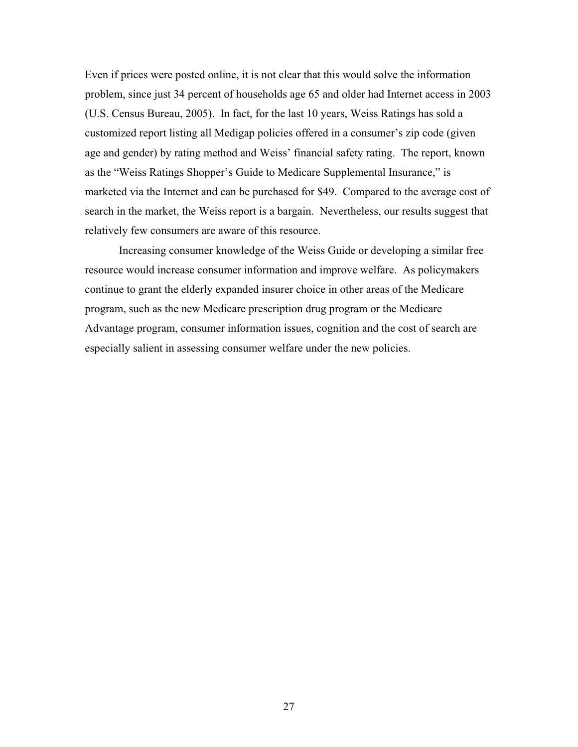Even if prices were posted online, it is not clear that this would solve the information problem, since just 34 percent of households age 65 and older had Internet access in 2003 (U.S. Census Bureau, 2005). In fact, for the last 10 years, Weiss Ratings has sold a customized report listing all Medigap policies offered in a consumer's zip code (given age and gender) by rating method and Weiss' financial safety rating. The report, known as the "Weiss Ratings Shopper's Guide to Medicare Supplemental Insurance," is marketed via the Internet and can be purchased for $49. Compared to the average cost of search in the market, the Weiss report is a bargain. Nevertheless, our results suggest that relatively few consumers are aware of this resource.

Increasing consumer knowledge of the Weiss Guide or developing a similar free resource would increase consumer information and improve welfare. As policymakers continue to grant the elderly expanded insurer choice in other areas of the Medicare program, such as the new Medicare prescription drug program or the Medicare Advantage program, consumer information issues, cognition and the cost of search are especially salient in assessing consumer welfare under the new policies.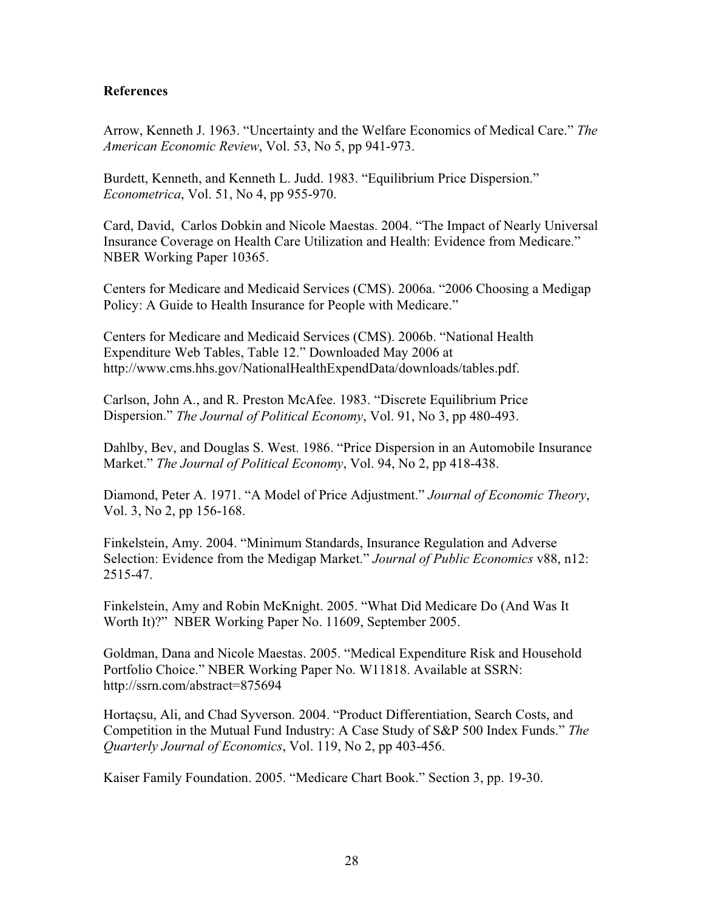## References

Arrow, Kenneth J. 1963. "Uncertainty and the Welfare Economics of Medical Care." *The American Economic Review*, Vol. 53, No 5, pp 941-973.

Burdett, Kenneth, and Kenneth L. Judd. 1983. "Equilibrium Price Dispersion." *Econometrica*, Vol. 51, No 4, pp 955-970.

Card, David, Carlos Dobkin and Nicole Maestas. 2004. "The Impact of Nearly Universal Insurance Coverage on Health Care Utilization and Health: Evidence from Medicare." NBER Working Paper 10365.

Centers for Medicare and Medicaid Services (CMS). 2006a. "2006 Choosing a Medigap Policy: A Guide to Health Insurance for People with Medicare."

Centers for Medicare and Medicaid Services (CMS). 2006b. "National Health Expenditure Web Tables, Table 12." Downloaded May 2006 at http://www.cms.hhs.gov/NationalHealthExpendData/downloads/tables.pdf.

Carlson, John A., and R. Preston McAfee. 1983. "Discrete Equilibrium Price Dispersion." *The Journal of Political Economy*, Vol. 91, No 3, pp 480-493.

Dahlby, Bev, and Douglas S. West. 1986. "Price Dispersion in an Automobile Insurance Market." *The Journal of Political Economy*, Vol. 94, No 2, pp 418-438.

Diamond, Peter A. 1971. "A Model of Price Adjustment." *Journal of Economic Theory*, Vol. 3, No 2, pp 156-168.

Finkelstein, Amy. 2004. "Minimum Standards, Insurance Regulation and Adverse Selection: Evidence from the Medigap Market." *Journal of Public Economics* v88, n12: 2515-47.

Finkelstein, Amy and Robin McKnight. 2005. "What Did Medicare Do (And Was It Worth It)?" NBER Working Paper No. 11609, September 2005.

Goldman, Dana and Nicole Maestas. 2005. "Medical Expenditure Risk and Household Portfolio Choice." NBER Working Paper No. W11818. Available at SSRN: http://ssrn.com/abstract=875694

Hortaçsu, Ali, and Chad Syverson. 2004. "Product Differentiation, Search Costs, and Competition in the Mutual Fund Industry: A Case Study of S&P 500 Index Funds." *The Quarterly Journal of Economics*, Vol. 119, No 2, pp 403-456.

Kaiser Family Foundation. 2005. "Medicare Chart Book." Section 3, pp. 19-30.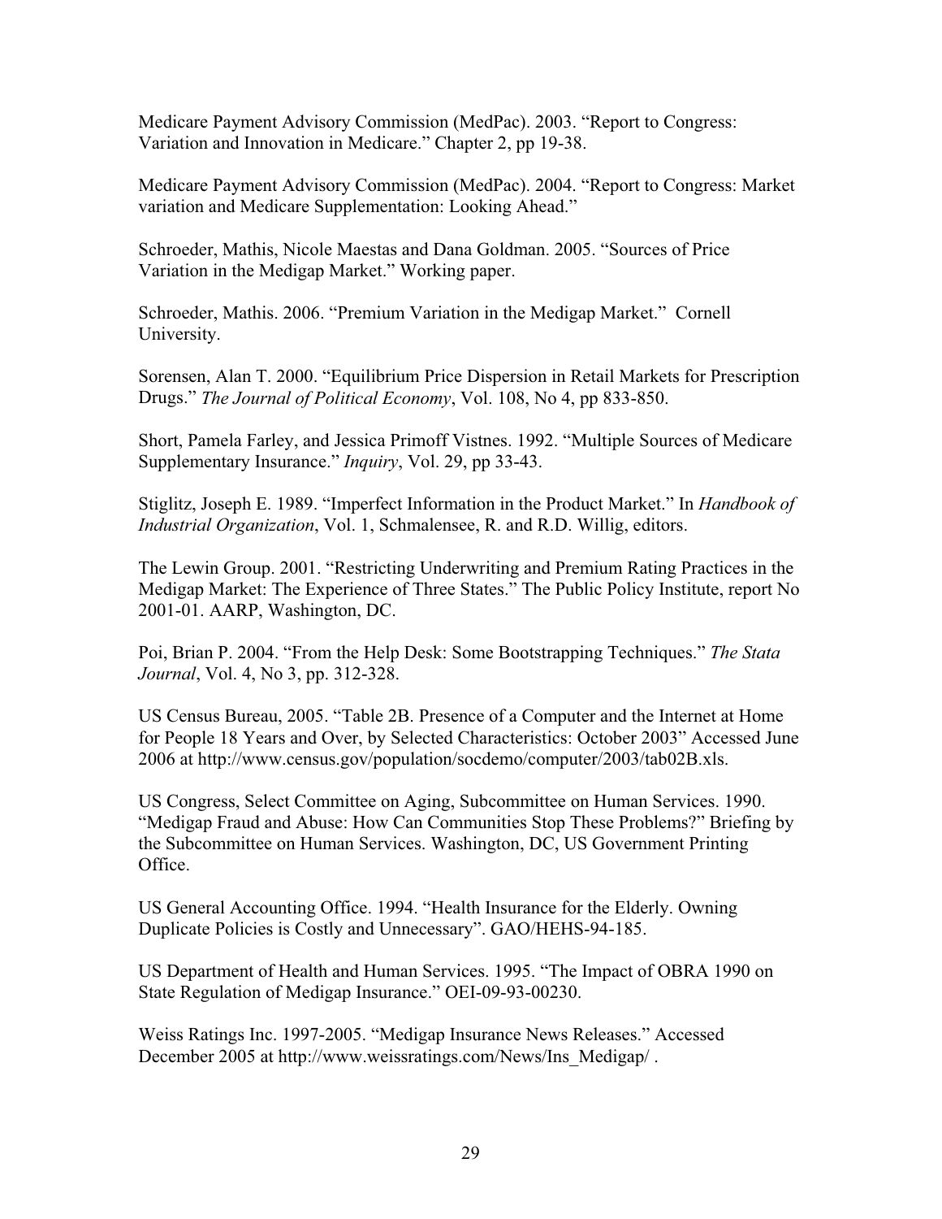Medicare Payment Advisory Commission (MedPac). 2003. "Report to Congress: Variation and Innovation in Medicare." Chapter 2, pp 19-38.

Medicare Payment Advisory Commission (MedPac). 2004. "Report to Congress: Market variation and Medicare Supplementation: Looking Ahead."

Schroeder, Mathis, Nicole Maestas and Dana Goldman. 2005. "Sources of Price Variation in the Medigap Market." Working paper.

Schroeder, Mathis. 2006. "Premium Variation in the Medigap Market." Cornell University.

Sorensen, Alan T. 2000. "Equilibrium Price Dispersion in Retail Markets for Prescription Drugs." *The Journal of Political Economy*, Vol. 108, No 4, pp 833-850.

Short, Pamela Farley, and Jessica Primoff Vistnes. 1992. "Multiple Sources of Medicare Supplementary Insurance." *Inquiry*, Vol. 29, pp 33-43.

Stiglitz, Joseph E. 1989. "Imperfect Information in the Product Market." In *Handbook of Industrial Organization*, Vol. 1, Schmalensee, R. and R.D. Willig, editors.

The Lewin Group. 2001. "Restricting Underwriting and Premium Rating Practices in the Medigap Market: The Experience of Three States." The Public Policy Institute, report No 2001-01. AARP, Washington, DC.

Poi, Brian P. 2004. "From the Help Desk: Some Bootstrapping Techniques." *The Stata Journal*, Vol. 4, No 3, pp. 312-328.

US Census Bureau, 2005. "Table 2B. Presence of a Computer and the Internet at Home for People 18 Years and Over, by Selected Characteristics: October 2003" Accessed June 2006 at http://www.census.gov/population/socdemo/computer/2003/tab02B.xls.

US Congress, Select Committee on Aging, Subcommittee on Human Services. 1990. "Medigap Fraud and Abuse: How Can Communities Stop These Problems?" Briefing by the Subcommittee on Human Services. Washington, DC, US Government Printing Office.

US General Accounting Office. 1994. "Health Insurance for the Elderly. Owning Duplicate Policies is Costly and Unnecessary". GAO/HEHS-94-185.

US Department of Health and Human Services. 1995. "The Impact of OBRA 1990 on State Regulation of Medigap Insurance." OEI-09-93-00230.

Weiss Ratings Inc. 1997-2005. "Medigap Insurance News Releases." Accessed December 2005 at http://www.weissratings.com/News/Ins_Medigap/ .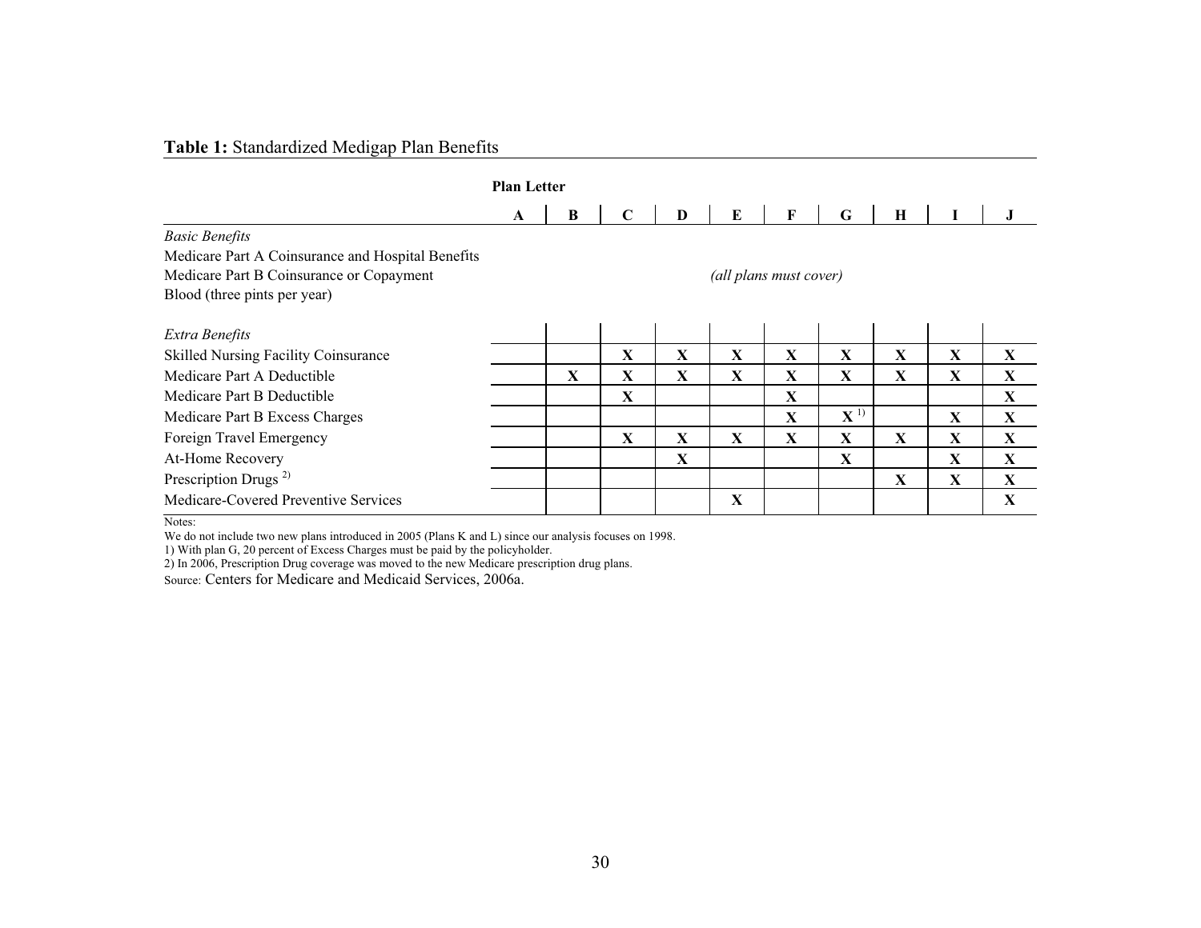**Table 1:** Standardized Medigap Plan Benefits

| | Plan Letter | | | | | | | | | |
|---|---|---|---|---|---|---|---|---|---|---|
| | A | B | C | D | E | F | G | H | I | J |
| *Basic Benefits* | | | | | | | | | | |
| Medicare Part A Coinsurance and Hospital Benefits | | | | | | | | | | |
| Medicare Part B Coinsurance or Copayment | | | | | *(all plans must cover)* | | | | | |
| Blood (three pints per year) | | | | | | | | | | |
| *Extra Benefits* | | | | | | | | | | |
| Skilled Nursing Facility Coinsurance | | | **X** | **X** | **X** | **X** | **X** | **X** | **X** | **X** |
| Medicare Part A Deductible | | **X** | **X** | **X** | **X** | **X** | **X** | **X** | **X** | **X** |
| Medicare Part B Deductible | | | **X** | | | **X** | | | | **X** |
| Medicare Part B Excess Charges | | | | | | **X** | **X** [1)] | | **X** | **X** |
| Foreign Travel Emergency | | | **X** | **X** | **X** | **X** | **X** | **X** | **X** | **X** |
| At-Home Recovery | | | | **X** | | | **X** | | **X** | **X** |
| Prescription Drugs [2)] | | | | | | | | **X** | **X** | **X** |
| Medicare-Covered Preventive Services | | | | | **X** | | | | | **X** |

Notes:

We do not include two new plans introduced in 2005 (Plans K and L) since our analysis focuses on 1998.

1) With plan G, 20 percent of Excess Charges must be paid by the policyholder.

2) In 2006, Prescription Drug coverage was moved to the new Medicare prescription drug plans.

Source: Centers for Medicare and Medicaid Services, 2006a.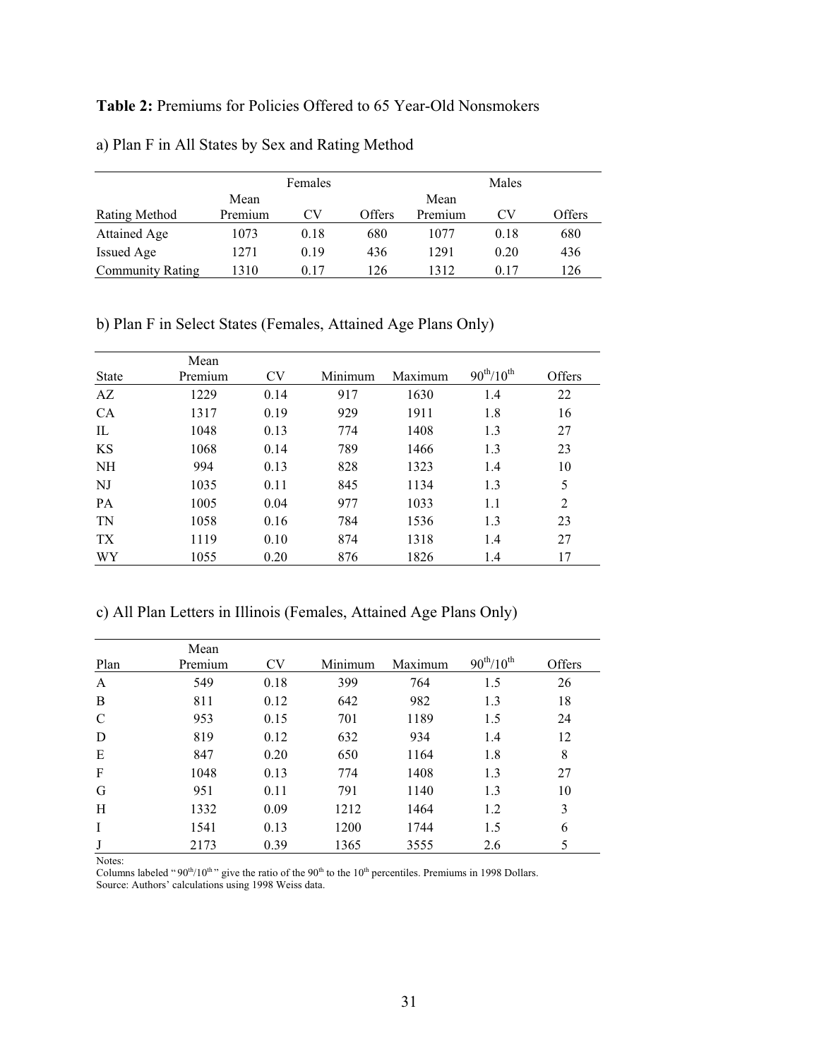**Table 2:** Premiums for Policies Offered to 65 Year-Old Nonsmokers

a) Plan F in All States by Sex and Rating Method

| | Females | | | Males | | |
|---|---|---|---|---|---|---|
| Rating Method | Mean Premium | CV | Offers | Mean Premium | CV | Offers |
| Attained Age | 1073 | 0.18 | 680 | 1077 | 0.18 | 680 |
| Issued Age | 1271 | 0.19 | 436 | 1291 | 0.20 | 436 |
| Community Rating | 1310 | 0.17 | 126 | 1312 | 0.17 | 126 |

b) Plan F in Select States (Females, Attained Age Plans Only)

| State | Mean Premium | CV | Minimum | Maximum | $90^{th}/10^{th}$ | Offers |
|---|---|---|---|---|---|---|
| AZ | 1229 | 0.14 | 917 | 1630 | 1.4 | 22 |
| CA | 1317 | 0.19 | 929 | 1911 | 1.8 | 16 |
| IL | 1048 | 0.13 | 774 | 1408 | 1.3 | 27 |
| KS | 1068 | 0.14 | 789 | 1466 | 1.3 | 23 |
| NH | 994 | 0.13 | 828 | 1323 | 1.4 | 10 |
| NJ | 1035 | 0.11 | 845 | 1134 | 1.3 | 5 |
| PA | 1005 | 0.04 | 977 | 1033 | 1.1 | 2 |
| TN | 1058 | 0.16 | 784 | 1536 | 1.3 | 23 |
| TX | 1119 | 0.10 | 874 | 1318 | 1.4 | 27 |
| WY | 1055 | 0.20 | 876 | 1826 | 1.4 | 17 |

c) All Plan Letters in Illinois (Females, Attained Age Plans Only)

| Plan | Mean Premium | CV | Minimum | Maximum | $90^{th}/10^{th}$ | Offers |
|---|---|---|---|---|---|---|
| A | 549 | 0.18 | 399 | 764 | 1.5 | 26 |
| B | 811 | 0.12 | 642 | 982 | 1.3 | 18 |
| C | 953 | 0.15 | 701 | 1189 | 1.5 | 24 |
| D | 819 | 0.12 | 632 | 934 | 1.4 | 12 |
| E | 847 | 0.20 | 650 | 1164 | 1.8 | 8 |
| F | 1048 | 0.13 | 774 | 1408 | 1.3 | 27 |
| G | 951 | 0.11 | 791 | 1140 | 1.3 | 10 |
| H | 1332 | 0.09 | 1212 | 1464 | 1.2 | 3 |
| I | 1541 | 0.13 | 1200 | 1744 | 1.5 | 6 |
| J | 2173 | 0.39 | 1365 | 3555 | 2.6 | 5 |

Notes:
Columns labeled "$90^{th}/10^{th}$" give the ratio of the $90^{th}$ to the $10^{th}$ percentiles. Premiums in 1998 Dollars.
Source: Authors' calculations using 1998 Weiss data.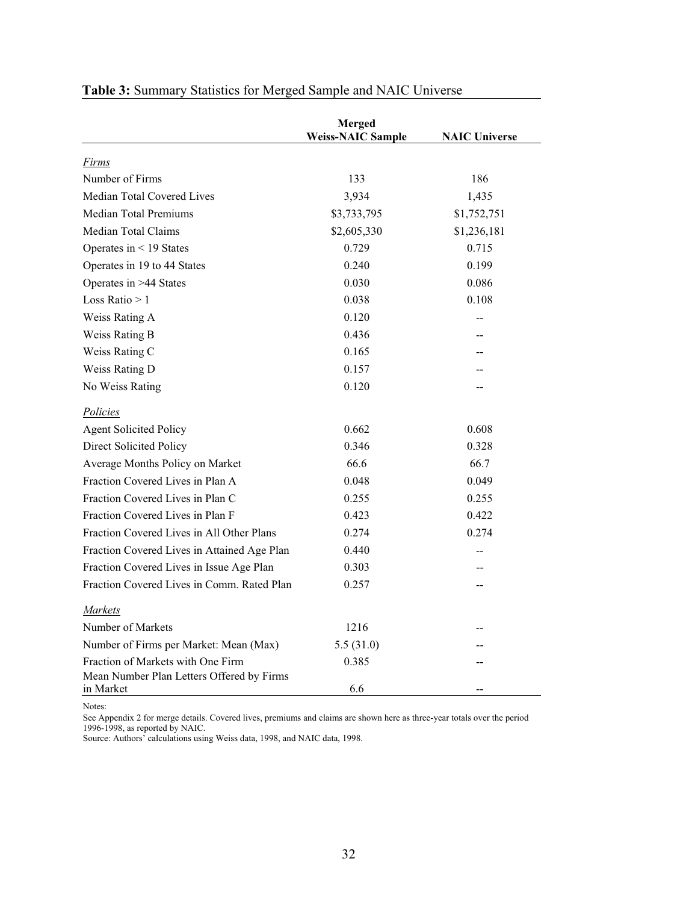**Table 3:** Summary Statistics for Merged Sample and NAIC Universe

| | Merged Weiss-NAIC Sample | NAIC Universe |
|---|---|---|
| *Firms* | | |
| Number of Firms | 133 | 186 |
| Median Total Covered Lives | 3,934 | 1,435 |
| Median Total Premiums | $3,733,795 | $1,752,751 |
| Median Total Claims | $2,605,330 | $1,236,181 |
| Operates in < 19 States | 0.729 | 0.715 |
| Operates in 19 to 44 States | 0.240 | 0.199 |
| Operates in >44 States | 0.030 | 0.086 |
| Loss Ratio > 1 | 0.038 | 0.108 |
| Weiss Rating A | 0.120 | -- |
| Weiss Rating B | 0.436 | -- |
| Weiss Rating C | 0.165 | -- |
| Weiss Rating D | 0.157 | -- |
| No Weiss Rating | 0.120 | -- |
| *Policies* | | |
| Agent Solicited Policy | 0.662 | 0.608 |
| Direct Solicited Policy | 0.346 | 0.328 |
| Average Months Policy on Market | 66.6 | 66.7 |
| Fraction Covered Lives in Plan A | 0.048 | 0.049 |
| Fraction Covered Lives in Plan C | 0.255 | 0.255 |
| Fraction Covered Lives in Plan F | 0.423 | 0.422 |
| Fraction Covered Lives in All Other Plans | 0.274 | 0.274 |
| Fraction Covered Lives in Attained Age Plan | 0.440 | -- |
| Fraction Covered Lives in Issue Age Plan | 0.303 | -- |
| Fraction Covered Lives in Comm. Rated Plan | 0.257 | -- |
| *Markets* | | |
| Number of Markets | 1216 | -- |
| Number of Firms per Market: Mean (Max) | 5.5 (31.0) | -- |
| Fraction of Markets with One Firm | 0.385 | -- |
| Mean Number Plan Letters Offered by Firms in Market | 6.6 | -- |

Notes:
See Appendix 2 for merge details. Covered lives, premiums and claims are shown here as three-year totals over the period 1996-1998, as reported by NAIC.
Source: Authors' calculations using Weiss data, 1998, and NAIC data, 1998.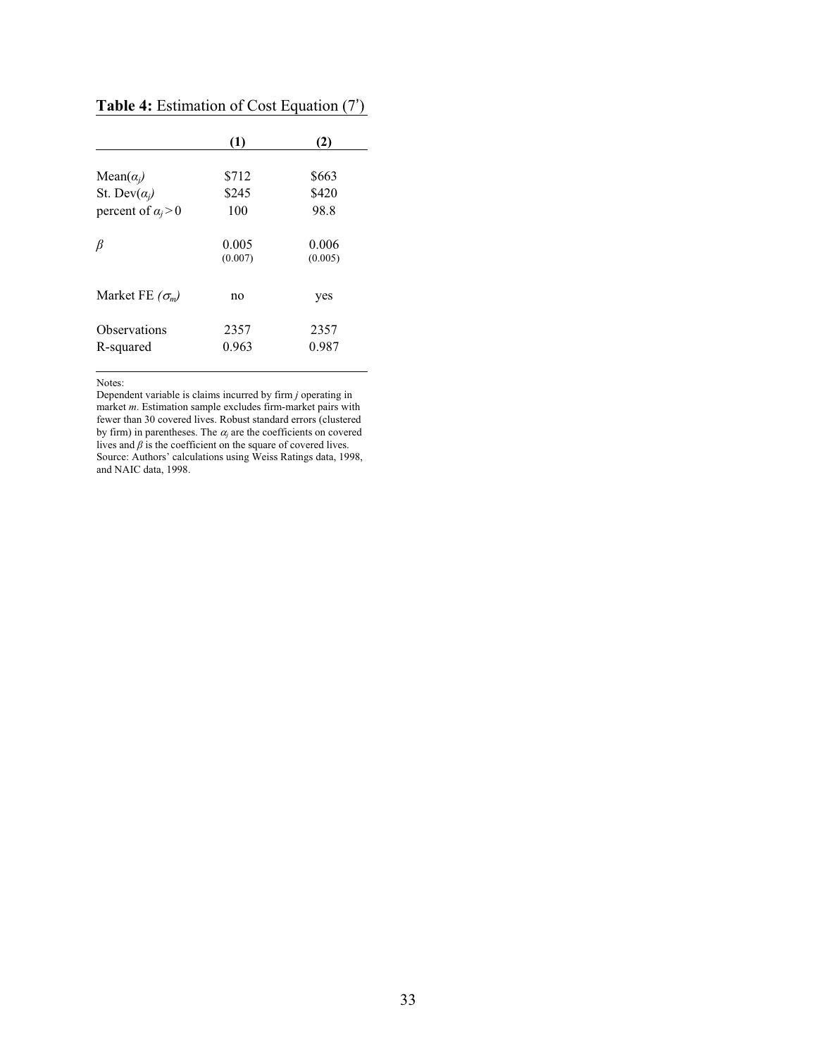**Table 4:** Estimation of Cost Equation (7')

| | (1) | (2) |
|---|---|---|
| Mean($\alpha_j$) | \$712 | \$663 |
| St. Dev($\alpha_j$) | \$245 | \$420 |
| percent of $\alpha_j > 0$ | 100 | 98.8 |
| $\beta$ | 0.005 | 0.006 |
| | (0.007) | (0.005) |
| Market FE ($\sigma_m$) | no | yes |
| Observations | 2357 | 2357 |
| R-squared | 0.963 | 0.987 |

Notes:
Dependent variable is claims incurred by firm *j* operating in market *m*. Estimation sample excludes firm-market pairs with fewer than 30 covered lives. Robust standard errors (clustered by firm) in parentheses. The $\alpha_j$ are the coefficients on covered lives and $\beta$ is the coefficient on the square of covered lives.
Source: Authors' calculations using Weiss Ratings data, 1998, and NAIC data, 1998.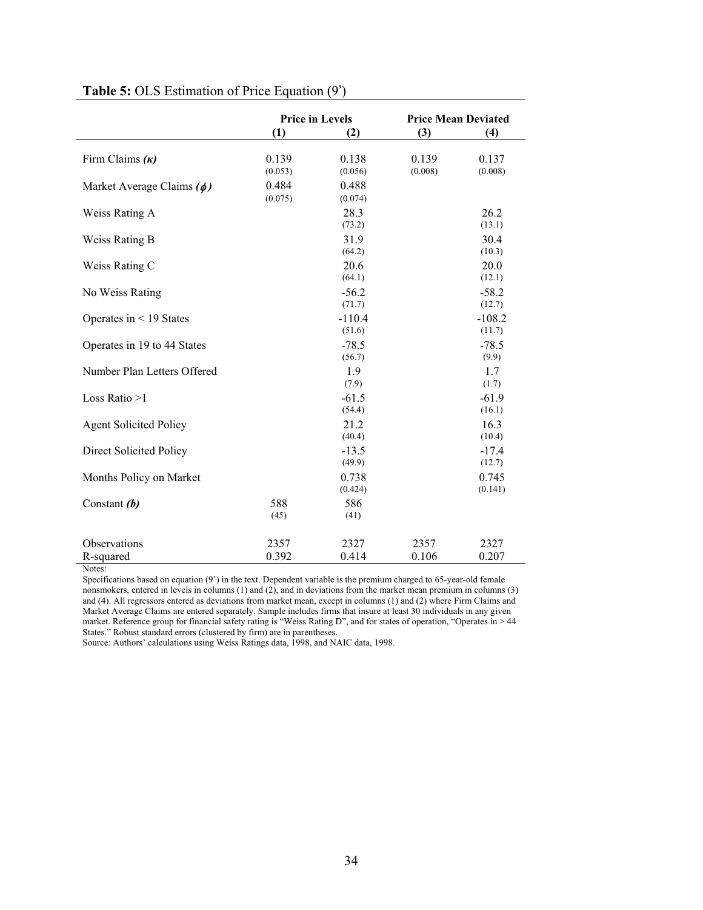**Table 5:** OLS Estimation of Price Equation (9')

| | Price in Levels | | Price Mean Deviated | |
|---|---|---|---|---|
| | (1) | (2) | (3) | (4) |
| Firm Claims ***(κ)*** | 0.139<br>(0.053) | 0.138<br>(0.056) | 0.139<br>(0.008) | 0.137<br>(0.008) |
| Market Average Claims ***(ϕ)*** | 0.484<br>(0.075) | 0.488<br>(0.074) | | |
| Weiss Rating A | | 28.3<br>(73.2) | | 26.2<br>(13.1) |
| Weiss Rating B | | 31.9<br>(64.2) | | 30.4<br>(10.3) |
| Weiss Rating C | | 20.6<br>(64.1) | | 20.0<br>(12.1) |
| No Weiss Rating | | -56.2<br>(71.7) | | -58.2<br>(12.7) |
| Operates in < 19 States | | -110.4<br>(51.6) | | -108.2<br>(11.7) |
| Operates in 19 to 44 States | | -78.5<br>(56.7) | | -78.5<br>(9.9) |
| Number Plan Letters Offered | | 1.9<br>(7.9) | | 1.7<br>(1.7) |
| Loss Ratio >1 | | -61.5<br>(54.4) | | -61.9<br>(16.1) |
| Agent Solicited Policy | | 21.2<br>(40.4) | | 16.3<br>(10.4) |
| Direct Solicited Policy | | -13.5<br>(49.9) | | -17.4<br>(12.7) |
| Months Policy on Market | | 0.738<br>(0.424) | | 0.745<br>(0.141) |
| Constant ***(b)*** | 588<br>(45) | 586<br>(41) | | |
| Observations | 2357 | 2327 | 2357 | 2327 |
| R-squared | 0.392 | 0.414 | 0.106 | 0.207 |

Notes:

Specifications based on equation (9') in the text. Dependent variable is the premium charged to 65-year-old female nonsmokers, entered in levels in columns (1) and (2), and in deviations from the market mean premium in columns (3) and (4). All regressors entered as deviations from market mean, except in columns (1) and (2) where Firm Claims and Market Average Claims are entered separately. Sample includes firms that insure at least 30 individuals in any given market. Reference group for financial safety rating is "Weiss Rating D", and for states of operation, "Operates in > 44 States." Robust standard errors (clustered by firm) are in parentheses.

Source: Authors' calculations using Weiss Ratings data, 1998, and NAIC data, 1998.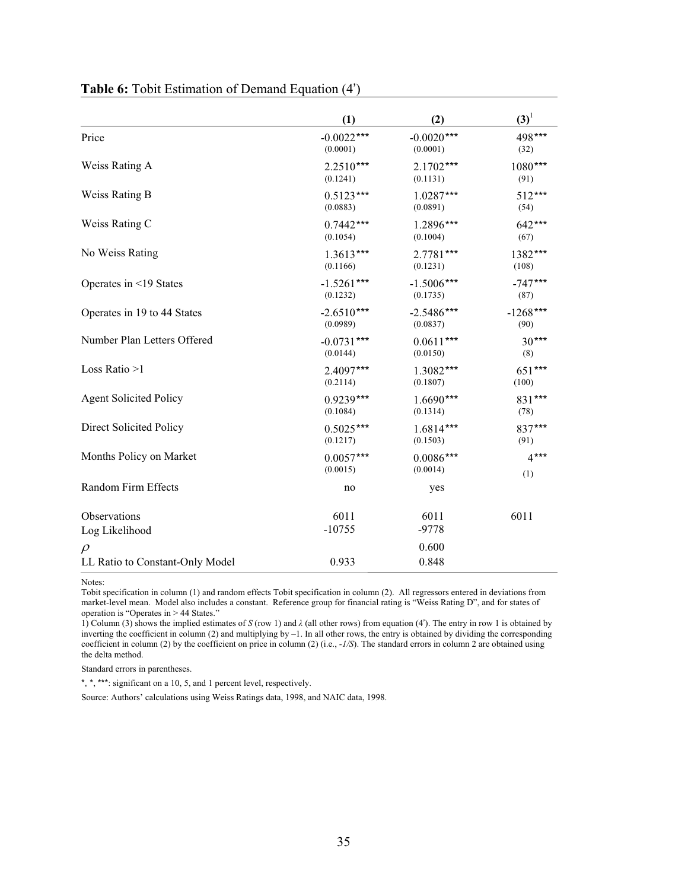**Table 6:** Tobit Estimation of Demand Equation (4′)

| | (1) | (2) | (3)[1] |
|---|---|---|---|
| Price | -0.0022*** | -0.0020*** | 498*** |
| | (0.0001) | (0.0001) | (32) |
| Weiss Rating A | 2.2510*** | 2.1702*** | 1080*** |
| | (0.1241) | (0.1131) | (91) |
| Weiss Rating B | 0.5123*** | 1.0287*** | 512*** |
| | (0.0883) | (0.0891) | (54) |
| Weiss Rating C | 0.7442*** | 1.2896*** | 642*** |
| | (0.1054) | (0.1004) | (67) |
| No Weiss Rating | 1.3613*** | 2.7781*** | 1382*** |
| | (0.1166) | (0.1231) | (108) |
| Operates in <19 States | -1.5261*** | -1.5006*** | -747*** |
| | (0.1232) | (0.1735) | (87) |
| Operates in 19 to 44 States | -2.6510*** | -2.5486*** | -1268*** |
| | (0.0989) | (0.0837) | (90) |
| Number Plan Letters Offered | -0.0731*** | 0.0611*** | 30*** |
| | (0.0144) | (0.0150) | (8) |
| Loss Ratio >1 | 2.4097*** | 1.3082*** | 651*** |
| | (0.2114) | (0.1807) | (100) |
| Agent Solicited Policy | 0.9239*** | 1.6690*** | 831*** |
| | (0.1084) | (0.1314) | (78) |
| Direct Solicited Policy | 0.5025*** | 1.6814*** | 837*** |
| | (0.1217) | (0.1503) | (91) |
| Months Policy on Market | 0.0057*** | 0.0086*** | 4*** |
| | (0.0015) | (0.0014) | (1) |
| Random Firm Effects | no | yes | |
| Observations | 6011 | 6011 | 6011 |
| Log Likelihood | -10755 | -9778 | |
| $\rho$ | | 0.600 | |
| LL Ratio to Constant-Only Model | 0.933 | 0.848 | |

Notes:

Tobit specification in column (1) and random effects Tobit specification in column (2). All regressors entered in deviations from market-level mean. Model also includes a constant. Reference group for financial rating is "Weiss Rating D", and for states of operation is "Operates in > 44 States."

1) Column (3) shows the implied estimates of $S$ (row 1) and $\lambda$ (all other rows) from equation (4′). The entry in row 1 is obtained by inverting the coefficient in column (2) and multiplying by –1. In all other rows, the entry is obtained by dividing the corresponding coefficient in column (2) by the coefficient on price in column (2) (i.e., $-1/S$). The standard errors in column 2 are obtained using the delta method.

Standard errors in parentheses.

*, *, ***: significant on a 10, 5, and 1 percent level, respectively.

Source: Authors' calculations using Weiss Ratings data, 1998, and NAIC data, 1998.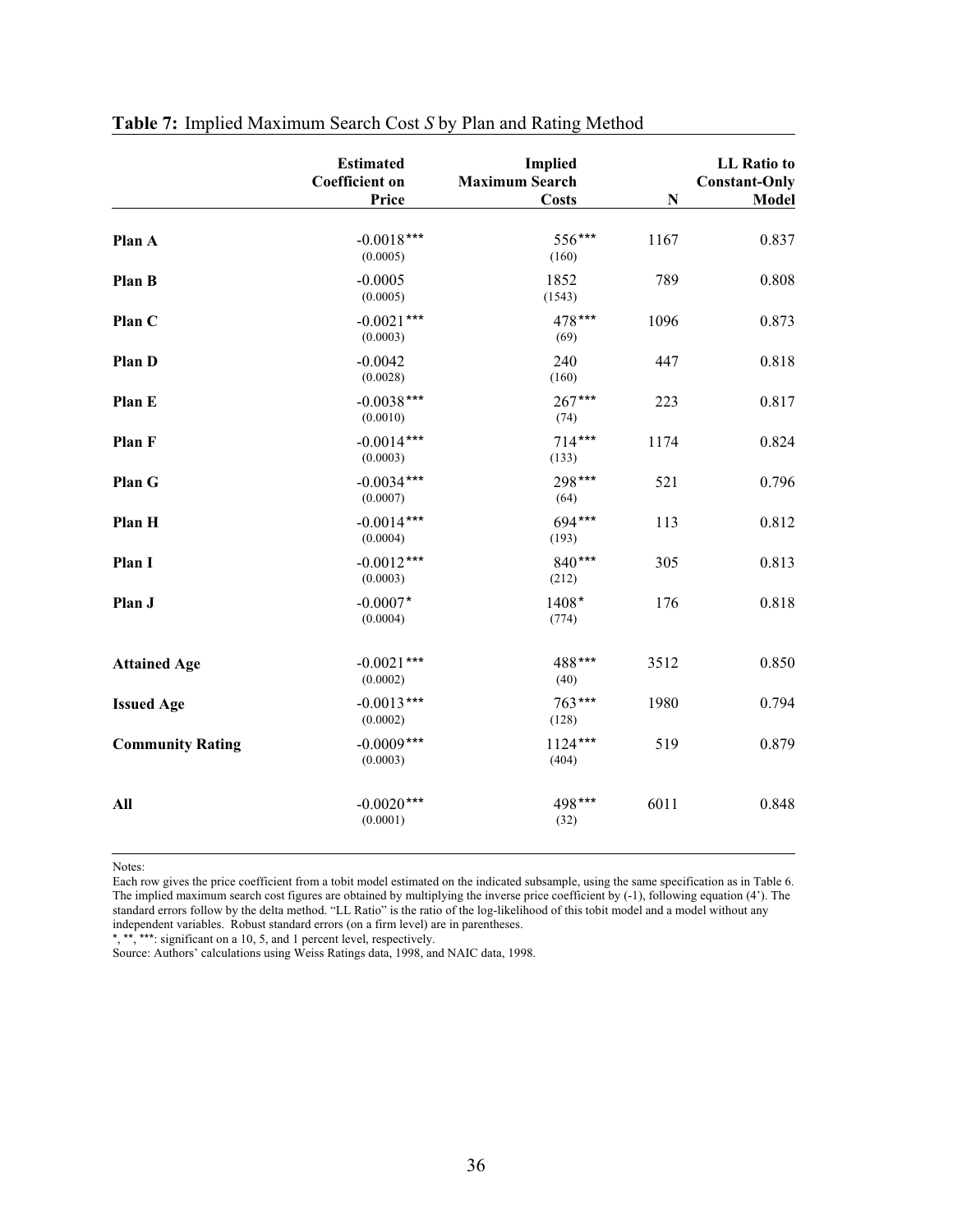**Table 7:** Implied Maximum Search Cost *S* by Plan and Rating Method

| | Estimated Coefficient on Price | Implied Maximum Search Costs | N | LL Ratio to Constant-Only Model |
|---|---|---|---|---|
| **Plan A** | -0.0018*** | 556*** | 1167 | 0.837 |
| | (0.0005) | (160) | | |
| **Plan B** | -0.0005 | 1852 | 789 | 0.808 |
| | (0.0005) | (1543) | | |
| **Plan C** | -0.0021*** | 478*** | 1096 | 0.873 |
| | (0.0003) | (69) | | |
| **Plan D** | -0.0042 | 240 | 447 | 0.818 |
| | (0.0028) | (160) | | |
| **Plan E** | -0.0038*** | 267*** | 223 | 0.817 |
| | (0.0010) | (74) | | |
| **Plan F** | -0.0014*** | 714*** | 1174 | 0.824 |
| | (0.0003) | (133) | | |
| **Plan G** | -0.0034*** | 298*** | 521 | 0.796 |
| | (0.0007) | (64) | | |
| **Plan H** | -0.0014*** | 694*** | 113 | 0.812 |
| | (0.0004) | (193) | | |
| **Plan I** | -0.0012*** | 840*** | 305 | 0.813 |
| | (0.0003) | (212) | | |
| **Plan J** | -0.0007* | 1408* | 176 | 0.818 |
| | (0.0004) | (774) | | |
| **Attained Age** | -0.0021*** | 488*** | 3512 | 0.850 |
| | (0.0002) | (40) | | |
| **Issued Age** | -0.0013*** | 763*** | 1980 | 0.794 |
| | (0.0002) | (128) | | |
| **Community Rating** | -0.0009*** | 1124*** | 519 | 0.879 |
| | (0.0003) | (404) | | |
| **All** | -0.0020*** | 498*** | 6011 | 0.848 |
| | (0.0001) | (32) | | |

Notes:

Each row gives the price coefficient from a tobit model estimated on the indicated subsample, using the same specification as in Table 6. The implied maximum search cost figures are obtained by multiplying the inverse price coefficient by (-1), following equation (4'). The standard errors follow by the delta method. "LL Ratio" is the ratio of the log-likelihood of this tobit model and a model without any independent variables. Robust standard errors (on a firm level) are in parentheses.

*, **, ***: significant on a 10, 5, and 1 percent level, respectively.

Source: Authors' calculations using Weiss Ratings data, 1998, and NAIC data, 1998.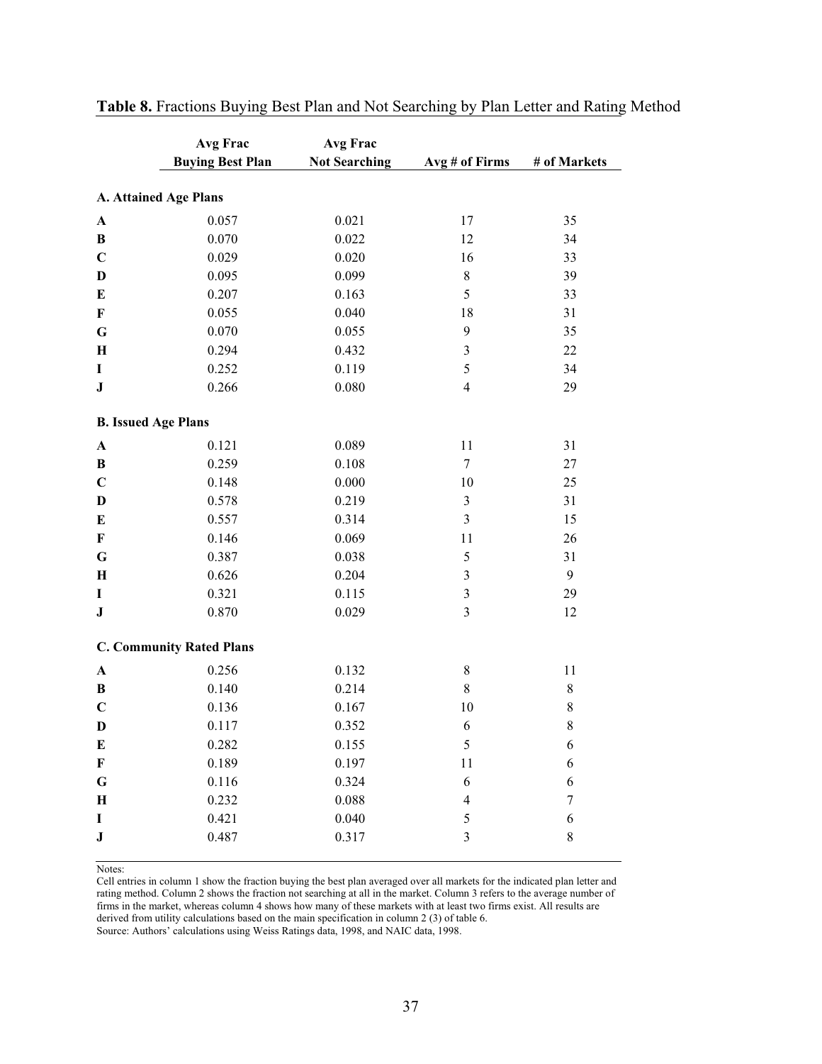**Table 8.** Fractions Buying Best Plan and Not Searching by Plan Letter and Rating Method

| | Avg Frac Buying Best Plan | Avg Frac Not Searching | Avg # of Firms | # of Markets |
|---|---|---|---|---|
| **A. Attained Age Plans** | | | | |
| **A** | 0.057 | 0.021 | 17 | 35 |
| **B** | 0.070 | 0.022 | 12 | 34 |
| **C** | 0.029 | 0.020 | 16 | 33 |
| **D** | 0.095 | 0.099 | 8 | 39 |
| **E** | 0.207 | 0.163 | 5 | 33 |
| **F** | 0.055 | 0.040 | 18 | 31 |
| **G** | 0.070 | 0.055 | 9 | 35 |
| **H** | 0.294 | 0.432 | 3 | 22 |
| **I** | 0.252 | 0.119 | 5 | 34 |
| **J** | 0.266 | 0.080 | 4 | 29 |
| **B. Issued Age Plans** | | | | |
| **A** | 0.121 | 0.089 | 11 | 31 |
| **B** | 0.259 | 0.108 | 7 | 27 |
| **C** | 0.148 | 0.000 | 10 | 25 |
| **D** | 0.578 | 0.219 | 3 | 31 |
| **E** | 0.557 | 0.314 | 3 | 15 |
| **F** | 0.146 | 0.069 | 11 | 26 |
| **G** | 0.387 | 0.038 | 5 | 31 |
| **H** | 0.626 | 0.204 | 3 | 9 |
| **I** | 0.321 | 0.115 | 3 | 29 |
| **J** | 0.870 | 0.029 | 3 | 12 |
| **C. Community Rated Plans** | | | | |
| **A** | 0.256 | 0.132 | 8 | 11 |
| **B** | 0.140 | 0.214 | 8 | 8 |
| **C** | 0.136 | 0.167 | 10 | 8 |
| **D** | 0.117 | 0.352 | 6 | 8 |
| **E** | 0.282 | 0.155 | 5 | 6 |
| **F** | 0.189 | 0.197 | 11 | 6 |
| **G** | 0.116 | 0.324 | 6 | 6 |
| **H** | 0.232 | 0.088 | 4 | 7 |
| **I** | 0.421 | 0.040 | 5 | 6 |
| **J** | 0.487 | 0.317 | 3 | 8 |

Notes:
Cell entries in column 1 show the fraction buying the best plan averaged over all markets for the indicated plan letter and rating method. Column 2 shows the fraction not searching at all in the market. Column 3 refers to the average number of firms in the market, whereas column 4 shows how many of these markets with at least two firms exist. All results are derived from utility calculations based on the main specification in column 2 (3) of table 6.
Source: Authors' calculations using Weiss Ratings data, 1998, and NAIC data, 1998.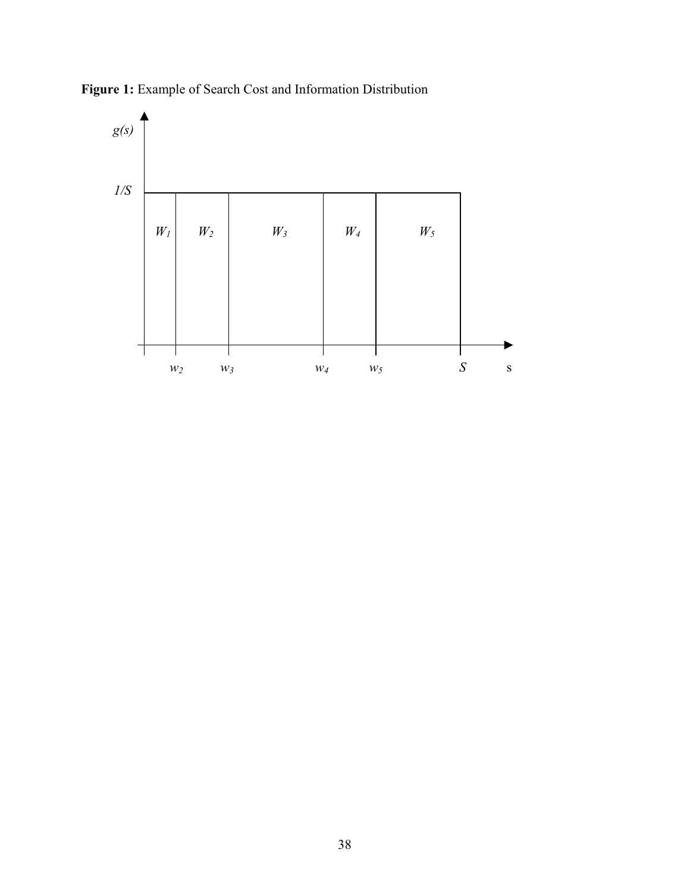**Figure 1:** Example of Search Cost and Information Distribution

$g(s)$

$1/S$

$W_1$ $W_2$ $W_3$ $W_4$ $W_5$

$w_2$ $w_3$ $w_4$ $w_5$ $S$ s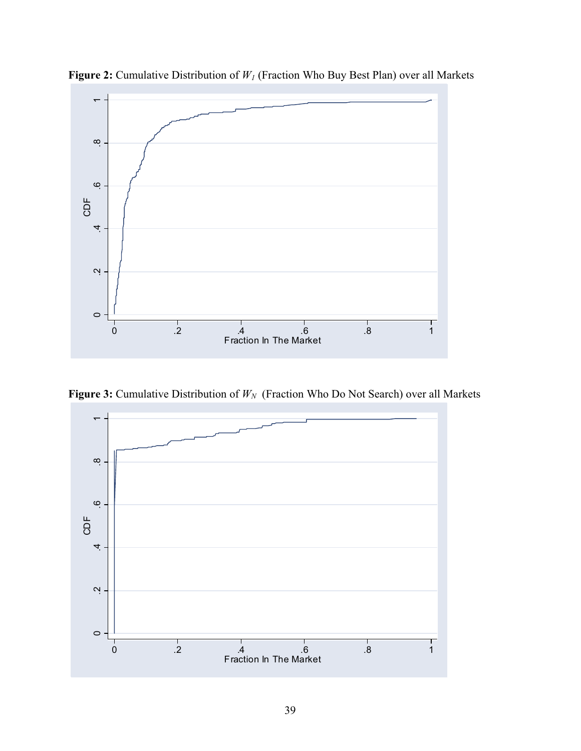**Figure 2:** Cumulative Distribution of $W_I$ (Fraction Who Buy Best Plan) over all Markets

**Figure 3:** Cumulative Distribution of $W_N$ (Fraction Who Do Not Search) over all Markets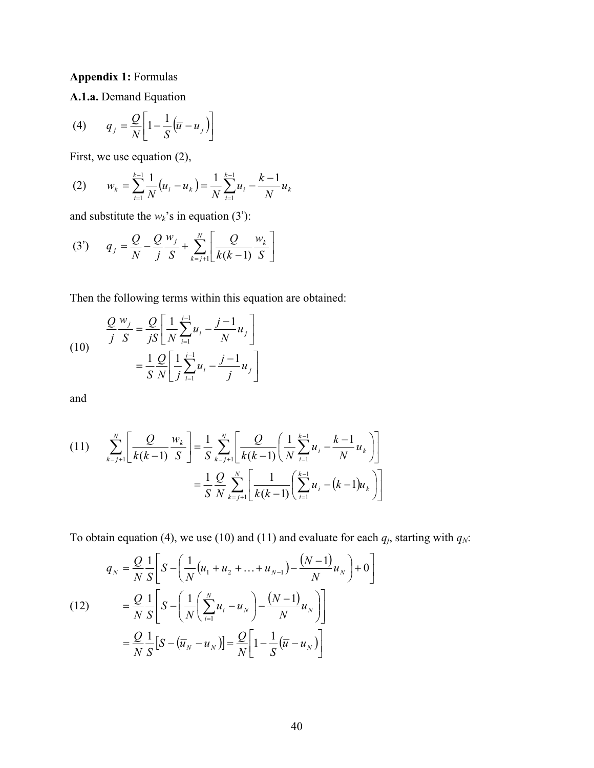**Appendix 1:** Formulas

**A.1.a.** Demand Equation

$$q_j = \frac{Q}{N}\left[1 - \frac{1}{S}\left(\overline{u} - u_j\right)\right] \tag{4}$$

First, we use equation (2),

$$w_k = \sum_{i=1}^{k-1} \frac{1}{N}\left(u_i - u_k\right) = \frac{1}{N}\sum_{i=1}^{k-1} u_i - \frac{k-1}{N} u_k \tag{2}$$

and substitute the $w_k$'s in equation (3'):

$$q_j = \frac{Q}{N} - \frac{Q}{j}\frac{w_j}{S} + \sum_{k=j+1}^{N}\left[\frac{Q}{k(k-1)}\frac{w_k}{S}\right] \tag{3'}$$

Then the following terms within this equation are obtained:

$$\begin{aligned} \frac{Q}{j}\frac{w_j}{S} &= \frac{Q}{jS}\left[\frac{1}{N}\sum_{i=1}^{j-1} u_i - \frac{j-1}{N} u_j\right] \\ &= \frac{1}{S}\frac{Q}{N}\left[\frac{1}{j}\sum_{i=1}^{j-1} u_i - \frac{j-1}{j} u_j\right] \end{aligned} \tag{10}$$

and

$$\begin{aligned} \sum_{k=j+1}^{N}\left[\frac{Q}{k(k-1)}\frac{w_k}{S}\right] &= \frac{1}{S}\sum_{k=j+1}^{N}\left[\frac{Q}{k(k-1)}\left(\frac{1}{N}\sum_{i=1}^{k-1} u_i - \frac{k-1}{N} u_k\right)\right] \\ &= \frac{1}{S}\frac{Q}{N}\sum_{k=j+1}^{N}\left[\frac{1}{k(k-1)}\left(\sum_{i=1}^{k-1} u_i - (k-1)u_k\right)\right] \end{aligned} \tag{11}$$

To obtain equation (4), we use (10) and (11) and evaluate for each $q_j$, starting with $q_N$:

$$\begin{aligned} q_N &= \frac{Q}{N}\frac{1}{S}\left[S - \left(\frac{1}{N}\left(u_1 + u_2 + \ldots + u_{N-1}\right) - \frac{(N-1)}{N} u_N\right) + 0\right] \\ &= \frac{Q}{N}\frac{1}{S}\left[S - \left(\frac{1}{N}\left(\sum_{i=1}^{N} u_i - u_N\right) - \frac{(N-1)}{N} u_N\right)\right] \\ &= \frac{Q}{N}\frac{1}{S}\left[S - \left(\overline{u}_N - u_N\right)\right] = \frac{Q}{N}\left[1 - \frac{1}{S}\left(\overline{u} - u_N\right)\right] \end{aligned} \tag{12}$$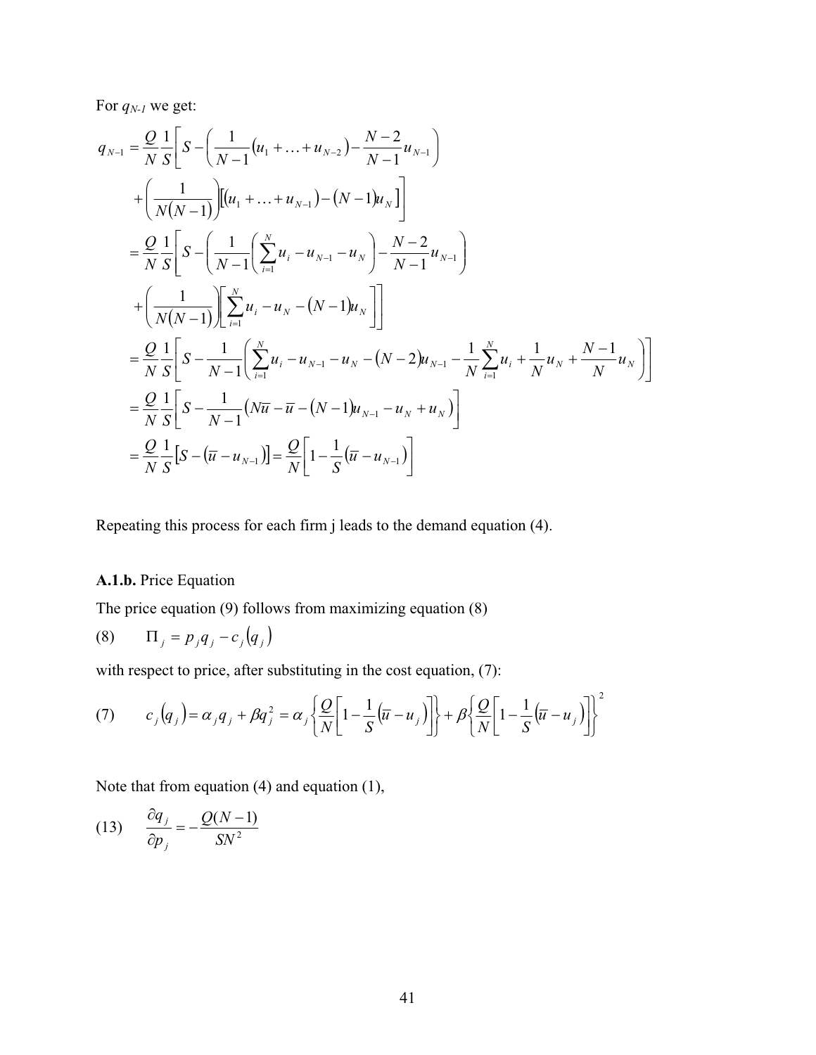For $q_{N-1}$ we get:

$$
\begin{aligned}
q_{N-1} &= \frac{Q}{N}\frac{1}{S}\Bigg[S - \left(\frac{1}{N-1}\left(u_1 + \ldots + u_{N-2}\right) - \frac{N-2}{N-1}u_{N-1}\right) \\
&\quad + \left(\frac{1}{N(N-1)}\right)\left[\left(u_1 + \ldots + u_{N-1}\right) - \left(N-1\right)u_N\right]\Bigg] \\
&= \frac{Q}{N}\frac{1}{S}\Bigg[S - \left(\frac{1}{N-1}\left(\sum_{i=1}^{N} u_i - u_{N-1} - u_N\right) - \frac{N-2}{N-1}u_{N-1}\right) \\
&\quad + \left(\frac{1}{N(N-1)}\right)\left[\sum_{i=1}^{N} u_i - u_N - \left(N-1\right)u_N\right]\Bigg] \\
&= \frac{Q}{N}\frac{1}{S}\left[S - \frac{1}{N-1}\left(\sum_{i=1}^{N} u_i - u_{N-1} - u_N - \left(N-2\right)u_{N-1} - \frac{1}{N}\sum_{i=1}^{N} u_i + \frac{1}{N}u_N + \frac{N-1}{N}u_N\right)\right] \\
&= \frac{Q}{N}\frac{1}{S}\left[S - \frac{1}{N-1}\left(N\overline{u} - \overline{u} - \left(N-1\right)u_{N-1} - u_N + u_N\right)\right] \\
&= \frac{Q}{N}\frac{1}{S}\left[S - \left(\overline{u} - u_{N-1}\right)\right] = \frac{Q}{N}\left[1 - \frac{1}{S}\left(\overline{u} - u_{N-1}\right)\right]
\end{aligned}
$$

Repeating this process for each firm j leads to the demand equation (4).

**A.1.b.** Price Equation

The price equation (9) follows from maximizing equation (8)

$$
(8) \qquad \Pi_j = p_j q_j - c_j\left(q_j\right)
$$

with respect to price, after substituting in the cost equation, (7):

$$
(7) \qquad c_j\left(q_j\right) = \alpha_j q_j + \beta q_j^2 = \alpha_j\left\{\frac{Q}{N}\left[1 - \frac{1}{S}\left(\overline{u} - u_j\right)\right]\right\} + \beta\left\{\frac{Q}{N}\left[1 - \frac{1}{S}\left(\overline{u} - u_j\right)\right]\right\}^2
$$

Note that from equation (4) and equation (1),

$$
(13) \qquad \frac{\partial q_j}{\partial p_j} = -\frac{Q(N-1)}{SN^2}
$$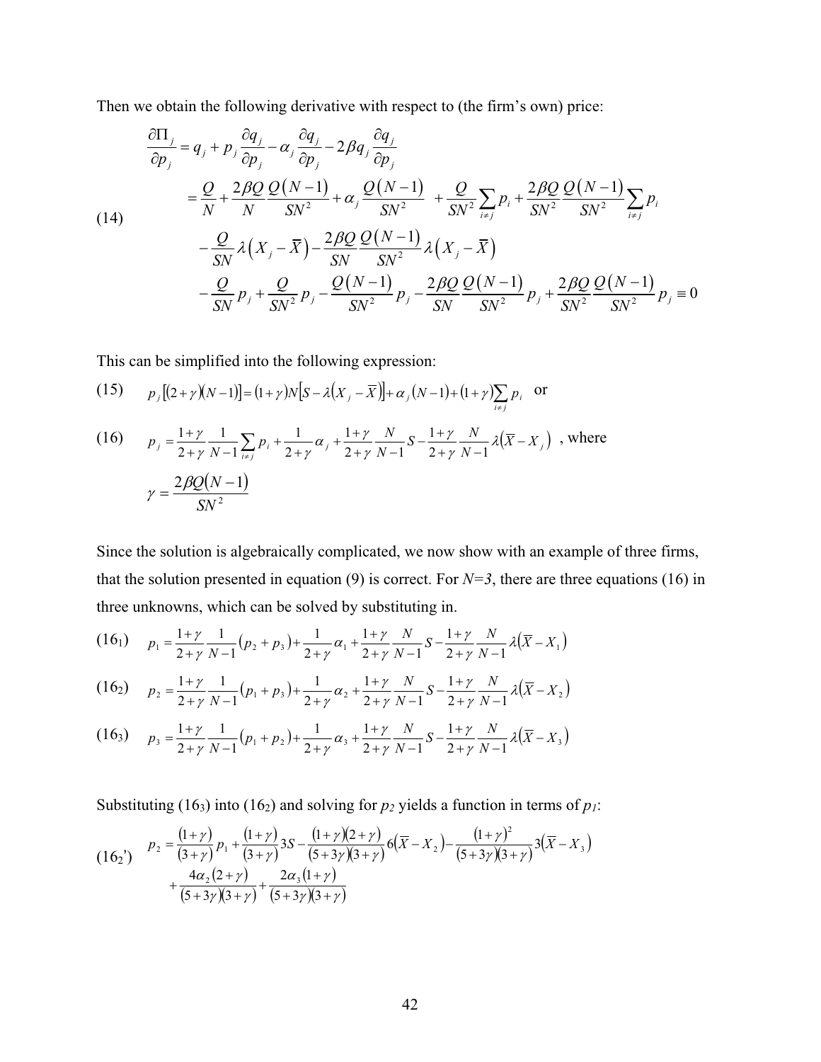Then we obtain the following derivative with respect to (the firm's own) price:

$$
\begin{aligned}
(14)\qquad \frac{\partial \Pi_j}{\partial p_j} &= q_j + p_j \frac{\partial q_j}{\partial p_j} - \alpha_j \frac{\partial q_j}{\partial p_j} - 2\beta q_j \frac{\partial q_j}{\partial p_j} \\
&= \frac{Q}{N} + \frac{2\beta Q}{N}\frac{Q(N-1)}{SN^2} + \alpha_j \frac{Q(N-1)}{SN^2} + \frac{Q}{SN^2}\sum_{i\neq j} p_i + \frac{2\beta Q}{SN^2}\frac{Q(N-1)}{SN^2}\sum_{i\neq j} p_i \\
&\quad - \frac{Q}{SN}\lambda\left(X_j - \overline{X}\right) - \frac{2\beta Q}{SN}\frac{Q(N-1)}{SN^2}\lambda\left(X_j - \overline{X}\right) \\
&\quad - \frac{Q}{SN}p_j + \frac{Q}{SN^2}p_j - \frac{Q(N-1)}{SN^2}p_j - \frac{2\beta Q}{SN}\frac{Q(N-1)}{SN^2}p_j + \frac{2\beta Q}{SN^2}\frac{Q(N-1)}{SN^2}p_j \equiv 0
\end{aligned}
$$

This can be simplified into the following expression:

$$
(15)\qquad p_j\left[(2+\gamma)(N-1)\right] = (1+\gamma)N\left[S - \lambda\left(X_j - \overline{X}\right)\right] + \alpha_j(N-1) + (1+\gamma)\sum_{i\neq j} p_i \quad \text{or}
$$

$$
(16)\qquad p_j = \frac{1+\gamma}{2+\gamma}\frac{1}{N-1}\sum_{i\neq j} p_i + \frac{1}{2+\gamma}\alpha_j + \frac{1+\gamma}{2+\gamma}\frac{N}{N-1}S - \frac{1+\gamma}{2+\gamma}\frac{N}{N-1}\lambda\left(\overline{X} - X_j\right) \text{ , where}
$$

$$
\gamma = \frac{2\beta Q(N-1)}{SN^2}
$$

Since the solution is algebraically complicated, we now show with an example of three firms, that the solution presented in equation (9) is correct. For $N=3$, there are three equations (16) in three unknowns, which can be solved by substituting in.

$$
(16_1)\qquad p_1 = \frac{1+\gamma}{2+\gamma}\frac{1}{N-1}(p_2 + p_3) + \frac{1}{2+\gamma}\alpha_1 + \frac{1+\gamma}{2+\gamma}\frac{N}{N-1}S - \frac{1+\gamma}{2+\gamma}\frac{N}{N-1}\lambda\left(\overline{X} - X_1\right)
$$

$$
(16_2)\qquad p_2 = \frac{1+\gamma}{2+\gamma}\frac{1}{N-1}(p_1 + p_3) + \frac{1}{2+\gamma}\alpha_2 + \frac{1+\gamma}{2+\gamma}\frac{N}{N-1}S - \frac{1+\gamma}{2+\gamma}\frac{N}{N-1}\lambda\left(\overline{X} - X_2\right)
$$

$$
(16_3)\qquad p_3 = \frac{1+\gamma}{2+\gamma}\frac{1}{N-1}(p_1 + p_2) + \frac{1}{2+\gamma}\alpha_3 + \frac{1+\gamma}{2+\gamma}\frac{N}{N-1}S - \frac{1+\gamma}{2+\gamma}\frac{N}{N-1}\lambda\left(\overline{X} - X_3\right)
$$

Substituting ($16_3$) into ($16_2$) and solving for $p_2$ yields a function in terms of $p_1$:

$$
\begin{aligned}
(16_2{'})\qquad p_2 &= \frac{(1+\gamma)}{(3+\gamma)}p_1 + \frac{(1+\gamma)}{(3+\gamma)}3S - \frac{(1+\gamma)(2+\gamma)}{(5+3\gamma)(3+\gamma)}6\left(\overline{X} - X_2\right) - \frac{(1+\gamma)^2}{(5+3\gamma)(3+\gamma)}3\left(\overline{X} - X_3\right) \\
&\quad + \frac{4\alpha_2(2+\gamma)}{(5+3\gamma)(3+\gamma)} + \frac{2\alpha_3(1+\gamma)}{(5+3\gamma)(3+\gamma)}
\end{aligned}
$$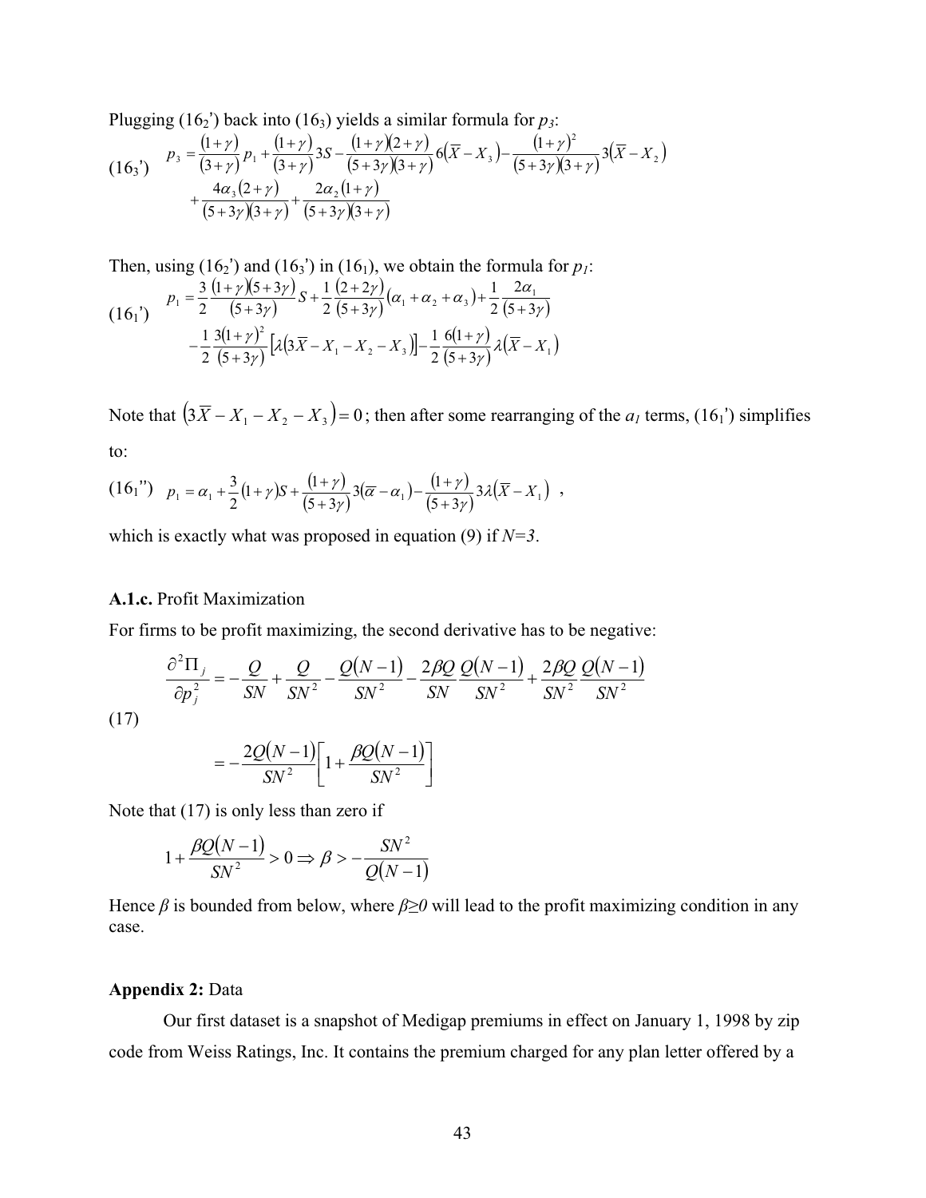Plugging ($16_2$') back into ($16_3$) yields a similar formula for $p_3$:

$$
(16_3') \quad p_3 = \frac{(1+\gamma)}{(3+\gamma)} p_1 + \frac{(1+\gamma)}{(3+\gamma)} 3S - \frac{(1+\gamma)(2+\gamma)}{(5+3\gamma)(3+\gamma)} 6(\overline{X} - X_3) - \frac{(1+\gamma)^2}{(5+3\gamma)(3+\gamma)} 3(\overline{X} - X_2) + \frac{4\alpha_3(2+\gamma)}{(5+3\gamma)(3+\gamma)} + \frac{2\alpha_2(1+\gamma)}{(5+3\gamma)(3+\gamma)}
$$

Then, using ($16_2$') and ($16_3$') in ($16_1$), we obtain the formula for $p_1$:

$$
(16_1') \quad p_1 = \frac{3}{2}\frac{(1+\gamma)(5+3\gamma)}{(5+3\gamma)} S + \frac{1}{2}\frac{(2+2\gamma)}{(5+3\gamma)}(\alpha_1 + \alpha_2 + \alpha_3) + \frac{1}{2}\frac{2\alpha_1}{(5+3\gamma)} - \frac{1}{2}\frac{3(1+\gamma)^2}{(5+3\gamma)}\left[\lambda(3\overline{X} - X_1 - X_2 - X_3)\right] - \frac{1}{2}\frac{6(1+\gamma)}{(5+3\gamma)}\lambda(\overline{X} - X_1)
$$

Note that $(3\overline{X} - X_1 - X_2 - X_3) = 0$; then after some rearranging of the $a_1$ terms, ($16_1$') simplifies to:

$$
(16_1'') \quad p_1 = \alpha_1 + \frac{3}{2}(1+\gamma)S + \frac{(1+\gamma)}{(5+3\gamma)} 3(\overline{\alpha} - \alpha_1) - \frac{(1+\gamma)}{(5+3\gamma)} 3\lambda(\overline{X} - X_1) \ ,
$$

which is exactly what was proposed in equation (9) if $N=3$.

**A.1.c.** Profit Maximization

For firms to be profit maximizing, the second derivative has to be negative:

$$
(17) \quad \frac{\partial^2 \Pi_j}{\partial p_j^2} = -\frac{Q}{SN} + \frac{Q}{SN^2} - \frac{Q(N-1)}{SN^2} - \frac{2\beta Q}{SN}\frac{Q(N-1)}{SN^2} + \frac{2\beta Q}{SN^2}\frac{Q(N-1)}{SN^2}
$$

$$
= -\frac{2Q(N-1)}{SN^2}\left[1 + \frac{\beta Q(N-1)}{SN^2}\right]
$$

Note that (17) is only less than zero if

$$
1 + \frac{\beta Q(N-1)}{SN^2} > 0 \Rightarrow \beta > -\frac{SN^2}{Q(N-1)}
$$

Hence $\beta$ is bounded from below, where $\beta \geq 0$ will lead to the profit maximizing condition in any case.

**Appendix 2:** Data

Our first dataset is a snapshot of Medigap premiums in effect on January 1, 1998 by zip code from Weiss Ratings, Inc. It contains the premium charged for any plan letter offered by a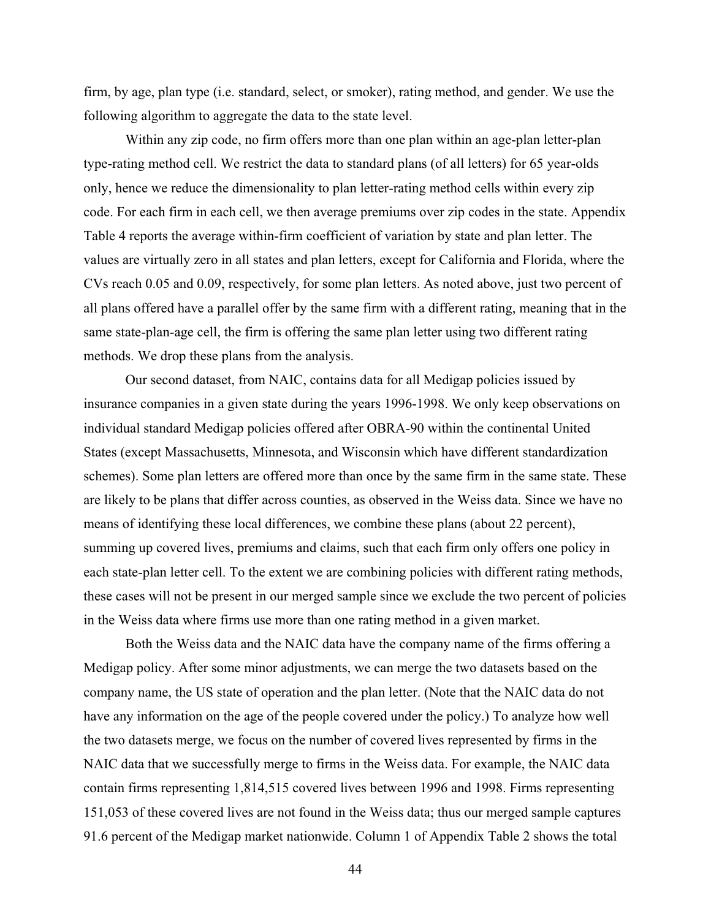firm, by age, plan type (i.e. standard, select, or smoker), rating method, and gender. We use the following algorithm to aggregate the data to the state level.

Within any zip code, no firm offers more than one plan within an age-plan letter-plan type-rating method cell. We restrict the data to standard plans (of all letters) for 65 year-olds only, hence we reduce the dimensionality to plan letter-rating method cells within every zip code. For each firm in each cell, we then average premiums over zip codes in the state. Appendix Table 4 reports the average within-firm coefficient of variation by state and plan letter. The values are virtually zero in all states and plan letters, except for California and Florida, where the CVs reach 0.05 and 0.09, respectively, for some plan letters. As noted above, just two percent of all plans offered have a parallel offer by the same firm with a different rating, meaning that in the same state-plan-age cell, the firm is offering the same plan letter using two different rating methods. We drop these plans from the analysis.

Our second dataset, from NAIC, contains data for all Medigap policies issued by insurance companies in a given state during the years 1996-1998. We only keep observations on individual standard Medigap policies offered after OBRA-90 within the continental United States (except Massachusetts, Minnesota, and Wisconsin which have different standardization schemes). Some plan letters are offered more than once by the same firm in the same state. These are likely to be plans that differ across counties, as observed in the Weiss data. Since we have no means of identifying these local differences, we combine these plans (about 22 percent), summing up covered lives, premiums and claims, such that each firm only offers one policy in each state-plan letter cell. To the extent we are combining policies with different rating methods, these cases will not be present in our merged sample since we exclude the two percent of policies in the Weiss data where firms use more than one rating method in a given market.

Both the Weiss data and the NAIC data have the company name of the firms offering a Medigap policy. After some minor adjustments, we can merge the two datasets based on the company name, the US state of operation and the plan letter. (Note that the NAIC data do not have any information on the age of the people covered under the policy.) To analyze how well the two datasets merge, we focus on the number of covered lives represented by firms in the NAIC data that we successfully merge to firms in the Weiss data. For example, the NAIC data contain firms representing 1,814,515 covered lives between 1996 and 1998. Firms representing 151,053 of these covered lives are not found in the Weiss data; thus our merged sample captures 91.6 percent of the Medigap market nationwide. Column 1 of Appendix Table 2 shows the total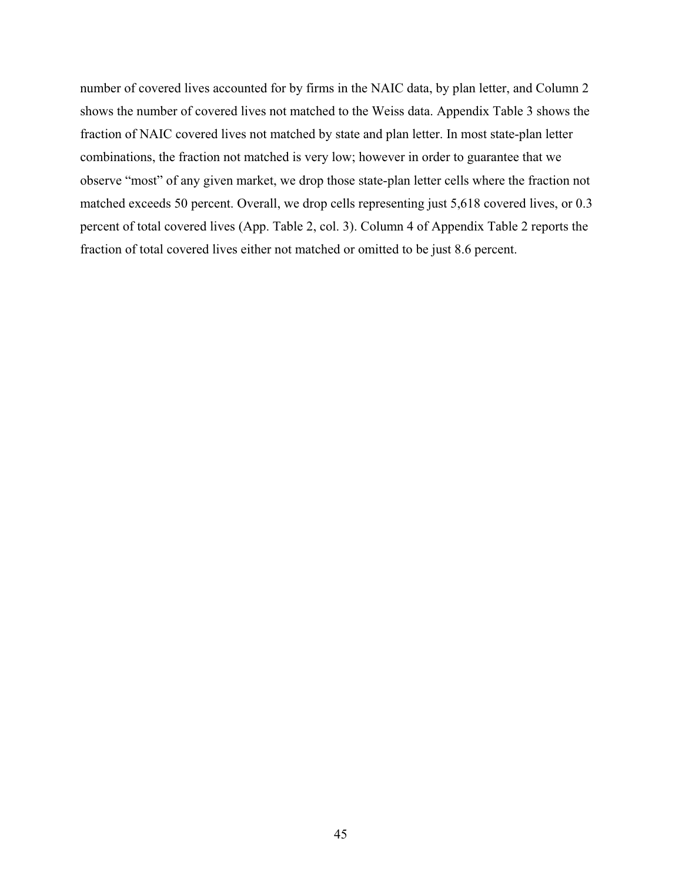number of covered lives accounted for by firms in the NAIC data, by plan letter, and Column 2 shows the number of covered lives not matched to the Weiss data. Appendix Table 3 shows the fraction of NAIC covered lives not matched by state and plan letter. In most state-plan letter combinations, the fraction not matched is very low; however in order to guarantee that we observe "most" of any given market, we drop those state-plan letter cells where the fraction not matched exceeds 50 percent. Overall, we drop cells representing just 5,618 covered lives, or 0.3 percent of total covered lives (App. Table 2, col. 3). Column 4 of Appendix Table 2 reports the fraction of total covered lives either not matched or omitted to be just 8.6 percent.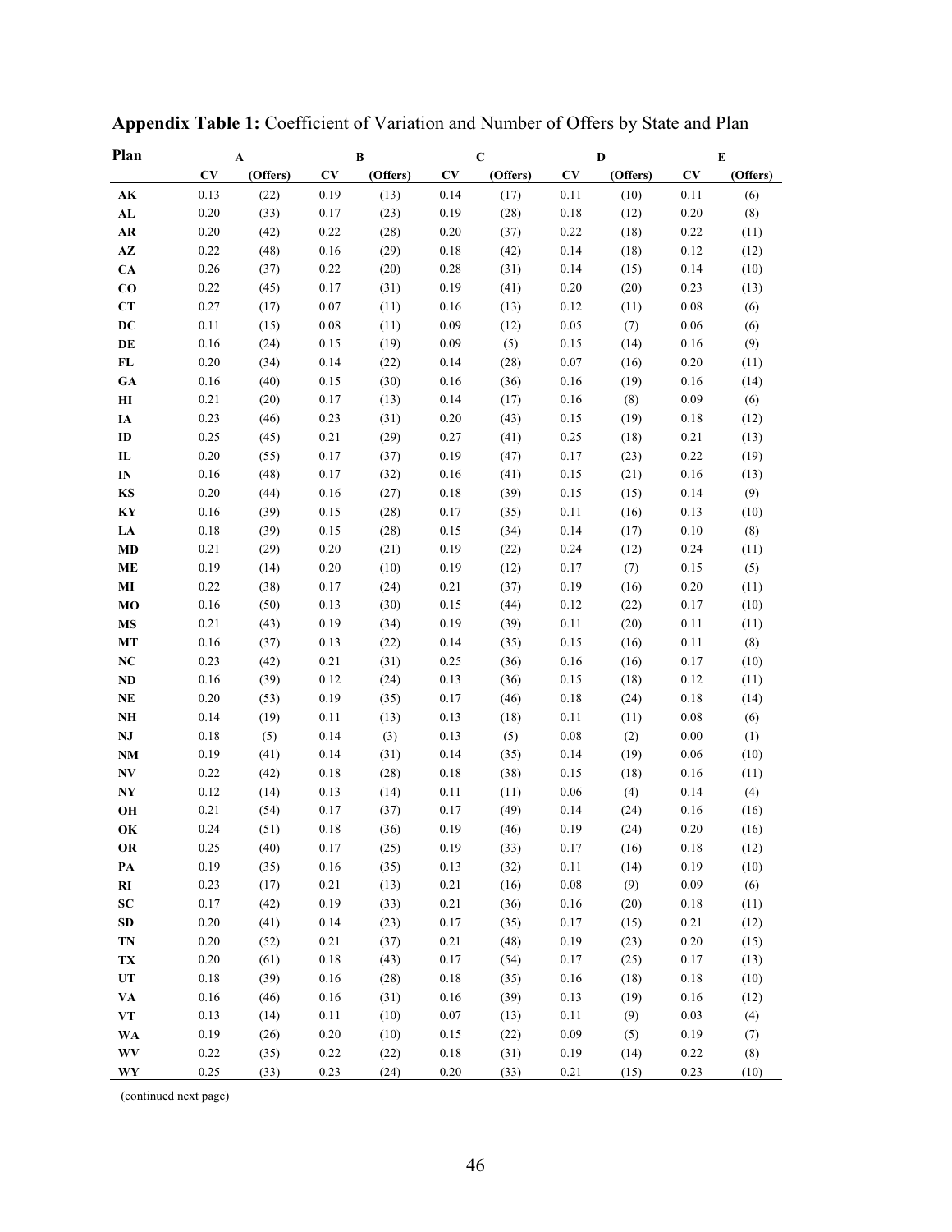**Appendix Table 1:** Coefficient of Variation and Number of Offers by State and Plan

| Plan | A | | B | | C | | D | | E | |
|---|---|---|---|---|---|---|---|---|---|---|
| | CV | (Offers) | CV | (Offers) | CV | (Offers) | CV | (Offers) | CV | (Offers) |
| AK | 0.13 | (22) | 0.19 | (13) | 0.14 | (17) | 0.11 | (10) | 0.11 | (6) |
| AL | 0.20 | (33) | 0.17 | (23) | 0.19 | (28) | 0.18 | (12) | 0.20 | (8) |
| AR | 0.20 | (42) | 0.22 | (28) | 0.20 | (37) | 0.22 | (18) | 0.22 | (11) |
| AZ | 0.22 | (48) | 0.16 | (29) | 0.18 | (42) | 0.14 | (18) | 0.12 | (12) |
| CA | 0.26 | (37) | 0.22 | (20) | 0.28 | (31) | 0.14 | (15) | 0.14 | (10) |
| CO | 0.22 | (45) | 0.17 | (31) | 0.19 | (41) | 0.20 | (20) | 0.23 | (13) |
| CT | 0.27 | (17) | 0.07 | (11) | 0.16 | (13) | 0.12 | (11) | 0.08 | (6) |
| DC | 0.11 | (15) | 0.08 | (11) | 0.09 | (12) | 0.05 | (7) | 0.06 | (6) |
| DE | 0.16 | (24) | 0.15 | (19) | 0.09 | (5) | 0.15 | (14) | 0.16 | (9) |
| FL | 0.20 | (34) | 0.14 | (22) | 0.14 | (28) | 0.07 | (16) | 0.20 | (11) |
| GA | 0.16 | (40) | 0.15 | (30) | 0.16 | (36) | 0.16 | (19) | 0.16 | (14) |
| HI | 0.21 | (20) | 0.17 | (13) | 0.14 | (17) | 0.16 | (8) | 0.09 | (6) |
| IA | 0.23 | (46) | 0.23 | (31) | 0.20 | (43) | 0.15 | (19) | 0.18 | (12) |
| ID | 0.25 | (45) | 0.21 | (29) | 0.27 | (41) | 0.25 | (18) | 0.21 | (13) |
| IL | 0.20 | (55) | 0.17 | (37) | 0.19 | (47) | 0.17 | (23) | 0.22 | (19) |
| IN | 0.16 | (48) | 0.17 | (32) | 0.16 | (41) | 0.15 | (21) | 0.16 | (13) |
| KS | 0.20 | (44) | 0.16 | (27) | 0.18 | (39) | 0.15 | (15) | 0.14 | (9) |
| KY | 0.16 | (39) | 0.15 | (28) | 0.17 | (35) | 0.11 | (16) | 0.13 | (10) |
| LA | 0.18 | (39) | 0.15 | (28) | 0.15 | (34) | 0.14 | (17) | 0.10 | (8) |
| MD | 0.21 | (29) | 0.20 | (21) | 0.19 | (22) | 0.24 | (12) | 0.24 | (11) |
| ME | 0.19 | (14) | 0.20 | (10) | 0.19 | (12) | 0.17 | (7) | 0.15 | (5) |
| MI | 0.22 | (38) | 0.17 | (24) | 0.21 | (37) | 0.19 | (16) | 0.20 | (11) |
| MO | 0.16 | (50) | 0.13 | (30) | 0.15 | (44) | 0.12 | (22) | 0.17 | (10) |
| MS | 0.21 | (43) | 0.19 | (34) | 0.19 | (39) | 0.11 | (20) | 0.11 | (11) |
| MT | 0.16 | (37) | 0.13 | (22) | 0.14 | (35) | 0.15 | (16) | 0.11 | (8) |
| NC | 0.23 | (42) | 0.21 | (31) | 0.25 | (36) | 0.16 | (16) | 0.17 | (10) |
| ND | 0.16 | (39) | 0.12 | (24) | 0.13 | (36) | 0.15 | (18) | 0.12 | (11) |
| NE | 0.20 | (53) | 0.19 | (35) | 0.17 | (46) | 0.18 | (24) | 0.18 | (14) |
| NH | 0.14 | (19) | 0.11 | (13) | 0.13 | (18) | 0.11 | (11) | 0.08 | (6) |
| NJ | 0.18 | (5) | 0.14 | (3) | 0.13 | (5) | 0.08 | (2) | 0.00 | (1) |
| NM | 0.19 | (41) | 0.14 | (31) | 0.14 | (35) | 0.14 | (19) | 0.06 | (10) |
| NV | 0.22 | (42) | 0.18 | (28) | 0.18 | (38) | 0.15 | (18) | 0.16 | (11) |
| NY | 0.12 | (14) | 0.13 | (14) | 0.11 | (11) | 0.06 | (4) | 0.14 | (4) |
| OH | 0.21 | (54) | 0.17 | (37) | 0.17 | (49) | 0.14 | (24) | 0.16 | (16) |
| OK | 0.24 | (51) | 0.18 | (36) | 0.19 | (46) | 0.19 | (24) | 0.20 | (16) |
| OR | 0.25 | (40) | 0.17 | (25) | 0.19 | (33) | 0.17 | (16) | 0.18 | (12) |
| PA | 0.19 | (35) | 0.16 | (35) | 0.13 | (32) | 0.11 | (14) | 0.19 | (10) |
| RI | 0.23 | (17) | 0.21 | (13) | 0.21 | (16) | 0.08 | (9) | 0.09 | (6) |
| SC | 0.17 | (42) | 0.19 | (33) | 0.21 | (36) | 0.16 | (20) | 0.18 | (11) |
| SD | 0.20 | (41) | 0.14 | (23) | 0.17 | (35) | 0.17 | (15) | 0.21 | (12) |
| TN | 0.20 | (52) | 0.21 | (37) | 0.21 | (48) | 0.19 | (23) | 0.20 | (15) |
| TX | 0.20 | (61) | 0.18 | (43) | 0.17 | (54) | 0.17 | (25) | 0.17 | (13) |
| UT | 0.18 | (39) | 0.16 | (28) | 0.18 | (35) | 0.16 | (18) | 0.18 | (10) |
| VA | 0.16 | (46) | 0.16 | (31) | 0.16 | (39) | 0.13 | (19) | 0.16 | (12) |
| VT | 0.13 | (14) | 0.11 | (10) | 0.07 | (13) | 0.11 | (9) | 0.03 | (4) |
| WA | 0.19 | (26) | 0.20 | (10) | 0.15 | (22) | 0.09 | (5) | 0.19 | (7) |
| WV | 0.22 | (35) | 0.22 | (22) | 0.18 | (31) | 0.19 | (14) | 0.22 | (8) |
| WY | 0.25 | (33) | 0.23 | (24) | 0.20 | (33) | 0.21 | (15) | 0.23 | (10) |

(continued next page)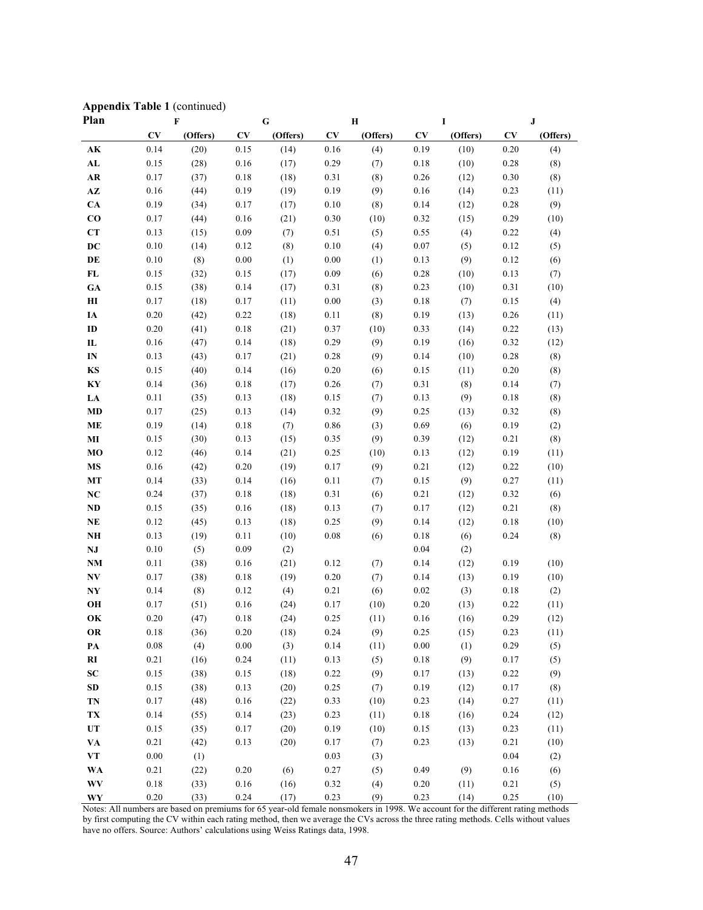**Appendix Table 1** (continued)

| Plan | F | | G | | H | | I | | J | |
|---|---|---|---|---|---|---|---|---|---|---|
| | CV | (Offers) | CV | (Offers) | CV | (Offers) | CV | (Offers) | CV | (Offers) |
| AK | 0.14 | (20) | 0.15 | (14) | 0.16 | (4) | 0.19 | (10) | 0.20 | (4) |
| AL | 0.15 | (28) | 0.16 | (17) | 0.29 | (7) | 0.18 | (10) | 0.28 | (8) |
| AR | 0.17 | (37) | 0.18 | (18) | 0.31 | (8) | 0.26 | (12) | 0.30 | (8) |
| AZ | 0.16 | (44) | 0.19 | (19) | 0.19 | (9) | 0.16 | (14) | 0.23 | (11) |
| CA | 0.19 | (34) | 0.17 | (17) | 0.10 | (8) | 0.14 | (12) | 0.28 | (9) |
| CO | 0.17 | (44) | 0.16 | (21) | 0.30 | (10) | 0.32 | (15) | 0.29 | (10) |
| CT | 0.13 | (15) | 0.09 | (7) | 0.51 | (5) | 0.55 | (4) | 0.22 | (4) |
| DC | 0.10 | (14) | 0.12 | (8) | 0.10 | (4) | 0.07 | (5) | 0.12 | (5) |
| DE | 0.10 | (8) | 0.00 | (1) | 0.00 | (1) | 0.13 | (9) | 0.12 | (6) |
| FL | 0.15 | (32) | 0.15 | (17) | 0.09 | (6) | 0.28 | (10) | 0.13 | (7) |
| GA | 0.15 | (38) | 0.14 | (17) | 0.31 | (8) | 0.23 | (10) | 0.31 | (10) |
| HI | 0.17 | (18) | 0.17 | (11) | 0.00 | (3) | 0.18 | (7) | 0.15 | (4) |
| IA | 0.20 | (42) | 0.22 | (18) | 0.11 | (8) | 0.19 | (13) | 0.26 | (11) |
| ID | 0.20 | (41) | 0.18 | (21) | 0.37 | (10) | 0.33 | (14) | 0.22 | (13) |
| IL | 0.16 | (47) | 0.14 | (18) | 0.29 | (9) | 0.19 | (16) | 0.32 | (12) |
| IN | 0.13 | (43) | 0.17 | (21) | 0.28 | (9) | 0.14 | (10) | 0.28 | (8) |
| KS | 0.15 | (40) | 0.14 | (16) | 0.20 | (6) | 0.15 | (11) | 0.20 | (8) |
| KY | 0.14 | (36) | 0.18 | (17) | 0.26 | (7) | 0.31 | (8) | 0.14 | (7) |
| LA | 0.11 | (35) | 0.13 | (18) | 0.15 | (7) | 0.13 | (9) | 0.18 | (8) |
| MD | 0.17 | (25) | 0.13 | (14) | 0.32 | (9) | 0.25 | (13) | 0.32 | (8) |
| ME | 0.19 | (14) | 0.18 | (7) | 0.86 | (3) | 0.69 | (6) | 0.19 | (2) |
| MI | 0.15 | (30) | 0.13 | (15) | 0.35 | (9) | 0.39 | (12) | 0.21 | (8) |
| MO | 0.12 | (46) | 0.14 | (21) | 0.25 | (10) | 0.13 | (12) | 0.19 | (11) |
| MS | 0.16 | (42) | 0.20 | (19) | 0.17 | (9) | 0.21 | (12) | 0.22 | (10) |
| MT | 0.14 | (33) | 0.14 | (16) | 0.11 | (7) | 0.15 | (9) | 0.27 | (11) |
| NC | 0.24 | (37) | 0.18 | (18) | 0.31 | (6) | 0.21 | (12) | 0.32 | (6) |
| ND | 0.15 | (35) | 0.16 | (18) | 0.13 | (7) | 0.17 | (12) | 0.21 | (8) |
| NE | 0.12 | (45) | 0.13 | (18) | 0.25 | (9) | 0.14 | (12) | 0.18 | (10) |
| NH | 0.13 | (19) | 0.11 | (10) | 0.08 | (6) | 0.18 | (6) | 0.24 | (8) |
| NJ | 0.10 | (5) | 0.09 | (2) | | | 0.04 | (2) | | |
| NM | 0.11 | (38) | 0.16 | (21) | 0.12 | (7) | 0.14 | (12) | 0.19 | (10) |
| NV | 0.17 | (38) | 0.18 | (19) | 0.20 | (7) | 0.14 | (13) | 0.19 | (10) |
| NY | 0.14 | (8) | 0.12 | (4) | 0.21 | (6) | 0.02 | (3) | 0.18 | (2) |
| OH | 0.17 | (51) | 0.16 | (24) | 0.17 | (10) | 0.20 | (13) | 0.22 | (11) |
| OK | 0.20 | (47) | 0.18 | (24) | 0.25 | (11) | 0.16 | (16) | 0.29 | (12) |
| OR | 0.18 | (36) | 0.20 | (18) | 0.24 | (9) | 0.25 | (15) | 0.23 | (11) |
| PA | 0.08 | (4) | 0.00 | (3) | 0.14 | (11) | 0.00 | (1) | 0.29 | (5) |
| RI | 0.21 | (16) | 0.24 | (11) | 0.13 | (5) | 0.18 | (9) | 0.17 | (5) |
| SC | 0.15 | (38) | 0.15 | (18) | 0.22 | (9) | 0.17 | (13) | 0.22 | (9) |
| SD | 0.15 | (38) | 0.13 | (20) | 0.25 | (7) | 0.19 | (12) | 0.17 | (8) |
| TN | 0.17 | (48) | 0.16 | (22) | 0.33 | (10) | 0.23 | (14) | 0.27 | (11) |
| TX | 0.14 | (55) | 0.14 | (23) | 0.23 | (11) | 0.18 | (16) | 0.24 | (12) |
| UT | 0.15 | (35) | 0.17 | (20) | 0.19 | (10) | 0.15 | (13) | 0.23 | (11) |
| VA | 0.21 | (42) | 0.13 | (20) | 0.17 | (7) | 0.23 | (13) | 0.21 | (10) |
| VT | 0.00 | (1) | | | 0.03 | (3) | | | 0.04 | (2) |
| WA | 0.21 | (22) | 0.20 | (6) | 0.27 | (5) | 0.49 | (9) | 0.16 | (6) |
| WV | 0.18 | (33) | 0.16 | (16) | 0.32 | (4) | 0.20 | (11) | 0.21 | (5) |
| WY | 0.20 | (33) | 0.24 | (17) | 0.23 | (9) | 0.23 | (14) | 0.25 | (10) |

Notes: All numbers are based on premiums for 65 year-old female nonsmokers in 1998. We account for the different rating methods by first computing the CV within each rating method, then we average the CVs across the three rating methods. Cells without values have no offers. Source: Authors' calculations using Weiss Ratings data, 1998.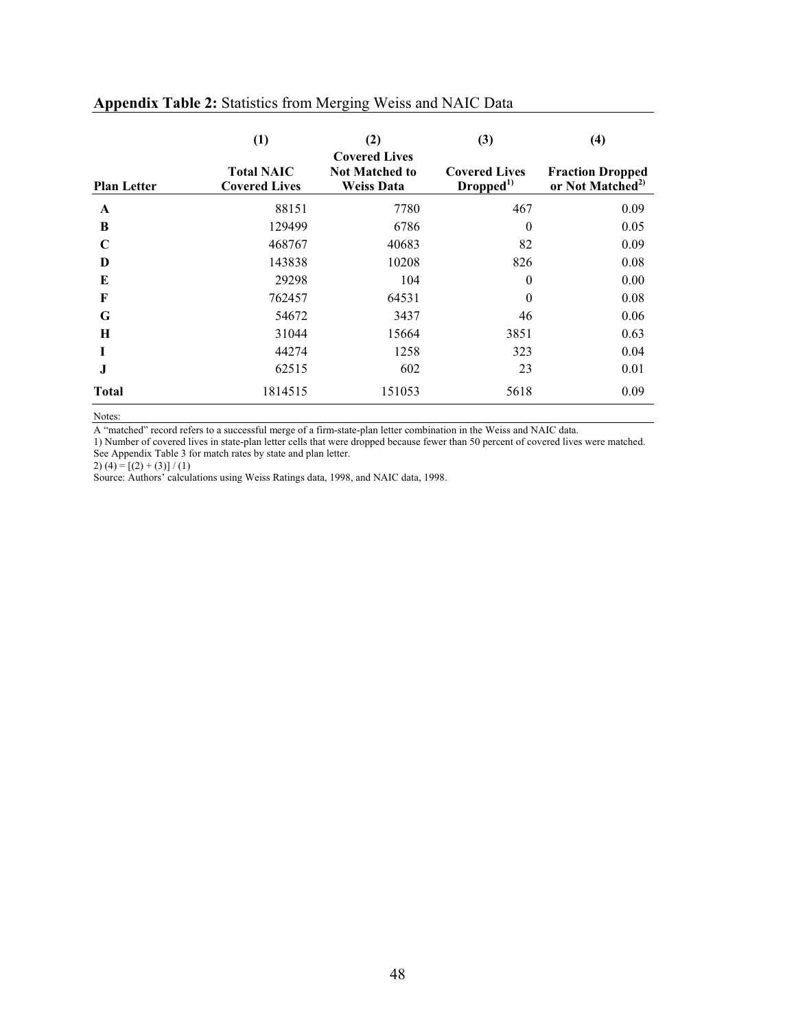**Appendix Table 2:** Statistics from Merging Weiss and NAIC Data

| Plan Letter | (1)<br>Total NAIC Covered Lives | (2)<br>Covered Lives Not Matched to Weiss Data | (3)<br>Covered Lives Dropped[1)] | (4)<br>Fraction Dropped or Not Matched[2)] |
|---|---|---|---|---|
| **A** | 88151 | 7780 | 467 | 0.09 |
| **B** | 129499 | 6786 | 0 | 0.05 |
| **C** | 468767 | 40683 | 82 | 0.09 |
| **D** | 143838 | 10208 | 826 | 0.08 |
| **E** | 29298 | 104 | 0 | 0.00 |
| **F** | 762457 | 64531 | 0 | 0.08 |
| **G** | 54672 | 3437 | 46 | 0.06 |
| **H** | 31044 | 15664 | 3851 | 0.63 |
| **I** | 44274 | 1258 | 323 | 0.04 |
| **J** | 62515 | 602 | 23 | 0.01 |
| **Total** | 1814515 | 151053 | 5618 | 0.09 |

Notes:

A "matched" record refers to a successful merge of a firm-state-plan letter combination in the Weiss and NAIC data.

1) Number of covered lives in state-plan letter cells that were dropped because fewer than 50 percent of covered lives were matched. See Appendix Table 3 for match rates by state and plan letter.

2) (4) = [(2) + (3)] / (1)

Source: Authors' calculations using Weiss Ratings data, 1998, and NAIC data, 1998.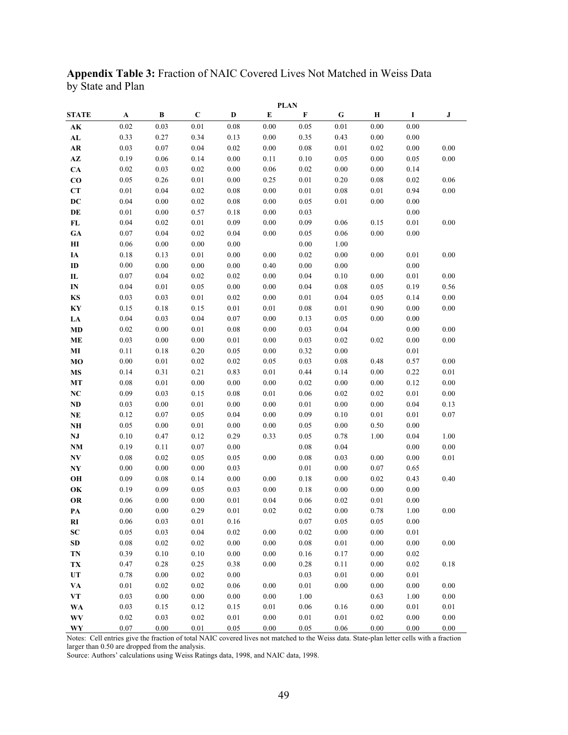**Appendix Table 3:** Fraction of NAIC Covered Lives Not Matched in Weiss Data by State and Plan

| | PLAN | | | | | | | | | |
|---|---|---|---|---|---|---|---|---|---|---|
| **STATE** | **A** | **B** | **C** | **D** | **E** | **F** | **G** | **H** | **I** | **J** |
| **AK** | 0.02 | 0.03 | 0.01 | 0.08 | 0.00 | 0.05 | 0.01 | 0.00 | 0.00 | |
| **AL** | 0.33 | 0.27 | 0.34 | 0.13 | 0.00 | 0.35 | 0.43 | 0.00 | 0.00 | |
| **AR** | 0.03 | 0.07 | 0.04 | 0.02 | 0.00 | 0.08 | 0.01 | 0.02 | 0.00 | 0.00 |
| **AZ** | 0.19 | 0.06 | 0.14 | 0.00 | 0.11 | 0.10 | 0.05 | 0.00 | 0.05 | 0.00 |
| **CA** | 0.02 | 0.03 | 0.02 | 0.00 | 0.06 | 0.02 | 0.00 | 0.00 | 0.14 | |
| **CO** | 0.05 | 0.26 | 0.01 | 0.00 | 0.25 | 0.01 | 0.20 | 0.08 | 0.02 | 0.06 |
| **CT** | 0.01 | 0.04 | 0.02 | 0.08 | 0.00 | 0.01 | 0.08 | 0.01 | 0.94 | 0.00 |
| **DC** | 0.04 | 0.00 | 0.02 | 0.08 | 0.00 | 0.05 | 0.01 | 0.00 | 0.00 | |
| **DE** | 0.01 | 0.00 | 0.57 | 0.18 | 0.00 | 0.03 | | | 0.00 | |
| **FL** | 0.04 | 0.02 | 0.01 | 0.09 | 0.00 | 0.09 | 0.06 | 0.15 | 0.01 | 0.00 |
| **GA** | 0.07 | 0.04 | 0.02 | 0.04 | 0.00 | 0.05 | 0.06 | 0.00 | 0.00 | |
| **HI** | 0.06 | 0.00 | 0.00 | 0.00 | | 0.00 | 1.00 | | | |
| **IA** | 0.18 | 0.13 | 0.01 | 0.00 | 0.00 | 0.02 | 0.00 | 0.00 | 0.01 | 0.00 |
| **ID** | 0.00 | 0.00 | 0.00 | 0.00 | 0.40 | 0.00 | 0.00 | | 0.00 | |
| **IL** | 0.07 | 0.04 | 0.02 | 0.02 | 0.00 | 0.04 | 0.10 | 0.00 | 0.01 | 0.00 |
| **IN** | 0.04 | 0.01 | 0.05 | 0.00 | 0.00 | 0.04 | 0.08 | 0.05 | 0.19 | 0.56 |
| **KS** | 0.03 | 0.03 | 0.01 | 0.02 | 0.00 | 0.01 | 0.04 | 0.05 | 0.14 | 0.00 |
| **KY** | 0.15 | 0.18 | 0.15 | 0.01 | 0.01 | 0.08 | 0.01 | 0.90 | 0.00 | 0.00 |
| **LA** | 0.04 | 0.03 | 0.04 | 0.07 | 0.00 | 0.13 | 0.05 | 0.00 | 0.00 | |
| **MD** | 0.02 | 0.00 | 0.01 | 0.08 | 0.00 | 0.03 | 0.04 | | 0.00 | 0.00 |
| **ME** | 0.03 | 0.00 | 0.00 | 0.01 | 0.00 | 0.03 | 0.02 | 0.02 | 0.00 | 0.00 |
| **MI** | 0.11 | 0.18 | 0.20 | 0.05 | 0.00 | 0.32 | 0.00 | | 0.01 | |
| **MO** | 0.00 | 0.01 | 0.02 | 0.02 | 0.05 | 0.03 | 0.08 | 0.48 | 0.57 | 0.00 |
| **MS** | 0.14 | 0.31 | 0.21 | 0.83 | 0.01 | 0.44 | 0.14 | 0.00 | 0.22 | 0.01 |
| **MT** | 0.08 | 0.01 | 0.00 | 0.00 | 0.00 | 0.02 | 0.00 | 0.00 | 0.12 | 0.00 |
| **NC** | 0.09 | 0.03 | 0.15 | 0.08 | 0.01 | 0.06 | 0.02 | 0.02 | 0.01 | 0.00 |
| **ND** | 0.03 | 0.00 | 0.01 | 0.00 | 0.00 | 0.01 | 0.00 | 0.00 | 0.04 | 0.13 |
| **NE** | 0.12 | 0.07 | 0.05 | 0.04 | 0.00 | 0.09 | 0.10 | 0.01 | 0.01 | 0.07 |
| **NH** | 0.05 | 0.00 | 0.01 | 0.00 | 0.00 | 0.05 | 0.00 | 0.50 | 0.00 | |
| **NJ** | 0.10 | 0.47 | 0.12 | 0.29 | 0.33 | 0.05 | 0.78 | 1.00 | 0.04 | 1.00 |
| **NM** | 0.19 | 0.11 | 0.07 | 0.00 | | 0.08 | 0.04 | | 0.00 | 0.00 |
| **NV** | 0.08 | 0.02 | 0.05 | 0.05 | 0.00 | 0.08 | 0.03 | 0.00 | 0.00 | 0.01 |
| **NY** | 0.00 | 0.00 | 0.00 | 0.03 | | 0.01 | 0.00 | 0.07 | 0.65 | |
| **OH** | 0.09 | 0.08 | 0.14 | 0.00 | 0.00 | 0.18 | 0.00 | 0.02 | 0.43 | 0.40 |
| **OK** | 0.19 | 0.09 | 0.05 | 0.03 | 0.00 | 0.18 | 0.00 | 0.00 | 0.00 | |
| **OR** | 0.06 | 0.00 | 0.00 | 0.01 | 0.04 | 0.06 | 0.02 | 0.01 | 0.00 | |
| **PA** | 0.00 | 0.00 | 0.29 | 0.01 | 0.02 | 0.02 | 0.00 | 0.78 | 1.00 | 0.00 |
| **RI** | 0.06 | 0.03 | 0.01 | 0.16 | | 0.07 | 0.05 | 0.05 | 0.00 | |
| **SC** | 0.05 | 0.03 | 0.04 | 0.02 | 0.00 | 0.02 | 0.00 | 0.00 | 0.01 | |
| **SD** | 0.08 | 0.02 | 0.02 | 0.00 | 0.00 | 0.08 | 0.01 | 0.00 | 0.00 | 0.00 |
| **TN** | 0.39 | 0.10 | 0.10 | 0.00 | 0.00 | 0.16 | 0.17 | 0.00 | 0.02 | |
| **TX** | 0.47 | 0.28 | 0.25 | 0.38 | 0.00 | 0.28 | 0.11 | 0.00 | 0.02 | 0.18 |
| **UT** | 0.78 | 0.00 | 0.02 | 0.00 | | 0.03 | 0.01 | 0.00 | 0.01 | |
| **VA** | 0.01 | 0.02 | 0.02 | 0.06 | 0.00 | 0.01 | 0.00 | 0.00 | 0.00 | 0.00 |
| **VT** | 0.03 | 0.00 | 0.00 | 0.00 | 0.00 | 1.00 | | 0.63 | 1.00 | 0.00 |
| **WA** | 0.03 | 0.15 | 0.12 | 0.15 | 0.01 | 0.06 | 0.16 | 0.00 | 0.01 | 0.01 |
| **WV** | 0.02 | 0.03 | 0.02 | 0.01 | 0.00 | 0.01 | 0.01 | 0.02 | 0.00 | 0.00 |
| **WY** | 0.07 | 0.00 | 0.01 | 0.05 | 0.00 | 0.05 | 0.06 | 0.00 | 0.00 | 0.00 |

Notes: Cell entries give the fraction of total NAIC covered lives not matched to the Weiss data. State-plan letter cells with a fraction larger than 0.50 are dropped from the analysis.

Source: Authors' calculations using Weiss Ratings data, 1998, and NAIC data, 1998.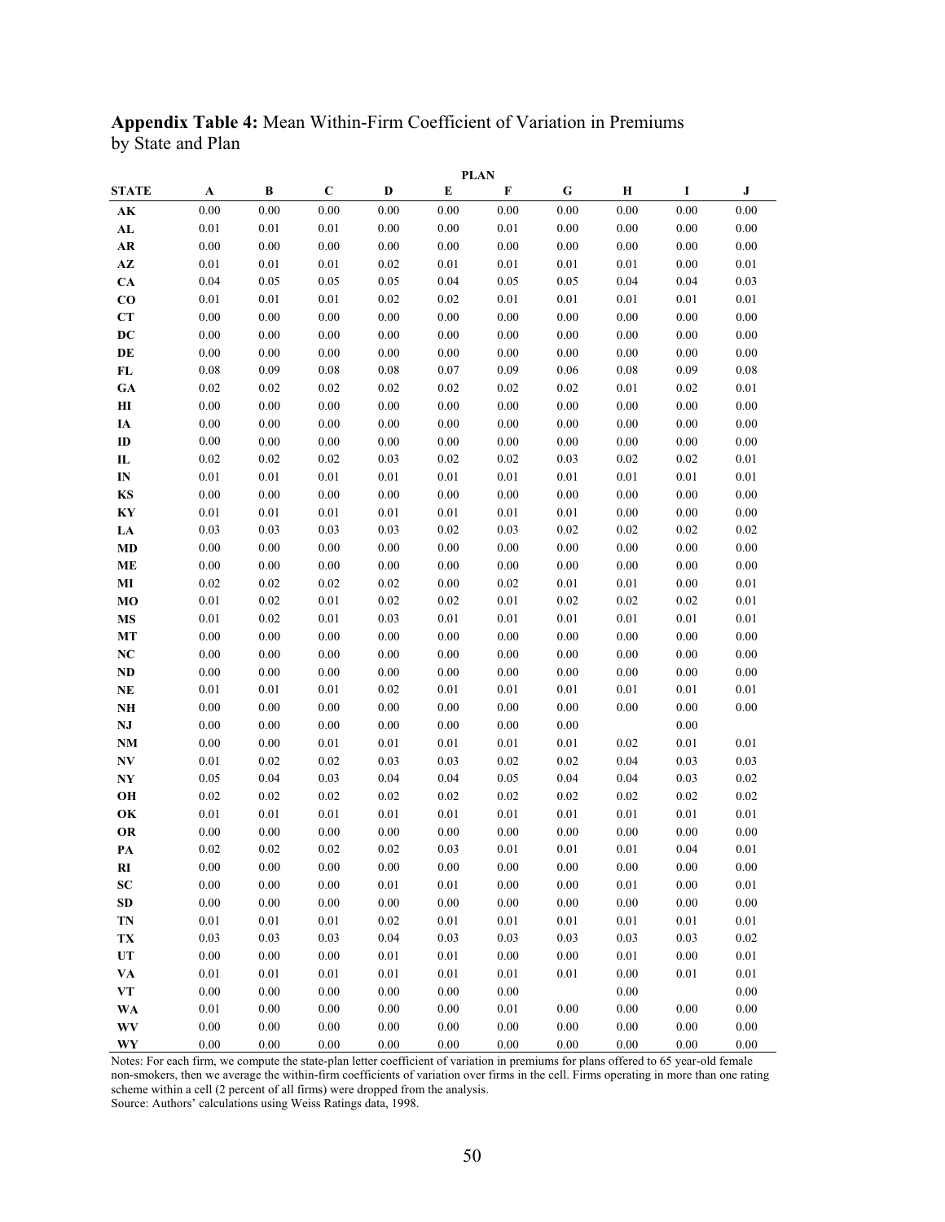**Appendix Table 4:** Mean Within-Firm Coefficient of Variation in Premiums by State and Plan

| | PLAN | | | | | | | | | |
|---|---|---|---|---|---|---|---|---|---|---|
| **STATE** | **A** | **B** | **C** | **D** | **E** | **F** | **G** | **H** | **I** | **J** |
| **AK** | 0.00 | 0.00 | 0.00 | 0.00 | 0.00 | 0.00 | 0.00 | 0.00 | 0.00 | 0.00 |
| **AL** | 0.01 | 0.01 | 0.01 | 0.00 | 0.00 | 0.01 | 0.00 | 0.00 | 0.00 | 0.00 |
| **AR** | 0.00 | 0.00 | 0.00 | 0.00 | 0.00 | 0.00 | 0.00 | 0.00 | 0.00 | 0.00 |
| **AZ** | 0.01 | 0.01 | 0.01 | 0.02 | 0.01 | 0.01 | 0.01 | 0.01 | 0.00 | 0.01 |
| **CA** | 0.04 | 0.05 | 0.05 | 0.05 | 0.04 | 0.05 | 0.05 | 0.04 | 0.04 | 0.03 |
| **CO** | 0.01 | 0.01 | 0.01 | 0.02 | 0.02 | 0.01 | 0.01 | 0.01 | 0.01 | 0.01 |
| **CT** | 0.00 | 0.00 | 0.00 | 0.00 | 0.00 | 0.00 | 0.00 | 0.00 | 0.00 | 0.00 |
| **DC** | 0.00 | 0.00 | 0.00 | 0.00 | 0.00 | 0.00 | 0.00 | 0.00 | 0.00 | 0.00 |
| **DE** | 0.00 | 0.00 | 0.00 | 0.00 | 0.00 | 0.00 | 0.00 | 0.00 | 0.00 | 0.00 |
| **FL** | 0.08 | 0.09 | 0.08 | 0.08 | 0.07 | 0.09 | 0.06 | 0.08 | 0.09 | 0.08 |
| **GA** | 0.02 | 0.02 | 0.02 | 0.02 | 0.02 | 0.02 | 0.02 | 0.01 | 0.02 | 0.01 |
| **HI** | 0.00 | 0.00 | 0.00 | 0.00 | 0.00 | 0.00 | 0.00 | 0.00 | 0.00 | 0.00 |
| **IA** | 0.00 | 0.00 | 0.00 | 0.00 | 0.00 | 0.00 | 0.00 | 0.00 | 0.00 | 0.00 |
| **ID** | 0.00 | 0.00 | 0.00 | 0.00 | 0.00 | 0.00 | 0.00 | 0.00 | 0.00 | 0.00 |
| **IL** | 0.02 | 0.02 | 0.02 | 0.03 | 0.02 | 0.02 | 0.03 | 0.02 | 0.02 | 0.01 |
| **IN** | 0.01 | 0.01 | 0.01 | 0.01 | 0.01 | 0.01 | 0.01 | 0.01 | 0.01 | 0.01 |
| **KS** | 0.00 | 0.00 | 0.00 | 0.00 | 0.00 | 0.00 | 0.00 | 0.00 | 0.00 | 0.00 |
| **KY** | 0.01 | 0.01 | 0.01 | 0.01 | 0.01 | 0.01 | 0.01 | 0.00 | 0.00 | 0.00 |
| **LA** | 0.03 | 0.03 | 0.03 | 0.03 | 0.02 | 0.03 | 0.02 | 0.02 | 0.02 | 0.02 |
| **MD** | 0.00 | 0.00 | 0.00 | 0.00 | 0.00 | 0.00 | 0.00 | 0.00 | 0.00 | 0.00 |
| **ME** | 0.00 | 0.00 | 0.00 | 0.00 | 0.00 | 0.00 | 0.00 | 0.00 | 0.00 | 0.00 |
| **MI** | 0.02 | 0.02 | 0.02 | 0.02 | 0.00 | 0.02 | 0.01 | 0.01 | 0.00 | 0.01 |
| **MO** | 0.01 | 0.02 | 0.01 | 0.02 | 0.02 | 0.01 | 0.02 | 0.02 | 0.02 | 0.01 |
| **MS** | 0.01 | 0.02 | 0.01 | 0.03 | 0.01 | 0.01 | 0.01 | 0.01 | 0.01 | 0.01 |
| **MT** | 0.00 | 0.00 | 0.00 | 0.00 | 0.00 | 0.00 | 0.00 | 0.00 | 0.00 | 0.00 |
| **NC** | 0.00 | 0.00 | 0.00 | 0.00 | 0.00 | 0.00 | 0.00 | 0.00 | 0.00 | 0.00 |
| **ND** | 0.00 | 0.00 | 0.00 | 0.00 | 0.00 | 0.00 | 0.00 | 0.00 | 0.00 | 0.00 |
| **NE** | 0.01 | 0.01 | 0.01 | 0.02 | 0.01 | 0.01 | 0.01 | 0.01 | 0.01 | 0.01 |
| **NH** | 0.00 | 0.00 | 0.00 | 0.00 | 0.00 | 0.00 | 0.00 | 0.00 | 0.00 | 0.00 |
| **NJ** | 0.00 | 0.00 | 0.00 | 0.00 | 0.00 | 0.00 | 0.00 | | 0.00 | |
| **NM** | 0.00 | 0.00 | 0.01 | 0.01 | 0.01 | 0.01 | 0.01 | 0.02 | 0.01 | 0.01 |
| **NV** | 0.01 | 0.02 | 0.02 | 0.03 | 0.03 | 0.02 | 0.02 | 0.04 | 0.03 | 0.03 |
| **NY** | 0.05 | 0.04 | 0.03 | 0.04 | 0.04 | 0.05 | 0.04 | 0.04 | 0.03 | 0.02 |
| **OH** | 0.02 | 0.02 | 0.02 | 0.02 | 0.02 | 0.02 | 0.02 | 0.02 | 0.02 | 0.02 |
| **OK** | 0.01 | 0.01 | 0.01 | 0.01 | 0.01 | 0.01 | 0.01 | 0.01 | 0.01 | 0.01 |
| **OR** | 0.00 | 0.00 | 0.00 | 0.00 | 0.00 | 0.00 | 0.00 | 0.00 | 0.00 | 0.00 |
| **PA** | 0.02 | 0.02 | 0.02 | 0.02 | 0.03 | 0.01 | 0.01 | 0.01 | 0.04 | 0.01 |
| **RI** | 0.00 | 0.00 | 0.00 | 0.00 | 0.00 | 0.00 | 0.00 | 0.00 | 0.00 | 0.00 |
| **SC** | 0.00 | 0.00 | 0.00 | 0.01 | 0.01 | 0.00 | 0.00 | 0.01 | 0.00 | 0.01 |
| **SD** | 0.00 | 0.00 | 0.00 | 0.00 | 0.00 | 0.00 | 0.00 | 0.00 | 0.00 | 0.00 |
| **TN** | 0.01 | 0.01 | 0.01 | 0.02 | 0.01 | 0.01 | 0.01 | 0.01 | 0.01 | 0.01 |
| **TX** | 0.03 | 0.03 | 0.03 | 0.04 | 0.03 | 0.03 | 0.03 | 0.03 | 0.03 | 0.02 |
| **UT** | 0.00 | 0.00 | 0.00 | 0.01 | 0.01 | 0.00 | 0.00 | 0.01 | 0.00 | 0.01 |
| **VA** | 0.01 | 0.01 | 0.01 | 0.01 | 0.01 | 0.01 | 0.01 | 0.00 | 0.01 | 0.01 |
| **VT** | 0.00 | 0.00 | 0.00 | 0.00 | 0.00 | 0.00 | | 0.00 | | 0.00 |
| **WA** | 0.01 | 0.00 | 0.00 | 0.00 | 0.00 | 0.01 | 0.00 | 0.00 | 0.00 | 0.00 |
| **WV** | 0.00 | 0.00 | 0.00 | 0.00 | 0.00 | 0.00 | 0.00 | 0.00 | 0.00 | 0.00 |
| **WY** | 0.00 | 0.00 | 0.00 | 0.00 | 0.00 | 0.00 | 0.00 | 0.00 | 0.00 | 0.00 |

Notes: For each firm, we compute the state-plan letter coefficient of variation in premiums for plans offered to 65 year-old female non-smokers, then we average the within-firm coefficients of variation over firms in the cell. Firms operating in more than one rating scheme within a cell (2 percent of all firms) were dropped from the analysis.
Source: Authors' calculations using Weiss Ratings data, 1998.